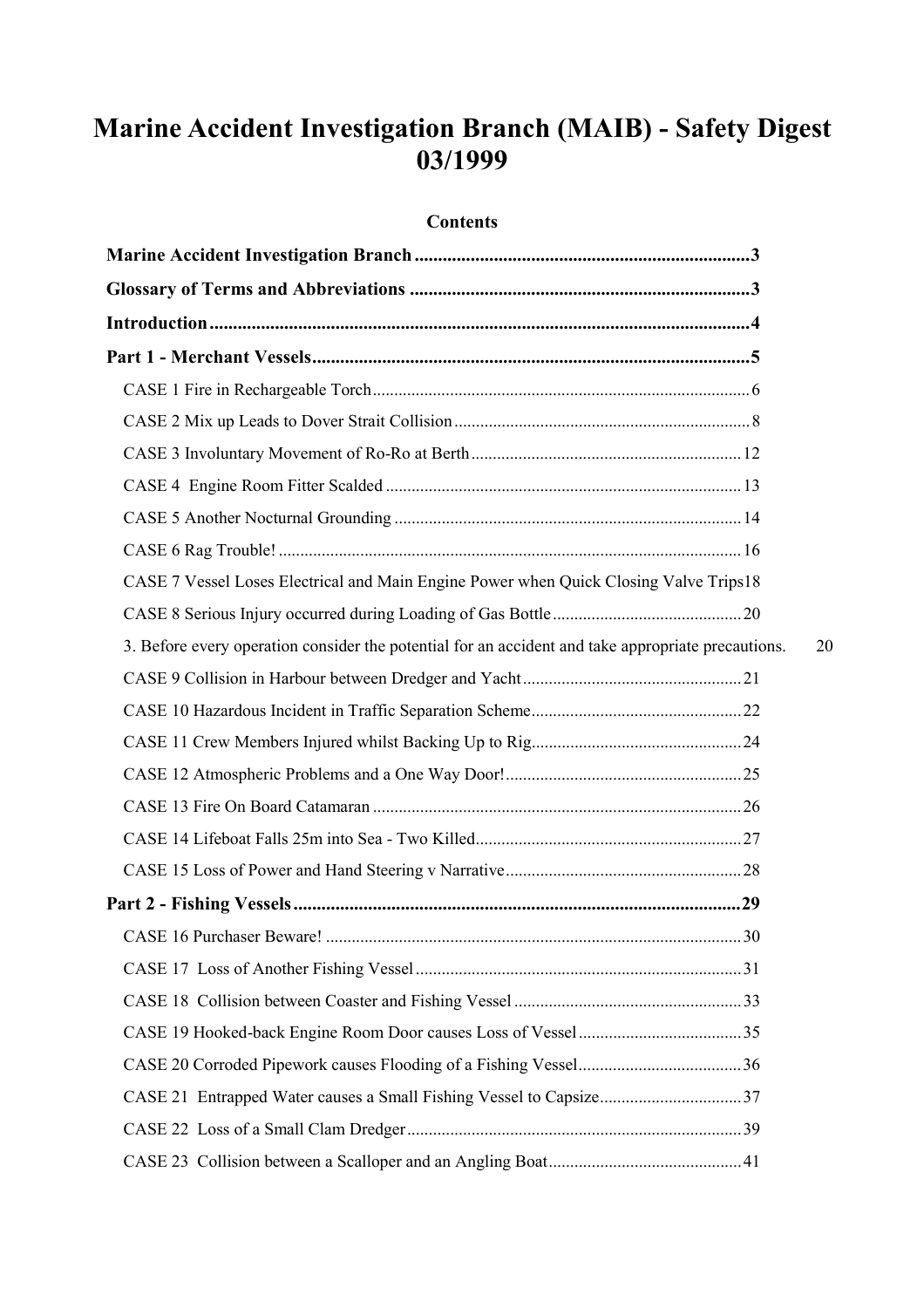# Marine Accident Investigation Branch (MAIB) - Safety Digest 03/1999

**Contents**

**Marine Accident Investigation Branch** ........................................................................ 3

**Glossary of Terms and Abbreviations** ......................................................................... 3

**Introduction** ..................................................................................................................... 4

**Part 1 - Merchant Vessels** .............................................................................................. 5

CASE 1 Fire in Rechargeable Torch ....................................................................................... 6

CASE 2 Mix up Leads to Dover Strait Collision ..................................................................... 8

CASE 3 Involuntary Movement of Ro-Ro at Berth ............................................................... 12

CASE 4 Engine Room Fitter Scalded .................................................................................. 13

CASE 5 Another Nocturnal Grounding ................................................................................. 14

CASE 6 Rag Trouble! ........................................................................................................... 16

CASE 7 Vessel Loses Electrical and Main Engine Power when Quick Closing Valve Trips 18

CASE 8 Serious Injury occurred during Loading of Gas Bottle ............................................ 20

3. Before every operation consider the potential for an accident and take appropriate precautions. 20

CASE 9 Collision in Harbour between Dredger and Yacht ................................................... 21

CASE 10 Hazardous Incident in Traffic Separation Scheme ................................................. 22

CASE 11 Crew Members Injured whilst Backing Up to Rig ................................................. 24

CASE 12 Atmospheric Problems and a One Way Door! ....................................................... 25

CASE 13 Fire On Board Catamaran ...................................................................................... 26

CASE 14 Lifeboat Falls 25m into Sea - Two Killed .............................................................. 27

CASE 15 Loss of Power and Hand Steering v Narrative ........................................................ 28

**Part 2 - Fishing Vessels** ................................................................................................. 29

CASE 16 Purchaser Beware! ................................................................................................. 30

CASE 17 Loss of Another Fishing Vessel ............................................................................. 31

CASE 18 Collision between Coaster and Fishing Vessel ...................................................... 33

CASE 19 Hooked-back Engine Room Door causes Loss of Vessel ....................................... 35

CASE 20 Corroded Pipework causes Flooding of a Fishing Vessel ....................................... 36

CASE 21 Entrapped Water causes a Small Fishing Vessel to Capsize .................................. 37

CASE 22 Loss of a Small Clam Dredger .............................................................................. 39

CASE 23 Collision between a Scalloper and an Angling Boat .............................................. 41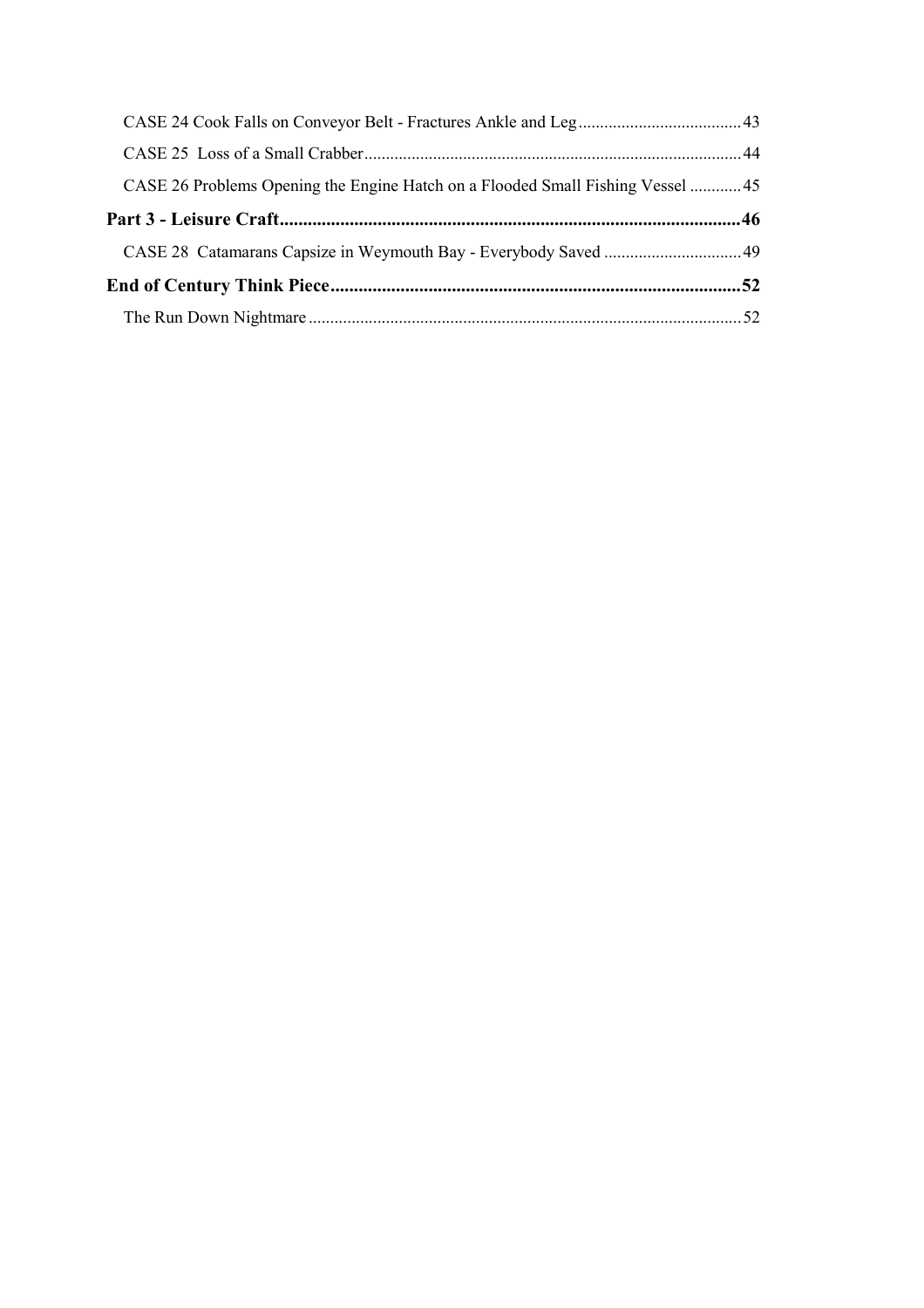CASE 24 Cook Falls on Conveyor Belt - Fractures Ankle and Leg ..................................... 43

CASE 25 Loss of a Small Crabber ..................................................................................... 44

CASE 26 Problems Opening the Engine Hatch on a Flooded Small Fishing Vessel ............ 45

**Part 3 - Leisure Craft ................................................................................................ 46**

CASE 28 Catamarans Capsize in Weymouth Bay - Everybody Saved ................................ 49

**End of Century Think Piece ..................................................................................... 52**

The Run Down Nightmare .................................................................................................. 52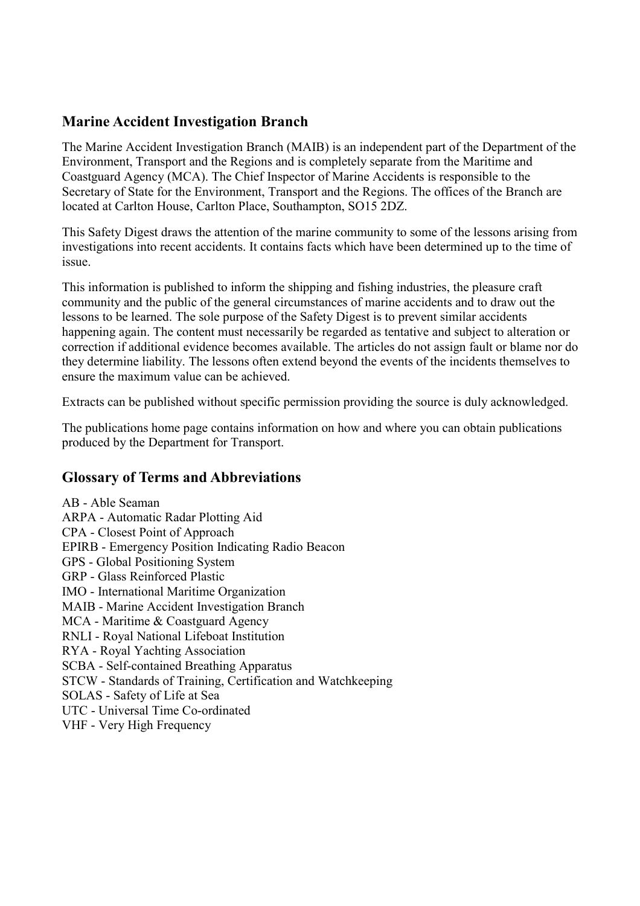## Marine Accident Investigation Branch

The Marine Accident Investigation Branch (MAIB) is an independent part of the Department of the Environment, Transport and the Regions and is completely separate from the Maritime and Coastguard Agency (MCA). The Chief Inspector of Marine Accidents is responsible to the Secretary of State for the Environment, Transport and the Regions. The offices of the Branch are located at Carlton House, Carlton Place, Southampton, SO15 2DZ.

This Safety Digest draws the attention of the marine community to some of the lessons arising from investigations into recent accidents. It contains facts which have been determined up to the time of issue.

This information is published to inform the shipping and fishing industries, the pleasure craft community and the public of the general circumstances of marine accidents and to draw out the lessons to be learned. The sole purpose of the Safety Digest is to prevent similar accidents happening again. The content must necessarily be regarded as tentative and subject to alteration or correction if additional evidence becomes available. The articles do not assign fault or blame nor do they determine liability. The lessons often extend beyond the events of the incidents themselves to ensure the maximum value can be achieved.

Extracts can be published without specific permission providing the source is duly acknowledged.

The publications home page contains information on how and where you can obtain publications produced by the Department for Transport.

## Glossary of Terms and Abbreviations

AB - Able Seaman
ARPA - Automatic Radar Plotting Aid
CPA - Closest Point of Approach
EPIRB - Emergency Position Indicating Radio Beacon
GPS - Global Positioning System
GRP - Glass Reinforced Plastic
IMO - International Maritime Organization
MAIB - Marine Accident Investigation Branch
MCA - Maritime & Coastguard Agency
RNLI - Royal National Lifeboat Institution
RYA - Royal Yachting Association
SCBA - Self-contained Breathing Apparatus
STCW - Standards of Training, Certification and Watchkeeping
SOLAS - Safety of Life at Sea
UTC - Universal Time Co-ordinated
VHF - Very High Frequency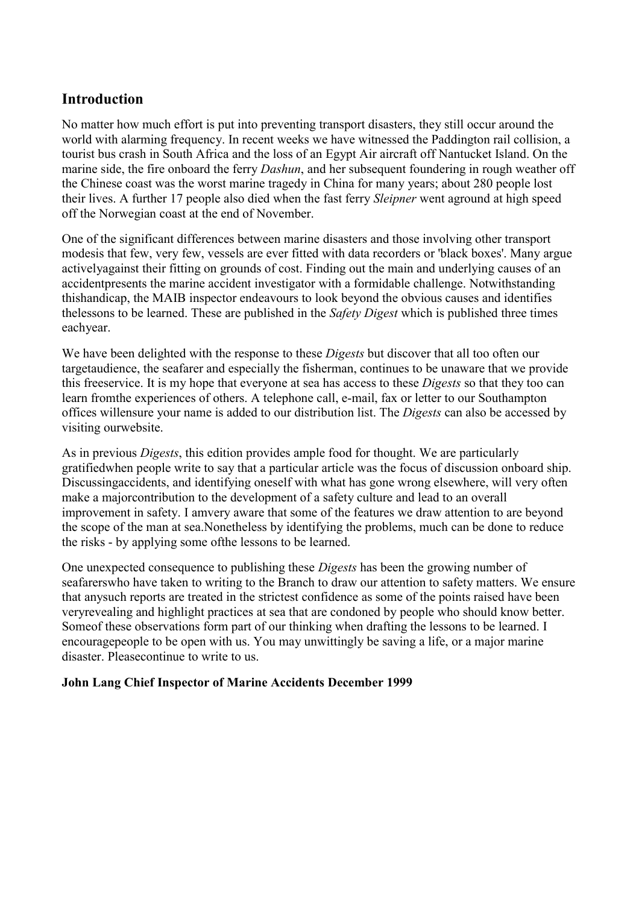## Introduction

No matter how much effort is put into preventing transport disasters, they still occur around the world with alarming frequency. In recent weeks we have witnessed the Paddington rail collision, a tourist bus crash in South Africa and the loss of an Egypt Air aircraft off Nantucket Island. On the marine side, the fire onboard the ferry *Dashun*, and her subsequent foundering in rough weather off the Chinese coast was the worst marine tragedy in China for many years; about 280 people lost their lives. A further 17 people also died when the fast ferry *Sleipner* went aground at high speed off the Norwegian coast at the end of November.

One of the significant differences between marine disasters and those involving other transport modesis that few, very few, vessels are ever fitted with data recorders or 'black boxes'. Many argue activelyagainst their fitting on grounds of cost. Finding out the main and underlying causes of an accidentpresents the marine accident investigator with a formidable challenge. Notwithstanding thishandicap, the MAIB inspector endeavours to look beyond the obvious causes and identifies thelessons to be learned. These are published in the *Safety Digest* which is published three times eachyear.

We have been delighted with the response to these *Digests* but discover that all too often our targetaudience, the seafarer and especially the fisherman, continues to be unaware that we provide this freeservice. It is my hope that everyone at sea has access to these *Digests* so that they too can learn fromthe experiences of others. A telephone call, e-mail, fax or letter to our Southampton offices willensure your name is added to our distribution list. The *Digests* can also be accessed by visiting ourwebsite.

As in previous *Digests*, this edition provides ample food for thought. We are particularly gratifiedwhen people write to say that a particular article was the focus of discussion onboard ship. Discussingaccidents, and identifying oneself with what has gone wrong elsewhere, will very often make a majorcontribution to the development of a safety culture and lead to an overall improvement in safety. I amvery aware that some of the features we draw attention to are beyond the scope of the man at sea.Nonetheless by identifying the problems, much can be done to reduce the risks - by applying some ofthe lessons to be learned.

One unexpected consequence to publishing these *Digests* has been the growing number of seafarerswho have taken to writing to the Branch to draw our attention to safety matters. We ensure that anysuch reports are treated in the strictest confidence as some of the points raised have been veryrevealing and highlight practices at sea that are condoned by people who should know better. Someof these observations form part of our thinking when drafting the lessons to be learned. I encouragepeople to be open with us. You may unwittingly be saving a life, or a major marine disaster. Pleasecontinue to write to us.

**John Lang Chief Inspector of Marine Accidents December 1999**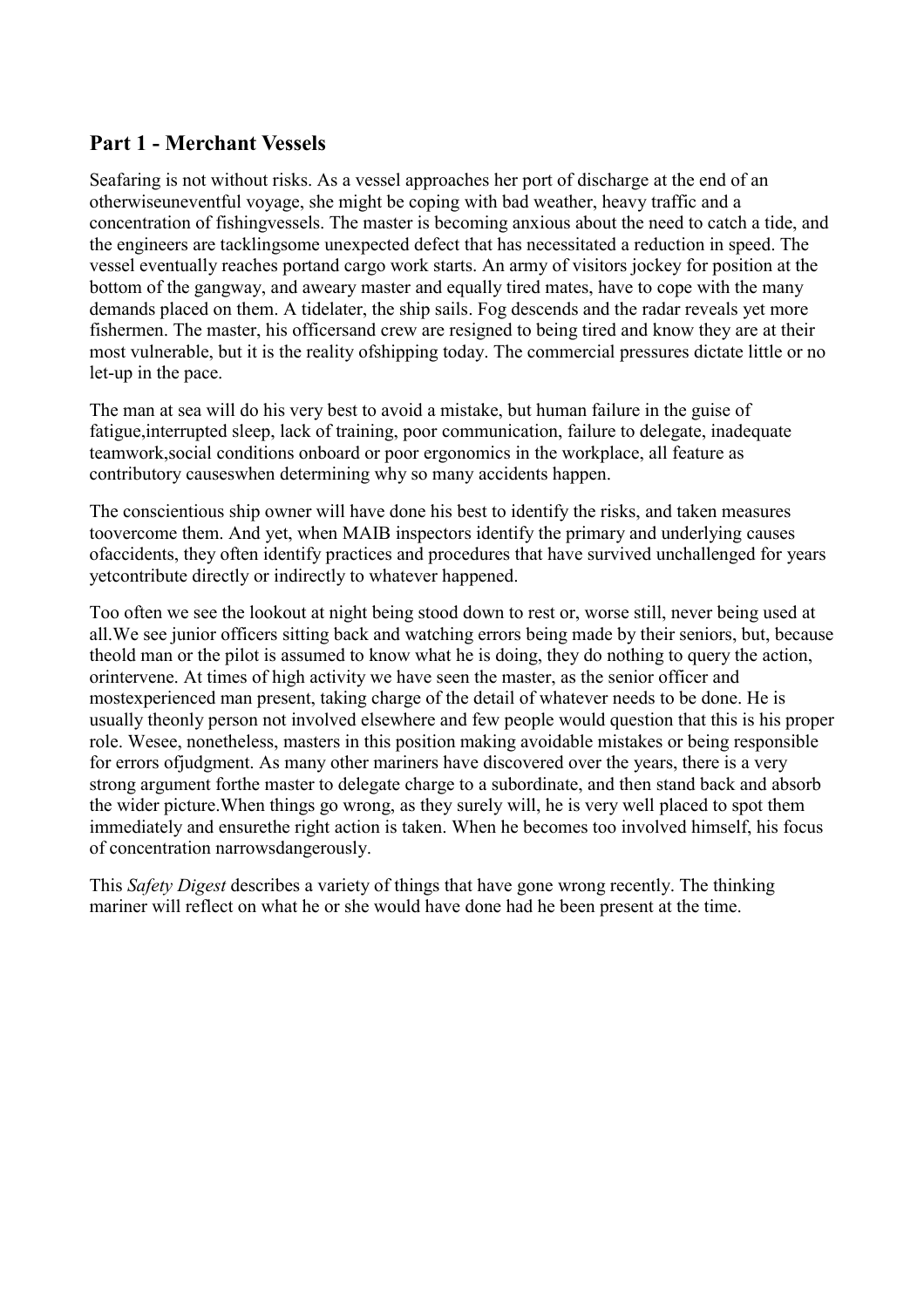## Part 1 - Merchant Vessels

Seafaring is not without risks. As a vessel approaches her port of discharge at the end of an otherwiseuneventful voyage, she might be coping with bad weather, heavy traffic and a concentration of fishingvessels. The master is becoming anxious about the need to catch a tide, and the engineers are tacklingsome unexpected defect that has necessitated a reduction in speed. The vessel eventually reaches portand cargo work starts. An army of visitors jockey for position at the bottom of the gangway, and aweary master and equally tired mates, have to cope with the many demands placed on them. A tidelater, the ship sails. Fog descends and the radar reveals yet more fishermen. The master, his officersand crew are resigned to being tired and know they are at their most vulnerable, but it is the reality ofshipping today. The commercial pressures dictate little or no let-up in the pace.

The man at sea will do his very best to avoid a mistake, but human failure in the guise of fatigue,interrupted sleep, lack of training, poor communication, failure to delegate, inadequate teamwork,social conditions onboard or poor ergonomics in the workplace, all feature as contributory causeswhen determining why so many accidents happen.

The conscientious ship owner will have done his best to identify the risks, and taken measures toovercome them. And yet, when MAIB inspectors identify the primary and underlying causes ofaccidents, they often identify practices and procedures that have survived unchallenged for years yetcontribute directly or indirectly to whatever happened.

Too often we see the lookout at night being stood down to rest or, worse still, never being used at all.We see junior officers sitting back and watching errors being made by their seniors, but, because theold man or the pilot is assumed to know what he is doing, they do nothing to query the action, orintervene. At times of high activity we have seen the master, as the senior officer and mostexperienced man present, taking charge of the detail of whatever needs to be done. He is usually theonly person not involved elsewhere and few people would question that this is his proper role. Wesee, nonetheless, masters in this position making avoidable mistakes or being responsible for errors ofjudgment. As many other mariners have discovered over the years, there is a very strong argument forthe master to delegate charge to a subordinate, and then stand back and absorb the wider picture.When things go wrong, as they surely will, he is very well placed to spot them immediately and ensurethe right action is taken. When he becomes too involved himself, his focus of concentration narrowsdangerously.

This *Safety Digest* describes a variety of things that have gone wrong recently. The thinking mariner will reflect on what he or she would have done had he been present at the time.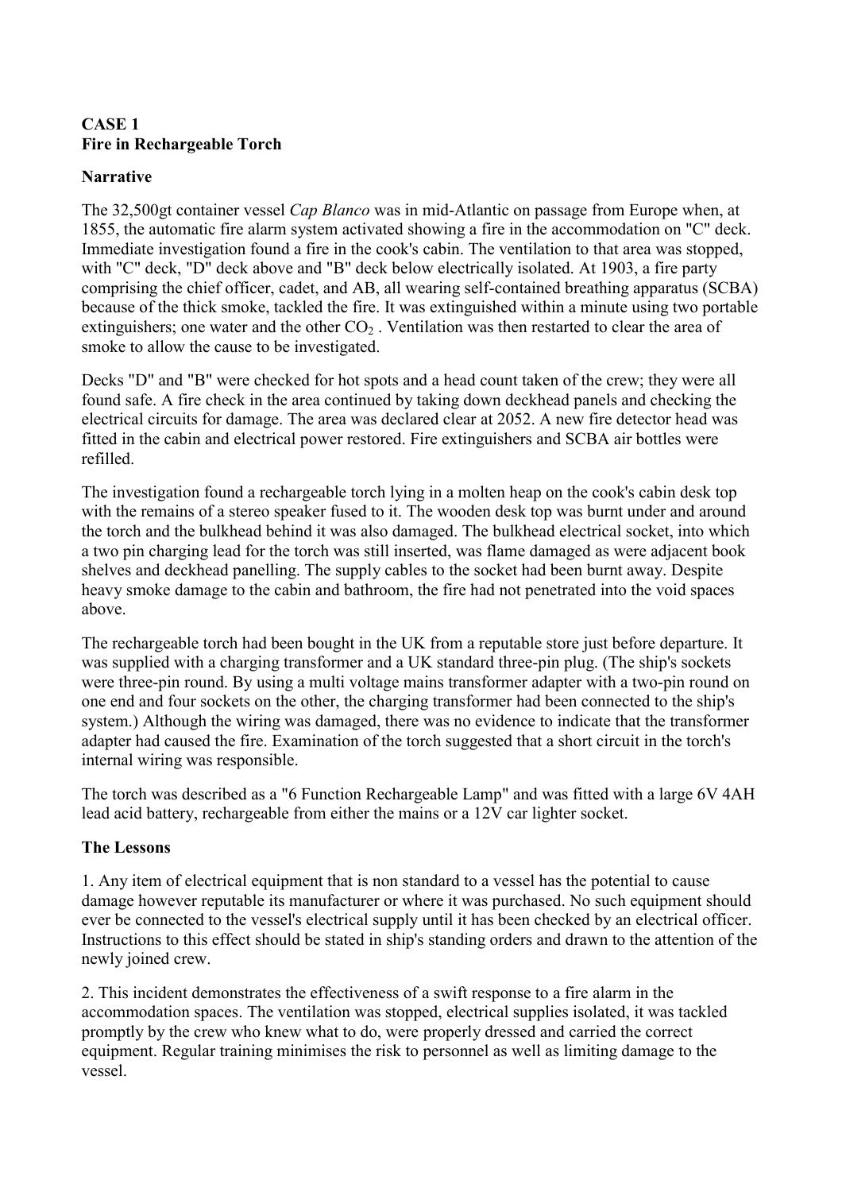**CASE 1**
**Fire in Rechargeable Torch**

**Narrative**

The 32,500gt container vessel *Cap Blanco* was in mid-Atlantic on passage from Europe when, at 1855, the automatic fire alarm system activated showing a fire in the accommodation on "C" deck. Immediate investigation found a fire in the cook's cabin. The ventilation to that area was stopped, with "C" deck, "D" deck above and "B" deck below electrically isolated. At 1903, a fire party comprising the chief officer, cadet, and AB, all wearing self-contained breathing apparatus (SCBA) because of the thick smoke, tackled the fire. It was extinguished within a minute using two portable extinguishers; one water and the other $CO_2$. Ventilation was then restarted to clear the area of smoke to allow the cause to be investigated.

Decks "D" and "B" were checked for hot spots and a head count taken of the crew; they were all found safe. A fire check in the area continued by taking down deckhead panels and checking the electrical circuits for damage. The area was declared clear at 2052. A new fire detector head was fitted in the cabin and electrical power restored. Fire extinguishers and SCBA air bottles were refilled.

The investigation found a rechargeable torch lying in a molten heap on the cook's cabin desk top with the remains of a stereo speaker fused to it. The wooden desk top was burnt under and around the torch and the bulkhead behind it was also damaged. The bulkhead electrical socket, into which a two pin charging lead for the torch was still inserted, was flame damaged as were adjacent book shelves and deckhead panelling. The supply cables to the socket had been burnt away. Despite heavy smoke damage to the cabin and bathroom, the fire had not penetrated into the void spaces above.

The rechargeable torch had been bought in the UK from a reputable store just before departure. It was supplied with a charging transformer and a UK standard three-pin plug. (The ship's sockets were three-pin round. By using a multi voltage mains transformer adapter with a two-pin round on one end and four sockets on the other, the charging transformer had been connected to the ship's system.) Although the wiring was damaged, there was no evidence to indicate that the transformer adapter had caused the fire. Examination of the torch suggested that a short circuit in the torch's internal wiring was responsible.

The torch was described as a "6 Function Rechargeable Lamp" and was fitted with a large 6V 4AH lead acid battery, rechargeable from either the mains or a 12V car lighter socket.

**The Lessons**

1. Any item of electrical equipment that is non standard to a vessel has the potential to cause damage however reputable its manufacturer or where it was purchased. No such equipment should ever be connected to the vessel's electrical supply until it has been checked by an electrical officer. Instructions to this effect should be stated in ship's standing orders and drawn to the attention of the newly joined crew.

2. This incident demonstrates the effectiveness of a swift response to a fire alarm in the accommodation spaces. The ventilation was stopped, electrical supplies isolated, it was tackled promptly by the crew who knew what to do, were properly dressed and carried the correct equipment. Regular training minimises the risk to personnel as well as limiting damage to the vessel.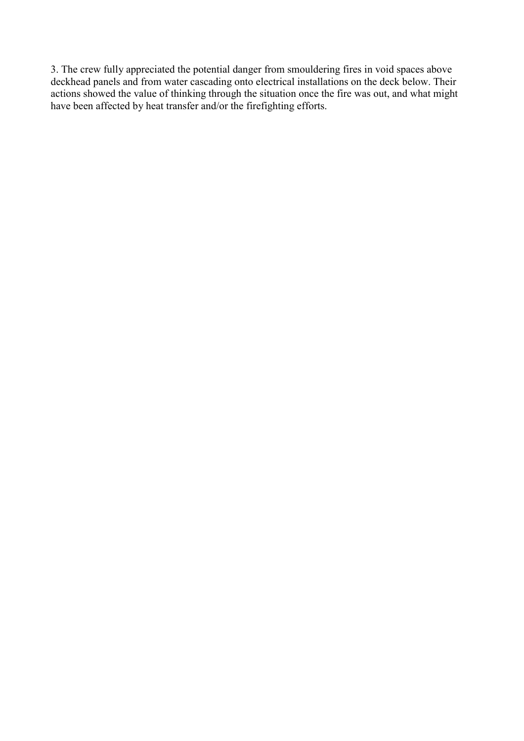3. The crew fully appreciated the potential danger from smouldering fires in void spaces above deckhead panels and from water cascading onto electrical installations on the deck below. Their actions showed the value of thinking through the situation once the fire was out, and what might have been affected by heat transfer and/or the firefighting efforts.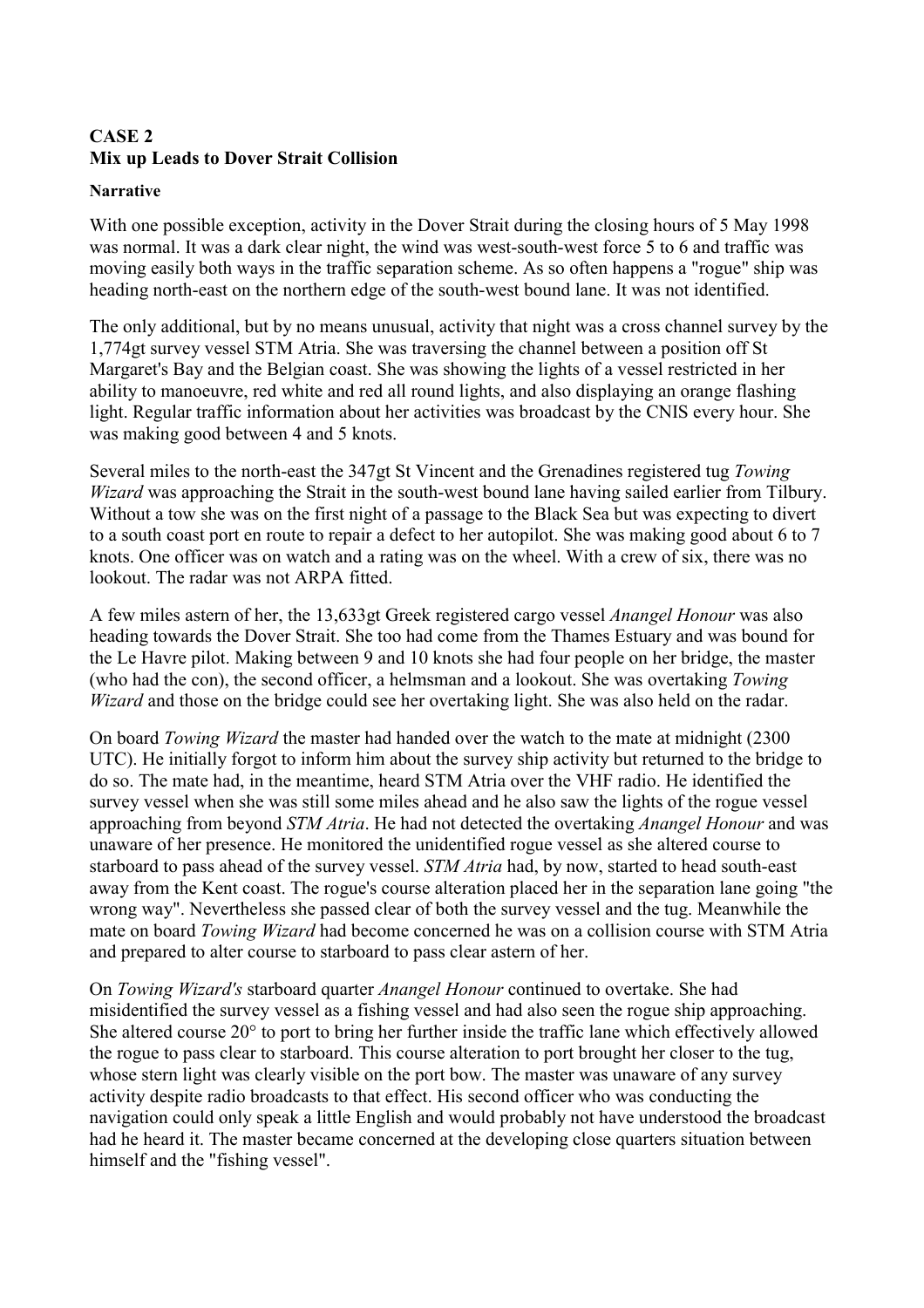## CASE 2
## Mix up Leads to Dover Strait Collision

**Narrative**

With one possible exception, activity in the Dover Strait during the closing hours of 5 May 1998 was normal. It was a dark clear night, the wind was west-south-west force 5 to 6 and traffic was moving easily both ways in the traffic separation scheme. As so often happens a "rogue" ship was heading north-east on the northern edge of the south-west bound lane. It was not identified.

The only additional, but by no means unusual, activity that night was a cross channel survey by the 1,774gt survey vessel STM Atria. She was traversing the channel between a position off St Margaret's Bay and the Belgian coast. She was showing the lights of a vessel restricted in her ability to manoeuvre, red white and red all round lights, and also displaying an orange flashing light. Regular traffic information about her activities was broadcast by the CNIS every hour. She was making good between 4 and 5 knots.

Several miles to the north-east the 347gt St Vincent and the Grenadines registered tug *Towing Wizard* was approaching the Strait in the south-west bound lane having sailed earlier from Tilbury. Without a tow she was on the first night of a passage to the Black Sea but was expecting to divert to a south coast port en route to repair a defect to her autopilot. She was making good about 6 to 7 knots. One officer was on watch and a rating was on the wheel. With a crew of six, there was no lookout. The radar was not ARPA fitted.

A few miles astern of her, the 13,633gt Greek registered cargo vessel *Anangel Honour* was also heading towards the Dover Strait. She too had come from the Thames Estuary and was bound for the Le Havre pilot. Making between 9 and 10 knots she had four people on her bridge, the master (who had the con), the second officer, a helmsman and a lookout. She was overtaking *Towing Wizard* and those on the bridge could see her overtaking light. She was also held on the radar.

On board *Towing Wizard* the master had handed over the watch to the mate at midnight (2300 UTC). He initially forgot to inform him about the survey ship activity but returned to the bridge to do so. The mate had, in the meantime, heard STM Atria over the VHF radio. He identified the survey vessel when she was still some miles ahead and he also saw the lights of the rogue vessel approaching from beyond *STM Atria*. He had not detected the overtaking *Anangel Honour* and was unaware of her presence. He monitored the unidentified rogue vessel as she altered course to starboard to pass ahead of the survey vessel. *STM Atria* had, by now, started to head south-east away from the Kent coast. The rogue's course alteration placed her in the separation lane going "the wrong way". Nevertheless she passed clear of both the survey vessel and the tug. Meanwhile the mate on board *Towing Wizard* had become concerned he was on a collision course with STM Atria and prepared to alter course to starboard to pass clear astern of her.

On *Towing Wizard's* starboard quarter *Anangel Honour* continued to overtake. She had misidentified the survey vessel as a fishing vessel and had also seen the rogue ship approaching. She altered course 20° to port to bring her further inside the traffic lane which effectively allowed the rogue to pass clear to starboard. This course alteration to port brought her closer to the tug, whose stern light was clearly visible on the port bow. The master was unaware of any survey activity despite radio broadcasts to that effect. His second officer who was conducting the navigation could only speak a little English and would probably not have understood the broadcast had he heard it. The master became concerned at the developing close quarters situation between himself and the "fishing vessel".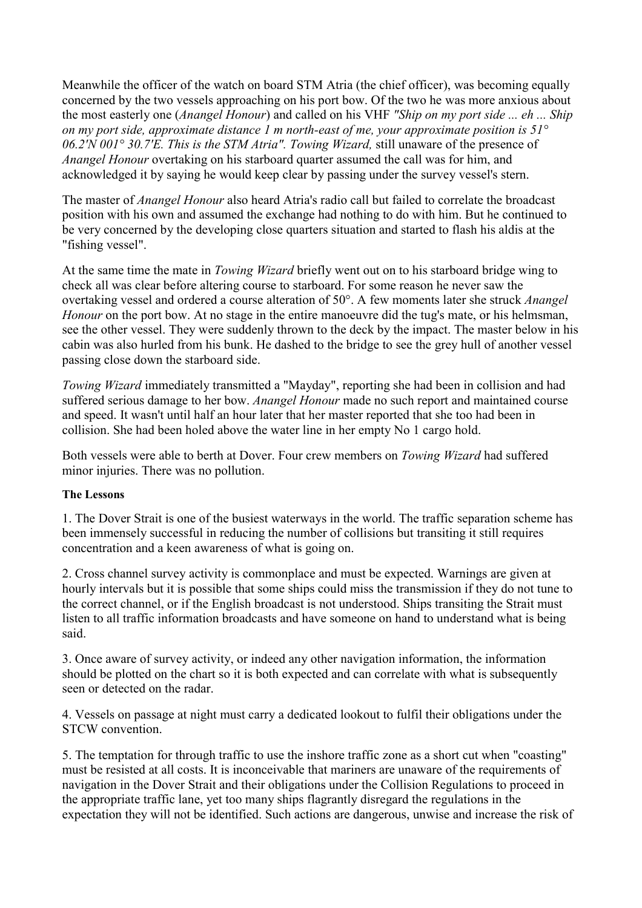Meanwhile the officer of the watch on board STM Atria (the chief officer), was becoming equally concerned by the two vessels approaching on his port bow. Of the two he was more anxious about the most easterly one (*Anangel Honour*) and called on his VHF *"Ship on my port side ... eh ... Ship on my port side, approximate distance 1 m north-east of me, your approximate position is 51° 06.2'N 001° 30.7'E. This is the STM Atria". Towing Wizard,* still unaware of the presence of *Anangel Honour* overtaking on his starboard quarter assumed the call was for him, and acknowledged it by saying he would keep clear by passing under the survey vessel's stern.

The master of *Anangel Honour* also heard Atria's radio call but failed to correlate the broadcast position with his own and assumed the exchange had nothing to do with him. But he continued to be very concerned by the developing close quarters situation and started to flash his aldis at the "fishing vessel".

At the same time the mate in *Towing Wizard* briefly went out on to his starboard bridge wing to check all was clear before altering course to starboard. For some reason he never saw the overtaking vessel and ordered a course alteration of 50°. A few moments later she struck *Anangel Honour* on the port bow. At no stage in the entire manoeuvre did the tug's mate, or his helmsman, see the other vessel. They were suddenly thrown to the deck by the impact. The master below in his cabin was also hurled from his bunk. He dashed to the bridge to see the grey hull of another vessel passing close down the starboard side.

*Towing Wizard* immediately transmitted a "Mayday", reporting she had been in collision and had suffered serious damage to her bow. *Anangel Honour* made no such report and maintained course and speed. It wasn't until half an hour later that her master reported that she too had been in collision. She had been holed above the water line in her empty No 1 cargo hold.

Both vessels were able to berth at Dover. Four crew members on *Towing Wizard* had suffered minor injuries. There was no pollution.

**The Lessons**

1. The Dover Strait is one of the busiest waterways in the world. The traffic separation scheme has been immensely successful in reducing the number of collisions but transiting it still requires concentration and a keen awareness of what is going on.

2. Cross channel survey activity is commonplace and must be expected. Warnings are given at hourly intervals but it is possible that some ships could miss the transmission if they do not tune to the correct channel, or if the English broadcast is not understood. Ships transiting the Strait must listen to all traffic information broadcasts and have someone on hand to understand what is being said.

3. Once aware of survey activity, or indeed any other navigation information, the information should be plotted on the chart so it is both expected and can correlate with what is subsequently seen or detected on the radar.

4. Vessels on passage at night must carry a dedicated lookout to fulfil their obligations under the STCW convention.

5. The temptation for through traffic to use the inshore traffic zone as a short cut when "coasting" must be resisted at all costs. It is inconceivable that mariners are unaware of the requirements of navigation in the Dover Strait and their obligations under the Collision Regulations to proceed in the appropriate traffic lane, yet too many ships flagrantly disregard the regulations in the expectation they will not be identified. Such actions are dangerous, unwise and increase the risk of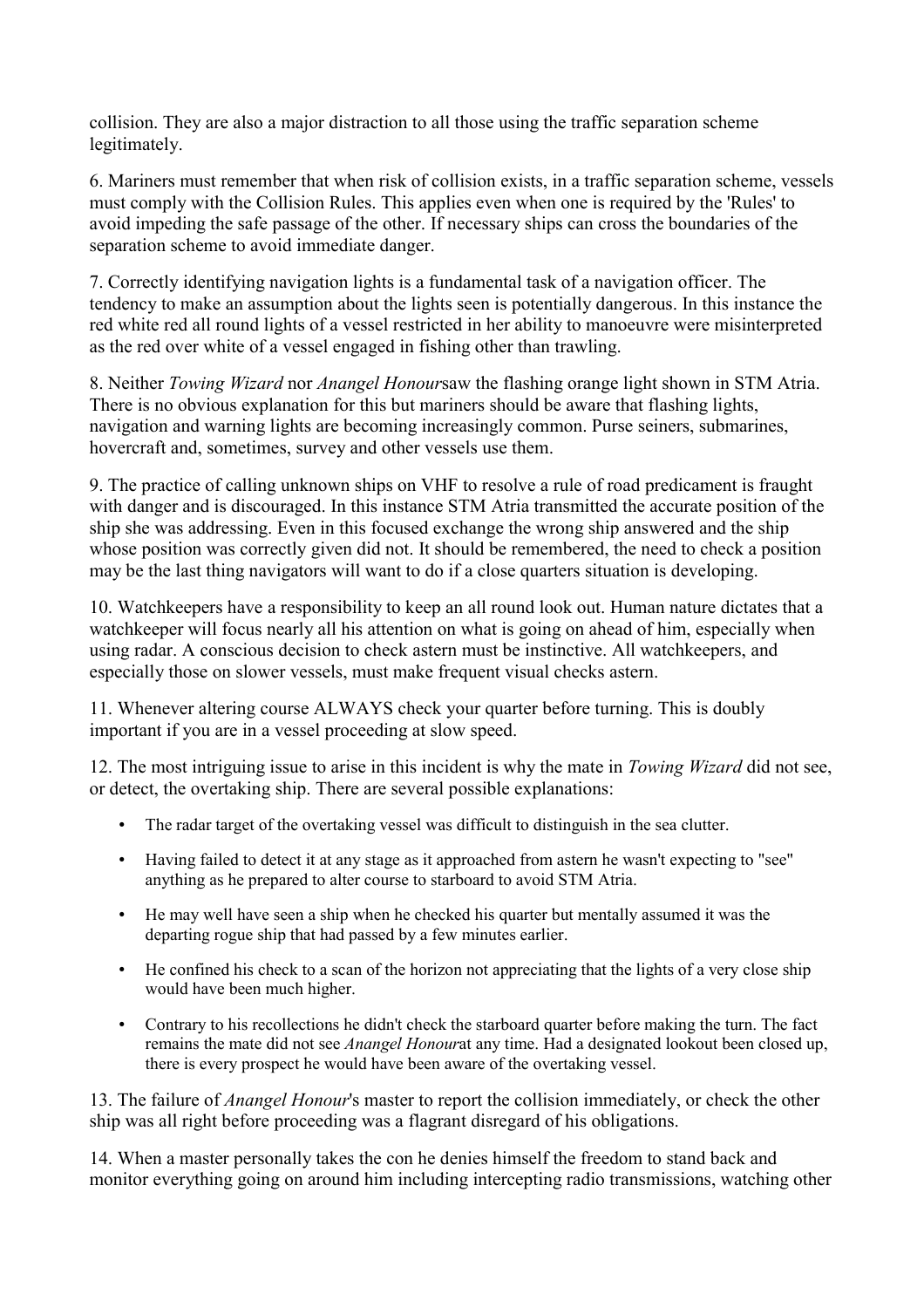collision. They are also a major distraction to all those using the traffic separation scheme legitimately.

6. Mariners must remember that when risk of collision exists, in a traffic separation scheme, vessels must comply with the Collision Rules. This applies even when one is required by the 'Rules' to avoid impeding the safe passage of the other. If necessary ships can cross the boundaries of the separation scheme to avoid immediate danger.

7. Correctly identifying navigation lights is a fundamental task of a navigation officer. The tendency to make an assumption about the lights seen is potentially dangerous. In this instance the red white red all round lights of a vessel restricted in her ability to manoeuvre were misinterpreted as the red over white of a vessel engaged in fishing other than trawling.

8. Neither *Towing Wizard* nor *Anangel Honour*saw the flashing orange light shown in STM Atria. There is no obvious explanation for this but mariners should be aware that flashing lights, navigation and warning lights are becoming increasingly common. Purse seiners, submarines, hovercraft and, sometimes, survey and other vessels use them.

9. The practice of calling unknown ships on VHF to resolve a rule of road predicament is fraught with danger and is discouraged. In this instance STM Atria transmitted the accurate position of the ship she was addressing. Even in this focused exchange the wrong ship answered and the ship whose position was correctly given did not. It should be remembered, the need to check a position may be the last thing navigators will want to do if a close quarters situation is developing.

10. Watchkeepers have a responsibility to keep an all round look out. Human nature dictates that a watchkeeper will focus nearly all his attention on what is going on ahead of him, especially when using radar. A conscious decision to check astern must be instinctive. All watchkeepers, and especially those on slower vessels, must make frequent visual checks astern.

11. Whenever altering course ALWAYS check your quarter before turning. This is doubly important if you are in a vessel proceeding at slow speed.

12. The most intriguing issue to arise in this incident is why the mate in *Towing Wizard* did not see, or detect, the overtaking ship. There are several possible explanations:

- The radar target of the overtaking vessel was difficult to distinguish in the sea clutter.
- Having failed to detect it at any stage as it approached from astern he wasn't expecting to "see" anything as he prepared to alter course to starboard to avoid STM Atria.
- He may well have seen a ship when he checked his quarter but mentally assumed it was the departing rogue ship that had passed by a few minutes earlier.
- He confined his check to a scan of the horizon not appreciating that the lights of a very close ship would have been much higher.
- Contrary to his recollections he didn't check the starboard quarter before making the turn. The fact remains the mate did not see *Anangel Honour*at any time. Had a designated lookout been closed up, there is every prospect he would have been aware of the overtaking vessel.

13. The failure of *Anangel Honour*'s master to report the collision immediately, or check the other ship was all right before proceeding was a flagrant disregard of his obligations.

14. When a master personally takes the con he denies himself the freedom to stand back and monitor everything going on around him including intercepting radio transmissions, watching other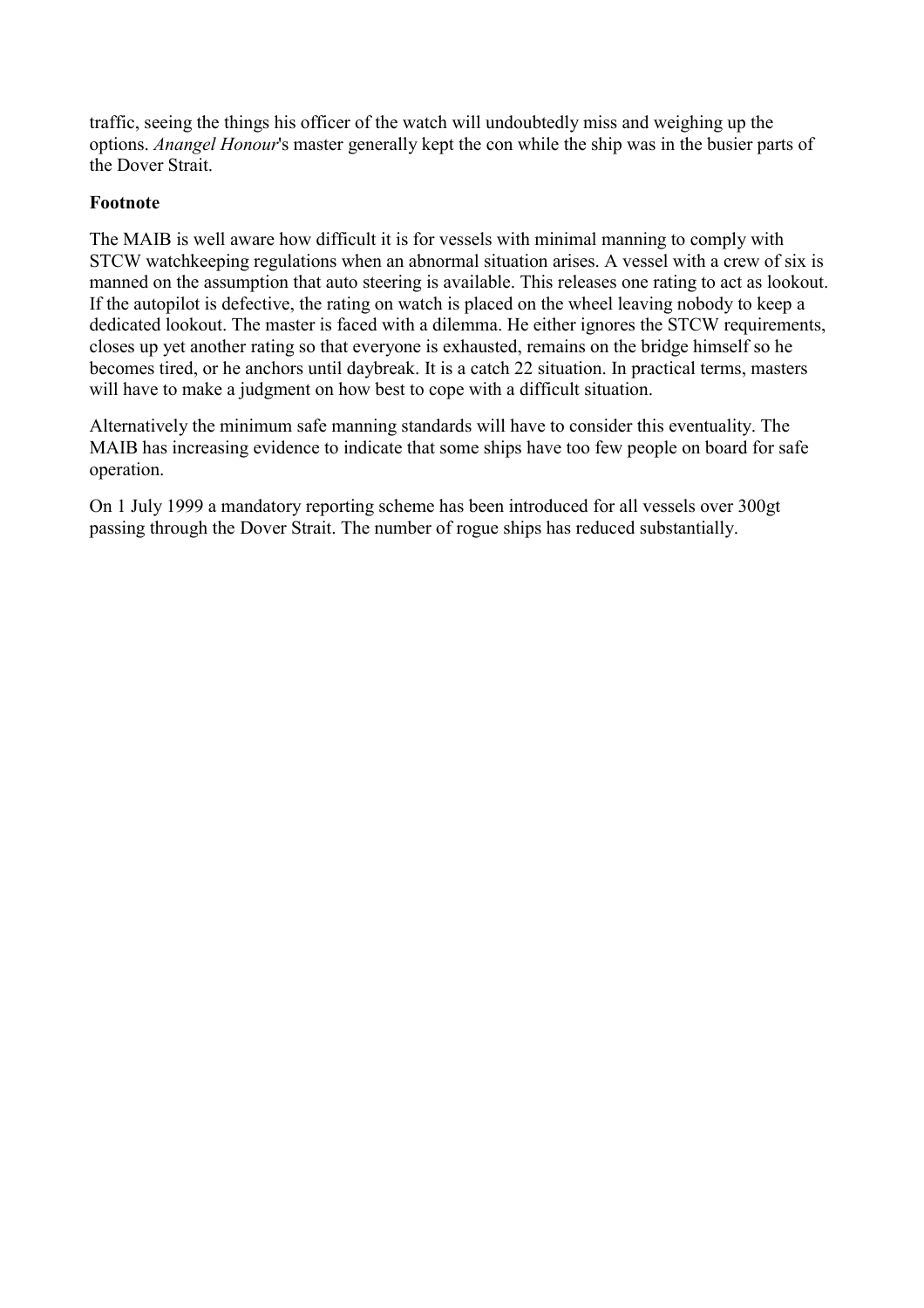traffic, seeing the things his officer of the watch will undoubtedly miss and weighing up the options. *Anangel Honour*'s master generally kept the con while the ship was in the busier parts of the Dover Strait.

**Footnote**

The MAIB is well aware how difficult it is for vessels with minimal manning to comply with STCW watchkeeping regulations when an abnormal situation arises. A vessel with a crew of six is manned on the assumption that auto steering is available. This releases one rating to act as lookout. If the autopilot is defective, the rating on watch is placed on the wheel leaving nobody to keep a dedicated lookout. The master is faced with a dilemma. He either ignores the STCW requirements, closes up yet another rating so that everyone is exhausted, remains on the bridge himself so he becomes tired, or he anchors until daybreak. It is a catch 22 situation. In practical terms, masters will have to make a judgment on how best to cope with a difficult situation.

Alternatively the minimum safe manning standards will have to consider this eventuality. The MAIB has increasing evidence to indicate that some ships have too few people on board for safe operation.

On 1 July 1999 a mandatory reporting scheme has been introduced for all vessels over 300gt passing through the Dover Strait. The number of rogue ships has reduced substantially.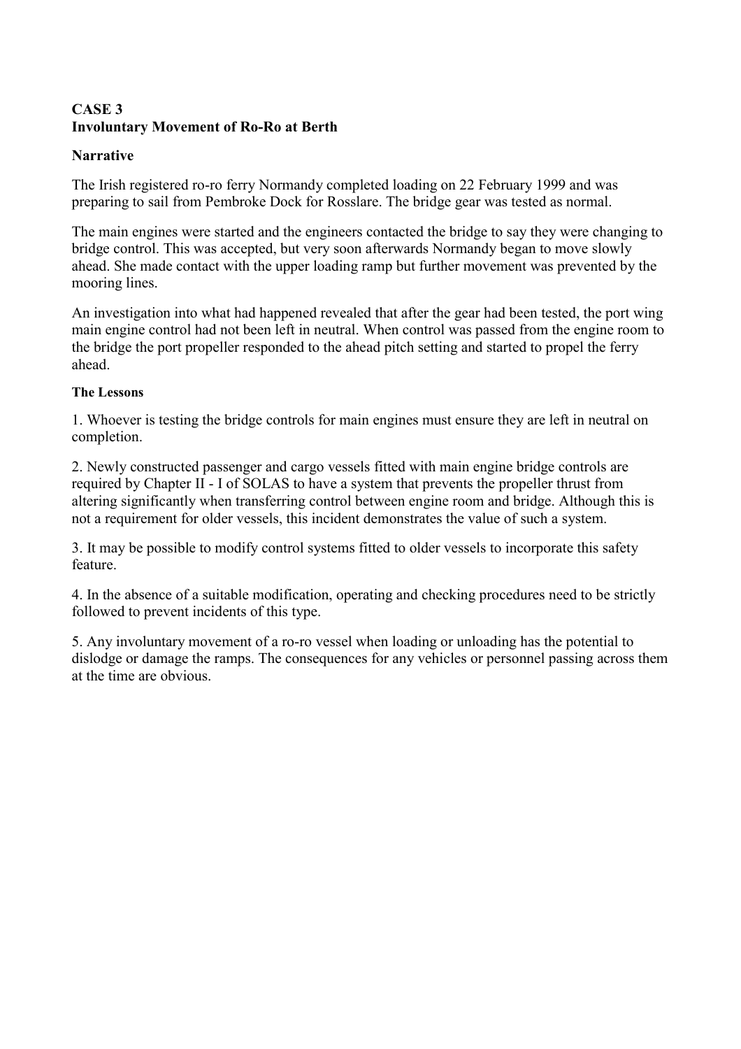## CASE 3
## Involuntary Movement of Ro-Ro at Berth

### Narrative

The Irish registered ro-ro ferry Normandy completed loading on 22 February 1999 and was preparing to sail from Pembroke Dock for Rosslare. The bridge gear was tested as normal.

The main engines were started and the engineers contacted the bridge to say they were changing to bridge control. This was accepted, but very soon afterwards Normandy began to move slowly ahead. She made contact with the upper loading ramp but further movement was prevented by the mooring lines.

An investigation into what had happened revealed that after the gear had been tested, the port wing main engine control had not been left in neutral. When control was passed from the engine room to the bridge the port propeller responded to the ahead pitch setting and started to propel the ferry ahead.

#### The Lessons

1. Whoever is testing the bridge controls for main engines must ensure they are left in neutral on completion.

2. Newly constructed passenger and cargo vessels fitted with main engine bridge controls are required by Chapter II - I of SOLAS to have a system that prevents the propeller thrust from altering significantly when transferring control between engine room and bridge. Although this is not a requirement for older vessels, this incident demonstrates the value of such a system.

3. It may be possible to modify control systems fitted to older vessels to incorporate this safety feature.

4. In the absence of a suitable modification, operating and checking procedures need to be strictly followed to prevent incidents of this type.

5. Any involuntary movement of a ro-ro vessel when loading or unloading has the potential to dislodge or damage the ramps. The consequences for any vehicles or personnel passing across them at the time are obvious.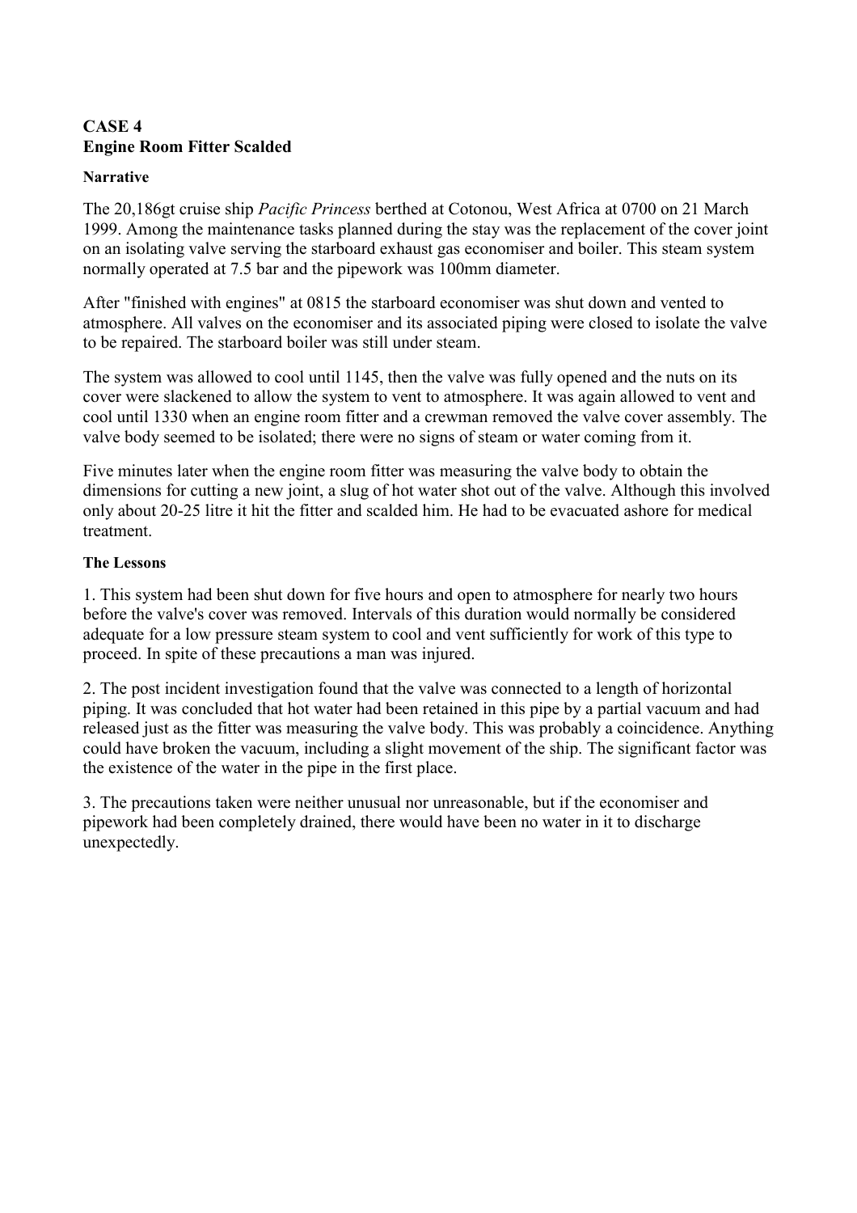**CASE 4**
**Engine Room Fitter Scalded**

**Narrative**

The 20,186gt cruise ship *Pacific Princess* berthed at Cotonou, West Africa at 0700 on 21 March 1999. Among the maintenance tasks planned during the stay was the replacement of the cover joint on an isolating valve serving the starboard exhaust gas economiser and boiler. This steam system normally operated at 7.5 bar and the pipework was 100mm diameter.

After "finished with engines" at 0815 the starboard economiser was shut down and vented to atmosphere. All valves on the economiser and its associated piping were closed to isolate the valve to be repaired. The starboard boiler was still under steam.

The system was allowed to cool until 1145, then the valve was fully opened and the nuts on its cover were slackened to allow the system to vent to atmosphere. It was again allowed to vent and cool until 1330 when an engine room fitter and a crewman removed the valve cover assembly. The valve body seemed to be isolated; there were no signs of steam or water coming from it.

Five minutes later when the engine room fitter was measuring the valve body to obtain the dimensions for cutting a new joint, a slug of hot water shot out of the valve. Although this involved only about 20-25 litre it hit the fitter and scalded him. He had to be evacuated ashore for medical treatment.

**The Lessons**

1. This system had been shut down for five hours and open to atmosphere for nearly two hours before the valve's cover was removed. Intervals of this duration would normally be considered adequate for a low pressure steam system to cool and vent sufficiently for work of this type to proceed. In spite of these precautions a man was injured.

2. The post incident investigation found that the valve was connected to a length of horizontal piping. It was concluded that hot water had been retained in this pipe by a partial vacuum and had released just as the fitter was measuring the valve body. This was probably a coincidence. Anything could have broken the vacuum, including a slight movement of the ship. The significant factor was the existence of the water in the pipe in the first place.

3. The precautions taken were neither unusual nor unreasonable, but if the economiser and pipework had been completely drained, there would have been no water in it to discharge unexpectedly.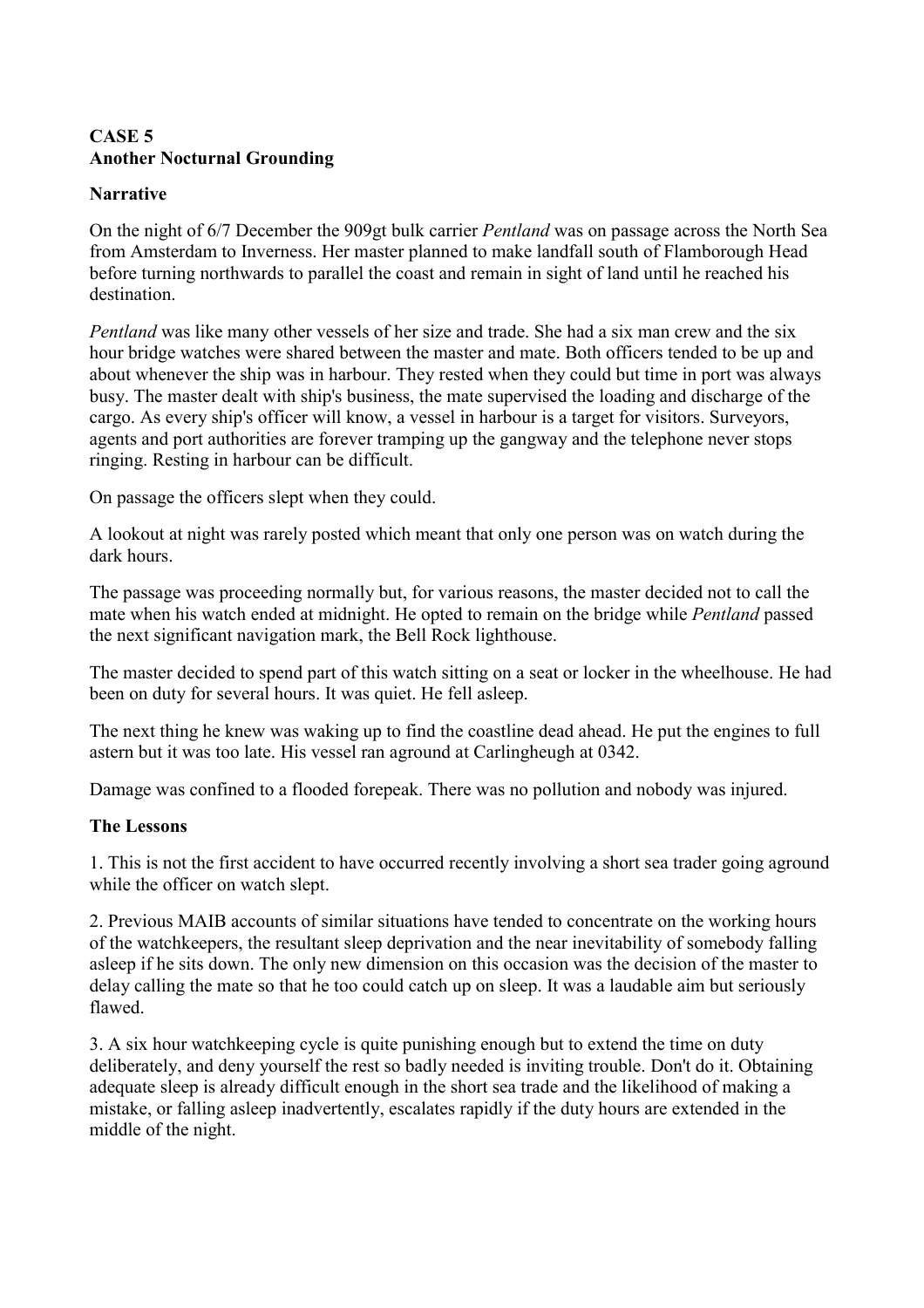**CASE 5**
**Another Nocturnal Grounding**

**Narrative**

On the night of 6/7 December the 909gt bulk carrier *Pentland* was on passage across the North Sea from Amsterdam to Inverness. Her master planned to make landfall south of Flamborough Head before turning northwards to parallel the coast and remain in sight of land until he reached his destination.

*Pentland* was like many other vessels of her size and trade. She had a six man crew and the six hour bridge watches were shared between the master and mate. Both officers tended to be up and about whenever the ship was in harbour. They rested when they could but time in port was always busy. The master dealt with ship's business, the mate supervised the loading and discharge of the cargo. As every ship's officer will know, a vessel in harbour is a target for visitors. Surveyors, agents and port authorities are forever tramping up the gangway and the telephone never stops ringing. Resting in harbour can be difficult.

On passage the officers slept when they could.

A lookout at night was rarely posted which meant that only one person was on watch during the dark hours.

The passage was proceeding normally but, for various reasons, the master decided not to call the mate when his watch ended at midnight. He opted to remain on the bridge while *Pentland* passed the next significant navigation mark, the Bell Rock lighthouse.

The master decided to spend part of this watch sitting on a seat or locker in the wheelhouse. He had been on duty for several hours. It was quiet. He fell asleep.

The next thing he knew was waking up to find the coastline dead ahead. He put the engines to full astern but it was too late. His vessel ran aground at Carlingheugh at 0342.

Damage was confined to a flooded forepeak. There was no pollution and nobody was injured.

**The Lessons**

1. This is not the first accident to have occurred recently involving a short sea trader going aground while the officer on watch slept.

2. Previous MAIB accounts of similar situations have tended to concentrate on the working hours of the watchkeepers, the resultant sleep deprivation and the near inevitability of somebody falling asleep if he sits down. The only new dimension on this occasion was the decision of the master to delay calling the mate so that he too could catch up on sleep. It was a laudable aim but seriously flawed.

3. A six hour watchkeeping cycle is quite punishing enough but to extend the time on duty deliberately, and deny yourself the rest so badly needed is inviting trouble. Don't do it. Obtaining adequate sleep is already difficult enough in the short sea trade and the likelihood of making a mistake, or falling asleep inadvertently, escalates rapidly if the duty hours are extended in the middle of the night.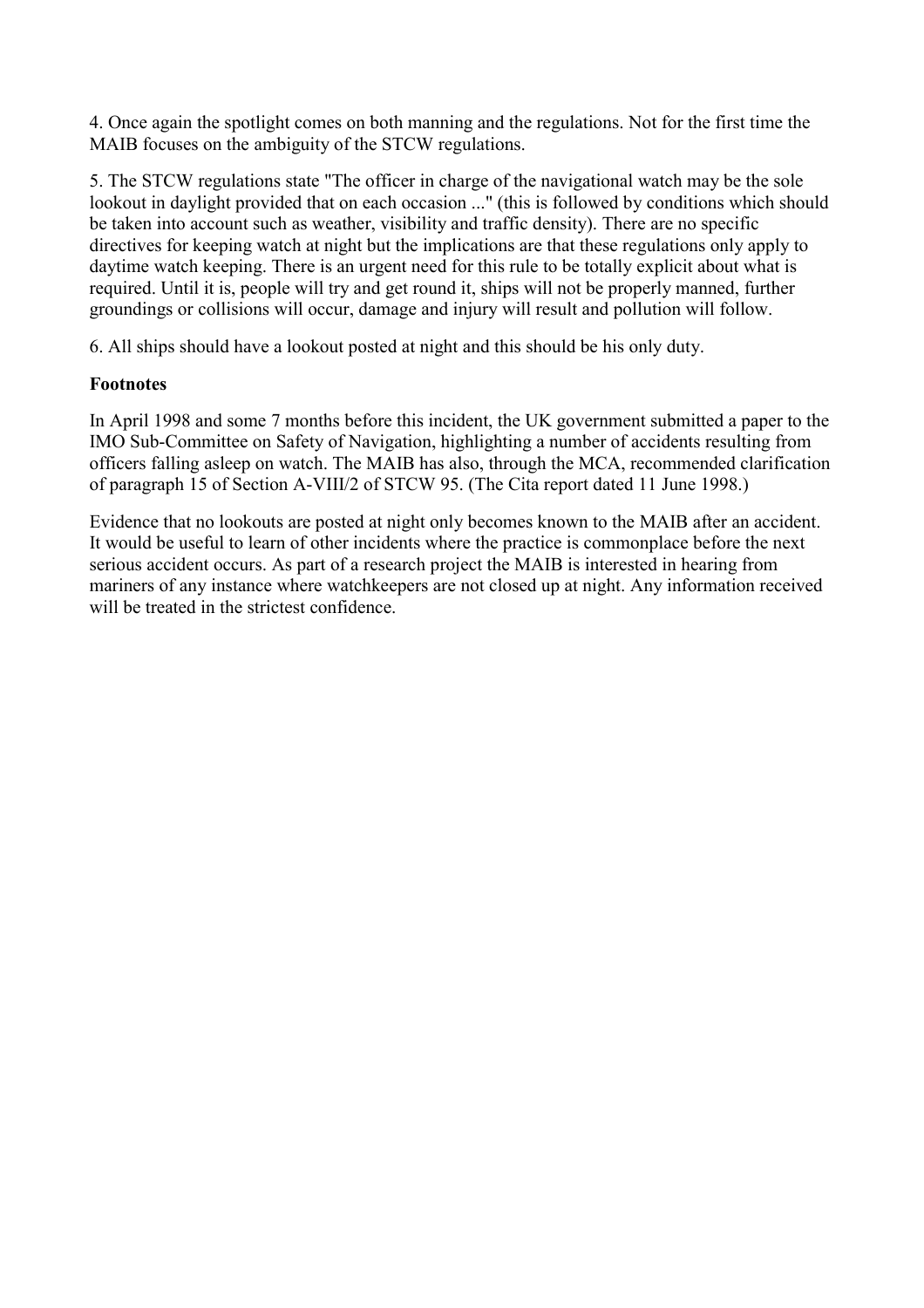4. Once again the spotlight comes on both manning and the regulations. Not for the first time the MAIB focuses on the ambiguity of the STCW regulations.

5. The STCW regulations state "The officer in charge of the navigational watch may be the sole lookout in daylight provided that on each occasion ..." (this is followed by conditions which should be taken into account such as weather, visibility and traffic density). There are no specific directives for keeping watch at night but the implications are that these regulations only apply to daytime watch keeping. There is an urgent need for this rule to be totally explicit about what is required. Until it is, people will try and get round it, ships will not be properly manned, further groundings or collisions will occur, damage and injury will result and pollution will follow.

6. All ships should have a lookout posted at night and this should be his only duty.

**Footnotes**

In April 1998 and some 7 months before this incident, the UK government submitted a paper to the IMO Sub-Committee on Safety of Navigation, highlighting a number of accidents resulting from officers falling asleep on watch. The MAIB has also, through the MCA, recommended clarification of paragraph 15 of Section A-VIII/2 of STCW 95. (The Cita report dated 11 June 1998.)

Evidence that no lookouts are posted at night only becomes known to the MAIB after an accident. It would be useful to learn of other incidents where the practice is commonplace before the next serious accident occurs. As part of a research project the MAIB is interested in hearing from mariners of any instance where watchkeepers are not closed up at night. Any information received will be treated in the strictest confidence.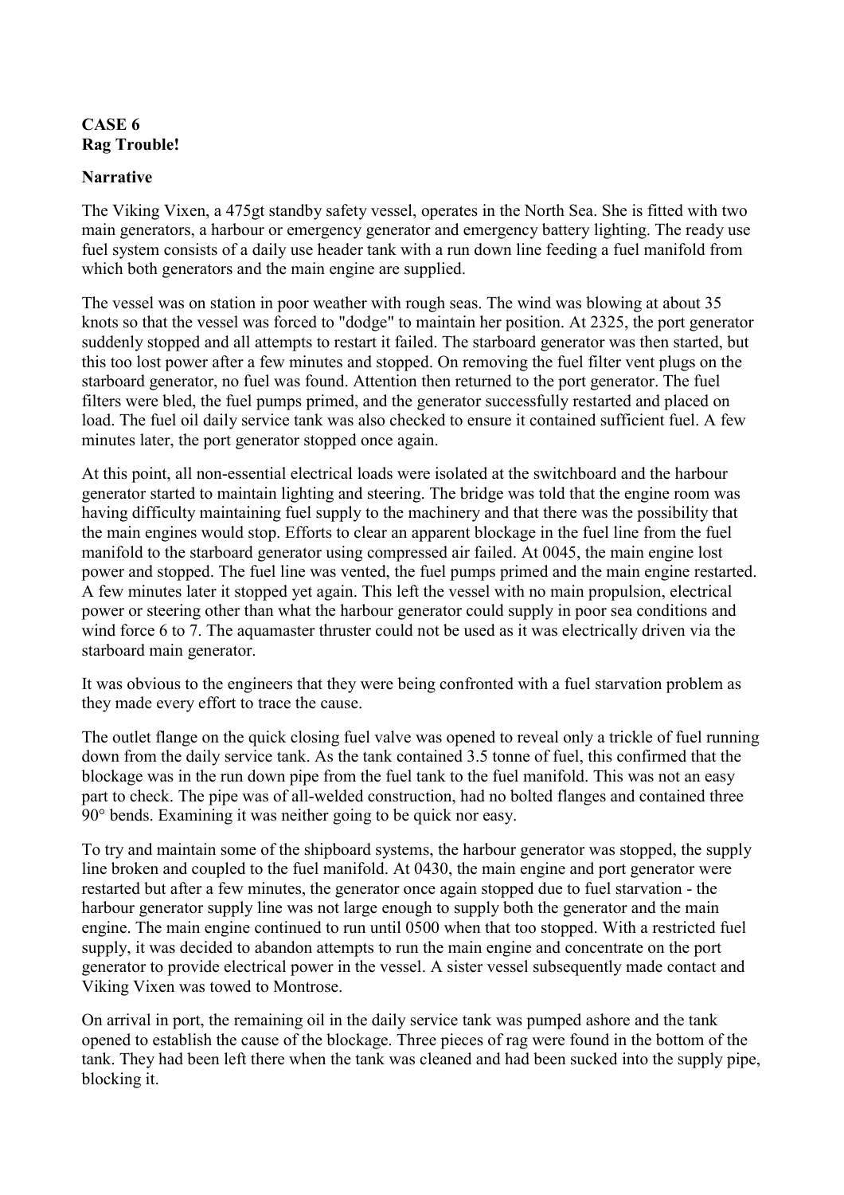**CASE 6**
**Rag Trouble!**

**Narrative**

The Viking Vixen, a 475gt standby safety vessel, operates in the North Sea. She is fitted with two main generators, a harbour or emergency generator and emergency battery lighting. The ready use fuel system consists of a daily use header tank with a run down line feeding a fuel manifold from which both generators and the main engine are supplied.

The vessel was on station in poor weather with rough seas. The wind was blowing at about 35 knots so that the vessel was forced to "dodge" to maintain her position. At 2325, the port generator suddenly stopped and all attempts to restart it failed. The starboard generator was then started, but this too lost power after a few minutes and stopped. On removing the fuel filter vent plugs on the starboard generator, no fuel was found. Attention then returned to the port generator. The fuel filters were bled, the fuel pumps primed, and the generator successfully restarted and placed on load. The fuel oil daily service tank was also checked to ensure it contained sufficient fuel. A few minutes later, the port generator stopped once again.

At this point, all non-essential electrical loads were isolated at the switchboard and the harbour generator started to maintain lighting and steering. The bridge was told that the engine room was having difficulty maintaining fuel supply to the machinery and that there was the possibility that the main engines would stop. Efforts to clear an apparent blockage in the fuel line from the fuel manifold to the starboard generator using compressed air failed. At 0045, the main engine lost power and stopped. The fuel line was vented, the fuel pumps primed and the main engine restarted. A few minutes later it stopped yet again. This left the vessel with no main propulsion, electrical power or steering other than what the harbour generator could supply in poor sea conditions and wind force 6 to 7. The aquamaster thruster could not be used as it was electrically driven via the starboard main generator.

It was obvious to the engineers that they were being confronted with a fuel starvation problem as they made every effort to trace the cause.

The outlet flange on the quick closing fuel valve was opened to reveal only a trickle of fuel running down from the daily service tank. As the tank contained 3.5 tonne of fuel, this confirmed that the blockage was in the run down pipe from the fuel tank to the fuel manifold. This was not an easy part to check. The pipe was of all-welded construction, had no bolted flanges and contained three 90° bends. Examining it was neither going to be quick nor easy.

To try and maintain some of the shipboard systems, the harbour generator was stopped, the supply line broken and coupled to the fuel manifold. At 0430, the main engine and port generator were restarted but after a few minutes, the generator once again stopped due to fuel starvation - the harbour generator supply line was not large enough to supply both the generator and the main engine. The main engine continued to run until 0500 when that too stopped. With a restricted fuel supply, it was decided to abandon attempts to run the main engine and concentrate on the port generator to provide electrical power in the vessel. A sister vessel subsequently made contact and Viking Vixen was towed to Montrose.

On arrival in port, the remaining oil in the daily service tank was pumped ashore and the tank opened to establish the cause of the blockage. Three pieces of rag were found in the bottom of the tank. They had been left there when the tank was cleaned and had been sucked into the supply pipe, blocking it.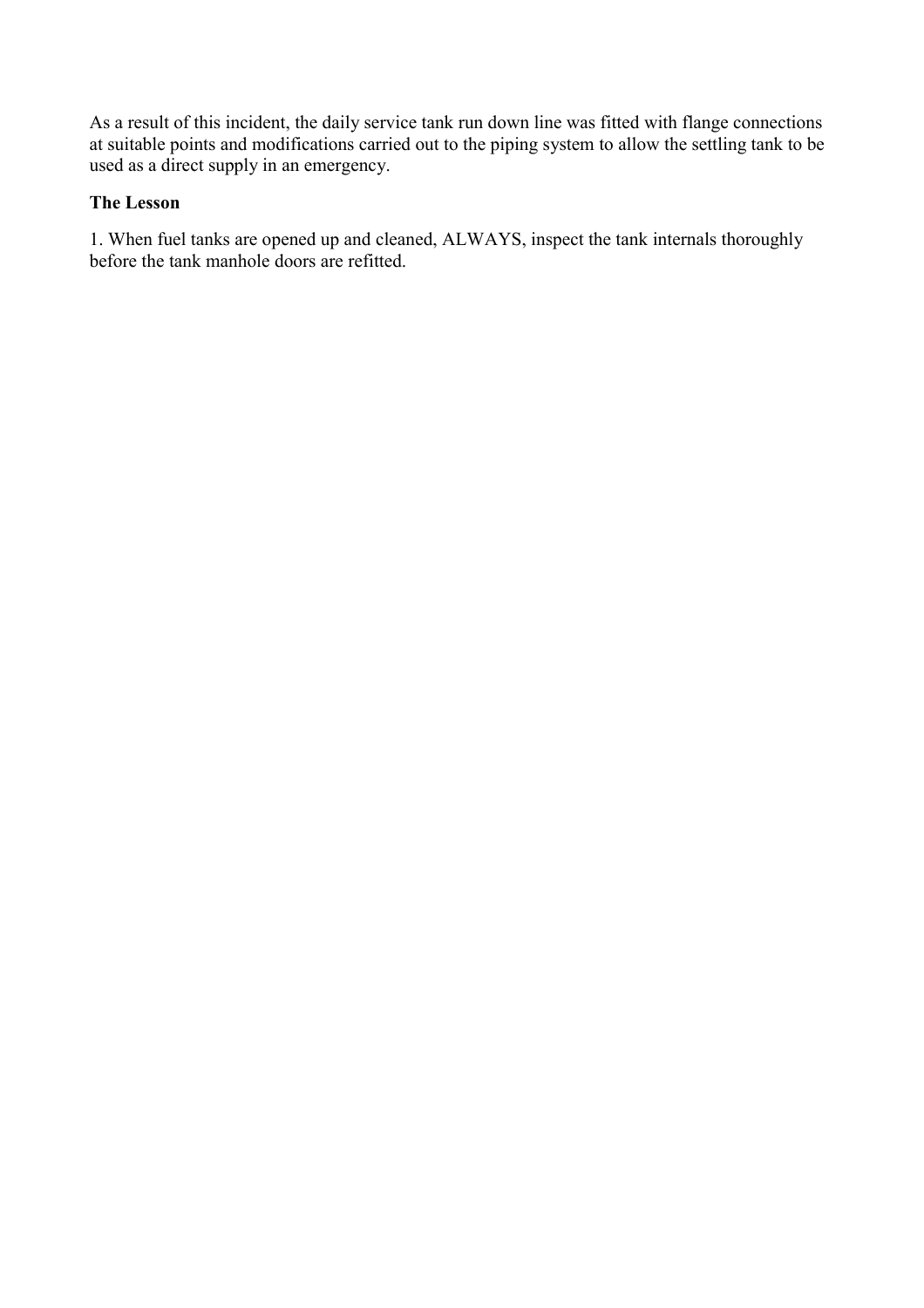As a result of this incident, the daily service tank run down line was fitted with flange connections at suitable points and modifications carried out to the piping system to allow the settling tank to be used as a direct supply in an emergency.

**The Lesson**

1. When fuel tanks are opened up and cleaned, ALWAYS, inspect the tank internals thoroughly before the tank manhole doors are refitted.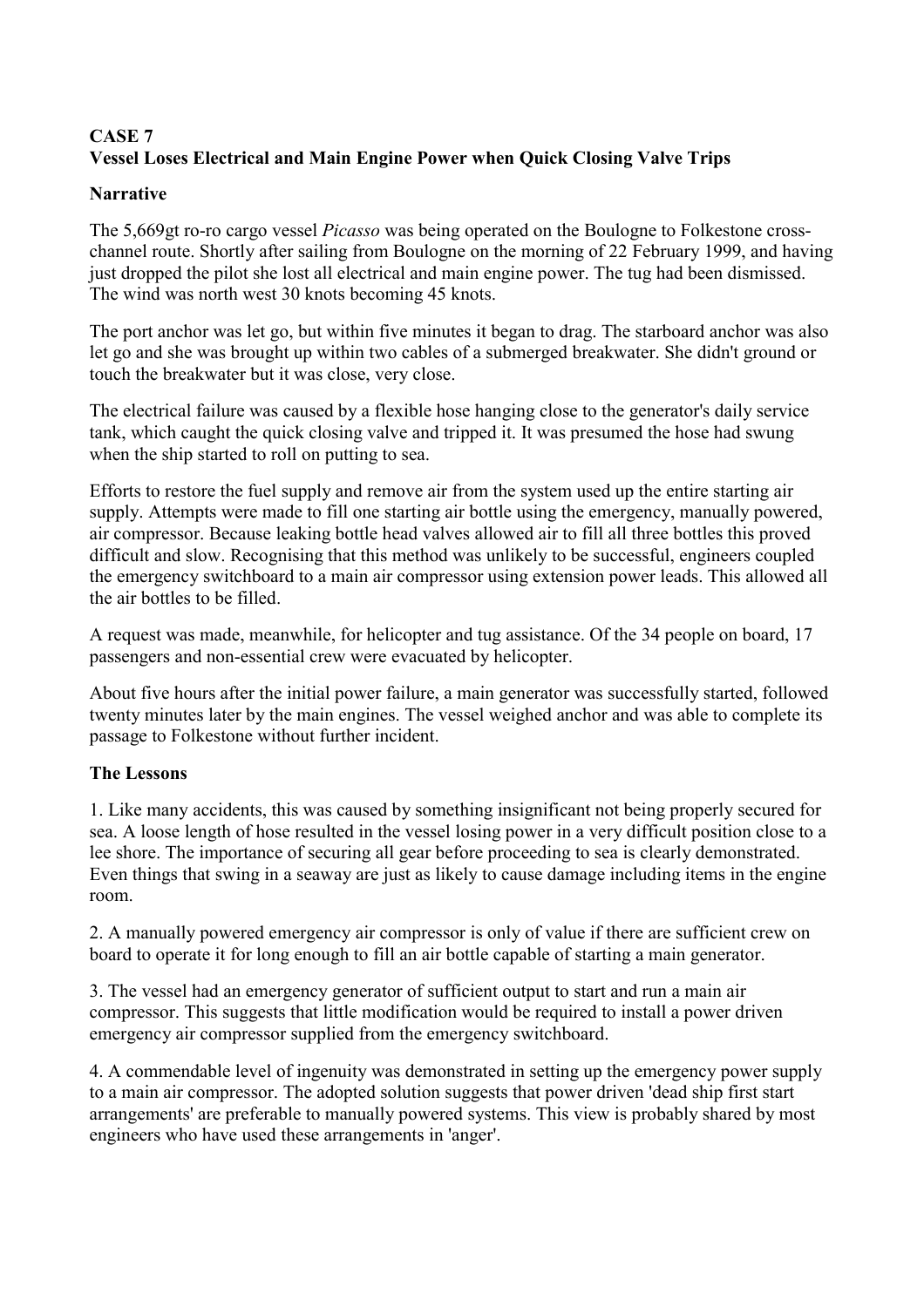**CASE 7**
**Vessel Loses Electrical and Main Engine Power when Quick Closing Valve Trips**

**Narrative**

The 5,669gt ro-ro cargo vessel *Picasso* was being operated on the Boulogne to Folkestone cross-channel route. Shortly after sailing from Boulogne on the morning of 22 February 1999, and having just dropped the pilot she lost all electrical and main engine power. The tug had been dismissed. The wind was north west 30 knots becoming 45 knots.

The port anchor was let go, but within five minutes it began to drag. The starboard anchor was also let go and she was brought up within two cables of a submerged breakwater. She didn't ground or touch the breakwater but it was close, very close.

The electrical failure was caused by a flexible hose hanging close to the generator's daily service tank, which caught the quick closing valve and tripped it. It was presumed the hose had swung when the ship started to roll on putting to sea.

Efforts to restore the fuel supply and remove air from the system used up the entire starting air supply. Attempts were made to fill one starting air bottle using the emergency, manually powered, air compressor. Because leaking bottle head valves allowed air to fill all three bottles this proved difficult and slow. Recognising that this method was unlikely to be successful, engineers coupled the emergency switchboard to a main air compressor using extension power leads. This allowed all the air bottles to be filled.

A request was made, meanwhile, for helicopter and tug assistance. Of the 34 people on board, 17 passengers and non-essential crew were evacuated by helicopter.

About five hours after the initial power failure, a main generator was successfully started, followed twenty minutes later by the main engines. The vessel weighed anchor and was able to complete its passage to Folkestone without further incident.

**The Lessons**

1. Like many accidents, this was caused by something insignificant not being properly secured for sea. A loose length of hose resulted in the vessel losing power in a very difficult position close to a lee shore. The importance of securing all gear before proceeding to sea is clearly demonstrated. Even things that swing in a seaway are just as likely to cause damage including items in the engine room.

2. A manually powered emergency air compressor is only of value if there are sufficient crew on board to operate it for long enough to fill an air bottle capable of starting a main generator.

3. The vessel had an emergency generator of sufficient output to start and run a main air compressor. This suggests that little modification would be required to install a power driven emergency air compressor supplied from the emergency switchboard.

4. A commendable level of ingenuity was demonstrated in setting up the emergency power supply to a main air compressor. The adopted solution suggests that power driven 'dead ship first start arrangements' are preferable to manually powered systems. This view is probably shared by most engineers who have used these arrangements in 'anger'.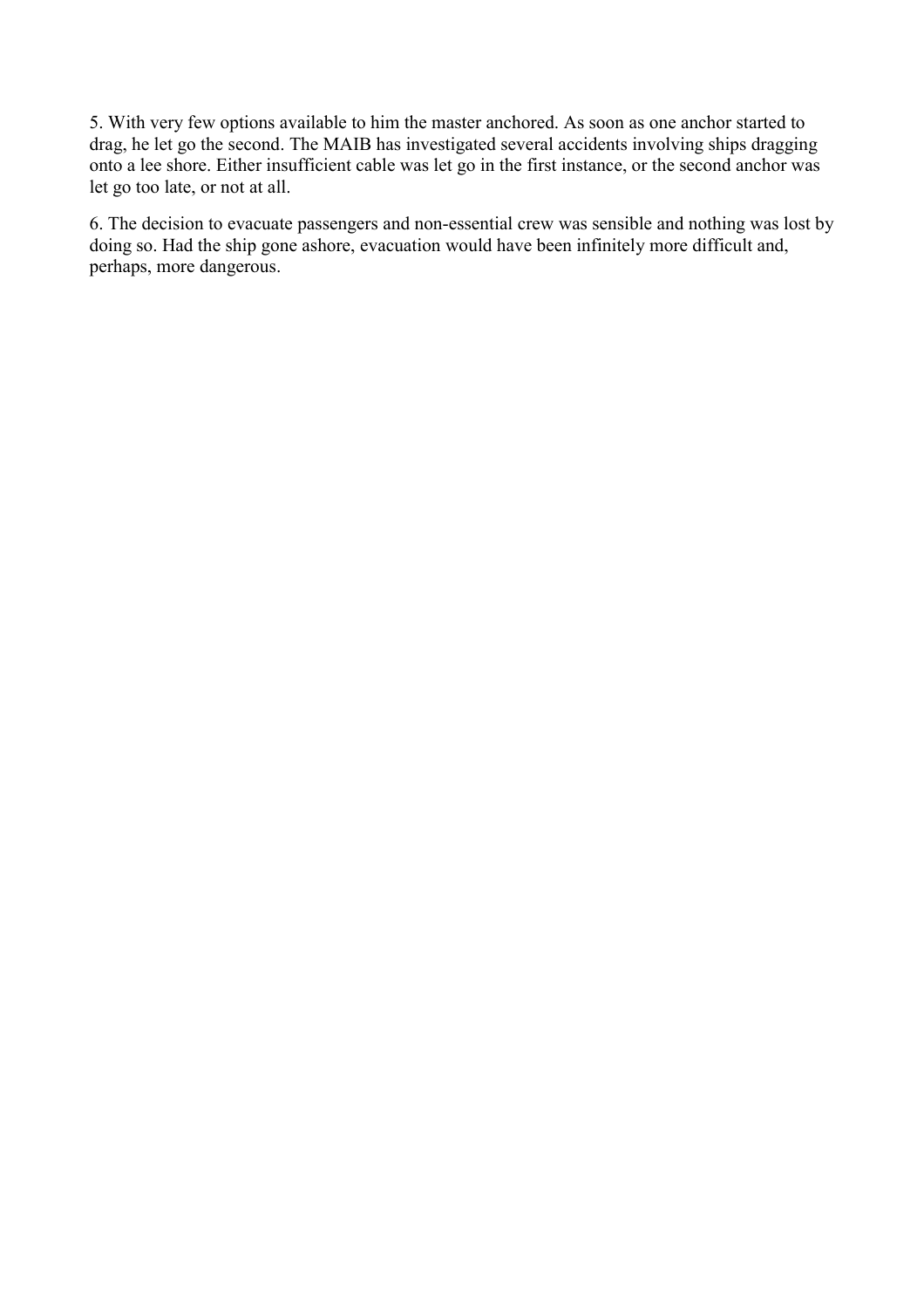5. With very few options available to him the master anchored. As soon as one anchor started to drag, he let go the second. The MAIB has investigated several accidents involving ships dragging onto a lee shore. Either insufficient cable was let go in the first instance, or the second anchor was let go too late, or not at all.

6. The decision to evacuate passengers and non-essential crew was sensible and nothing was lost by doing so. Had the ship gone ashore, evacuation would have been infinitely more difficult and, perhaps, more dangerous.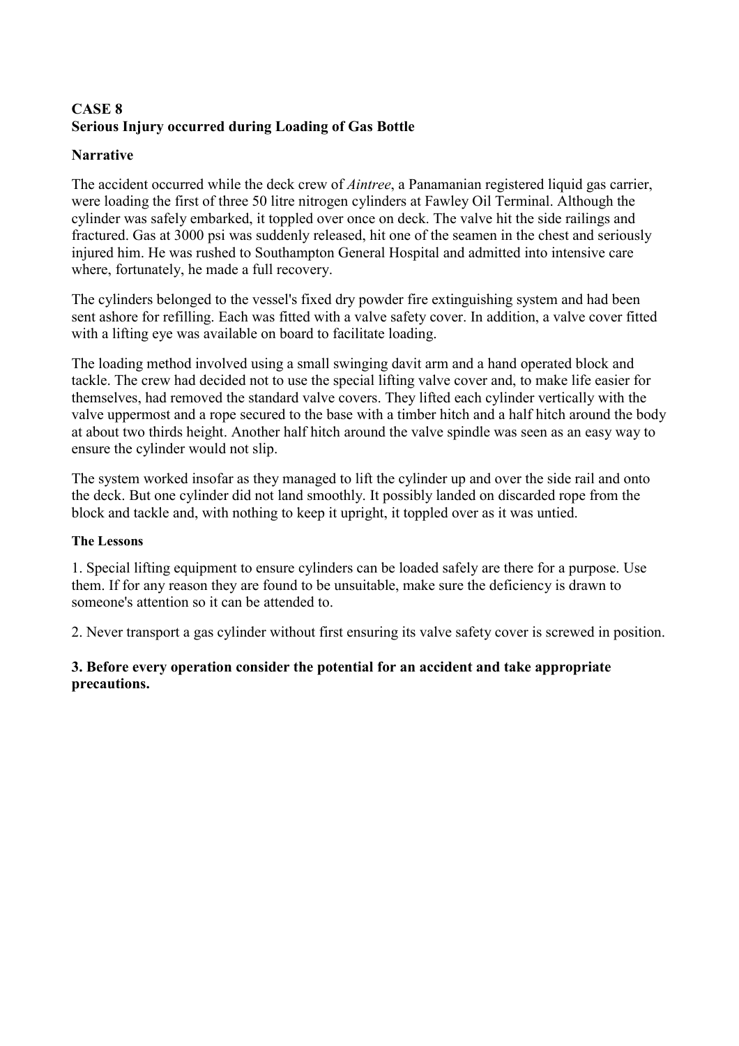## CASE 8
## Serious Injury occurred during Loading of Gas Bottle

**Narrative**

The accident occurred while the deck crew of *Aintree*, a Panamanian registered liquid gas carrier, were loading the first of three 50 litre nitrogen cylinders at Fawley Oil Terminal. Although the cylinder was safely embarked, it toppled over once on deck. The valve hit the side railings and fractured. Gas at 3000 psi was suddenly released, hit one of the seamen in the chest and seriously injured him. He was rushed to Southampton General Hospital and admitted into intensive care where, fortunately, he made a full recovery.

The cylinders belonged to the vessel's fixed dry powder fire extinguishing system and had been sent ashore for refilling. Each was fitted with a valve safety cover. In addition, a valve cover fitted with a lifting eye was available on board to facilitate loading.

The loading method involved using a small swinging davit arm and a hand operated block and tackle. The crew had decided not to use the special lifting valve cover and, to make life easier for themselves, had removed the standard valve covers. They lifted each cylinder vertically with the valve uppermost and a rope secured to the base with a timber hitch and a half hitch around the body at about two thirds height. Another half hitch around the valve spindle was seen as an easy way to ensure the cylinder would not slip.

The system worked insofar as they managed to lift the cylinder up and over the side rail and onto the deck. But one cylinder did not land smoothly. It possibly landed on discarded rope from the block and tackle and, with nothing to keep it upright, it toppled over as it was untied.

**The Lessons**

1. Special lifting equipment to ensure cylinders can be loaded safely are there for a purpose. Use them. If for any reason they are found to be unsuitable, make sure the deficiency is drawn to someone's attention so it can be attended to.

2. Never transport a gas cylinder without first ensuring its valve safety cover is screwed in position.

**3. Before every operation consider the potential for an accident and take appropriate precautions.**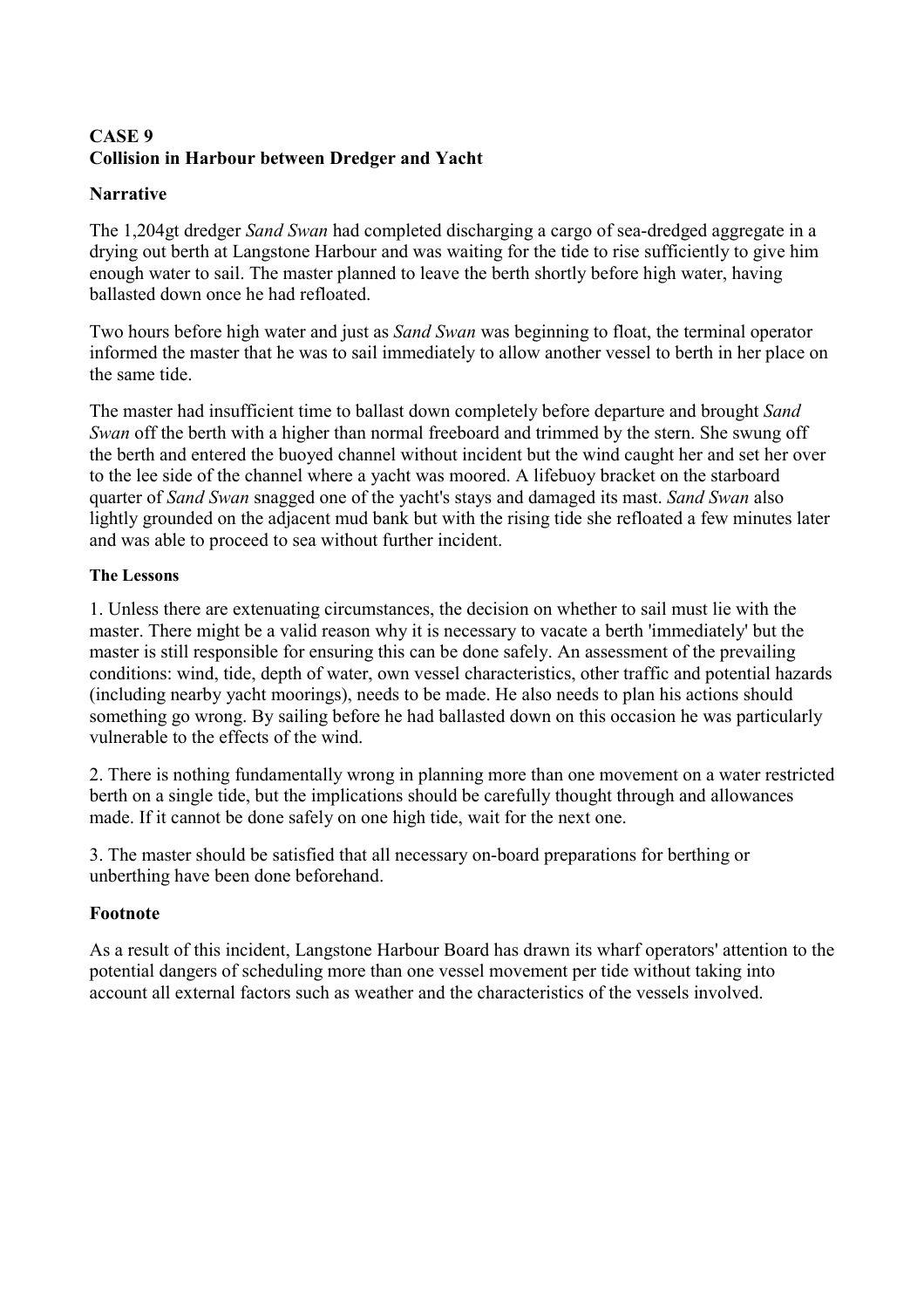## CASE 9
## Collision in Harbour between Dredger and Yacht

### Narrative

The 1,204gt dredger *Sand Swan* had completed discharging a cargo of sea-dredged aggregate in a drying out berth at Langstone Harbour and was waiting for the tide to rise sufficiently to give him enough water to sail. The master planned to leave the berth shortly before high water, having ballasted down once he had refloated.

Two hours before high water and just as *Sand Swan* was beginning to float, the terminal operator informed the master that he was to sail immediately to allow another vessel to berth in her place on the same tide.

The master had insufficient time to ballast down completely before departure and brought *Sand Swan* off the berth with a higher than normal freeboard and trimmed by the stern. She swung off the berth and entered the buoyed channel without incident but the wind caught her and set her over to the lee side of the channel where a yacht was moored. A lifebuoy bracket on the starboard quarter of *Sand Swan* snagged one of the yacht's stays and damaged its mast. *Sand Swan* also lightly grounded on the adjacent mud bank but with the rising tide she refloated a few minutes later and was able to proceed to sea without further incident.

#### The Lessons

1. Unless there are extenuating circumstances, the decision on whether to sail must lie with the master. There might be a valid reason why it is necessary to vacate a berth 'immediately' but the master is still responsible for ensuring this can be done safely. An assessment of the prevailing conditions: wind, tide, depth of water, own vessel characteristics, other traffic and potential hazards (including nearby yacht moorings), needs to be made. He also needs to plan his actions should something go wrong. By sailing before he had ballasted down on this occasion he was particularly vulnerable to the effects of the wind.

2. There is nothing fundamentally wrong in planning more than one movement on a water restricted berth on a single tide, but the implications should be carefully thought through and allowances made. If it cannot be done safely on one high tide, wait for the next one.

3. The master should be satisfied that all necessary on-board preparations for berthing or unberthing have been done beforehand.

### Footnote

As a result of this incident, Langstone Harbour Board has drawn its wharf operators' attention to the potential dangers of scheduling more than one vessel movement per tide without taking into account all external factors such as weather and the characteristics of the vessels involved.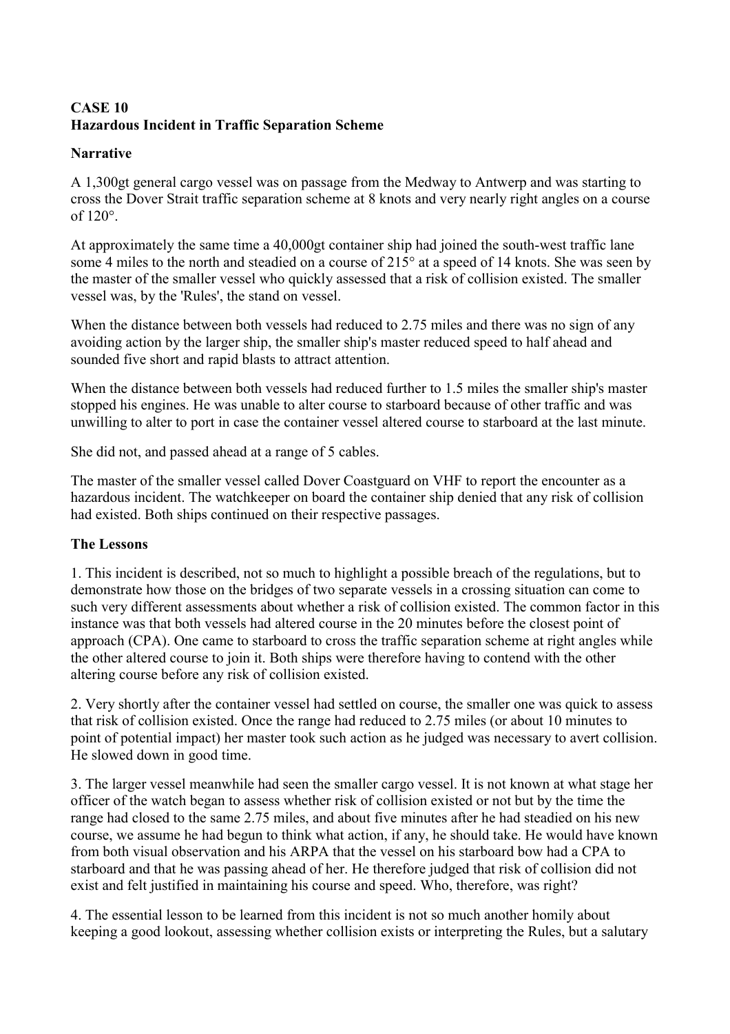**CASE 10**
**Hazardous Incident in Traffic Separation Scheme**

**Narrative**

A 1,300gt general cargo vessel was on passage from the Medway to Antwerp and was starting to cross the Dover Strait traffic separation scheme at 8 knots and very nearly right angles on a course of 120°.

At approximately the same time a 40,000gt container ship had joined the south-west traffic lane some 4 miles to the north and steadied on a course of 215° at a speed of 14 knots. She was seen by the master of the smaller vessel who quickly assessed that a risk of collision existed. The smaller vessel was, by the 'Rules', the stand on vessel.

When the distance between both vessels had reduced to 2.75 miles and there was no sign of any avoiding action by the larger ship, the smaller ship's master reduced speed to half ahead and sounded five short and rapid blasts to attract attention.

When the distance between both vessels had reduced further to 1.5 miles the smaller ship's master stopped his engines. He was unable to alter course to starboard because of other traffic and was unwilling to alter to port in case the container vessel altered course to starboard at the last minute.

She did not, and passed ahead at a range of 5 cables.

The master of the smaller vessel called Dover Coastguard on VHF to report the encounter as a hazardous incident. The watchkeeper on board the container ship denied that any risk of collision had existed. Both ships continued on their respective passages.

**The Lessons**

1. This incident is described, not so much to highlight a possible breach of the regulations, but to demonstrate how those on the bridges of two separate vessels in a crossing situation can come to such very different assessments about whether a risk of collision existed. The common factor in this instance was that both vessels had altered course in the 20 minutes before the closest point of approach (CPA). One came to starboard to cross the traffic separation scheme at right angles while the other altered course to join it. Both ships were therefore having to contend with the other altering course before any risk of collision existed.

2. Very shortly after the container vessel had settled on course, the smaller one was quick to assess that risk of collision existed. Once the range had reduced to 2.75 miles (or about 10 minutes to point of potential impact) her master took such action as he judged was necessary to avert collision. He slowed down in good time.

3. The larger vessel meanwhile had seen the smaller cargo vessel. It is not known at what stage her officer of the watch began to assess whether risk of collision existed or not but by the time the range had closed to the same 2.75 miles, and about five minutes after he had steadied on his new course, we assume he had begun to think what action, if any, he should take. He would have known from both visual observation and his ARPA that the vessel on his starboard bow had a CPA to starboard and that he was passing ahead of her. He therefore judged that risk of collision did not exist and felt justified in maintaining his course and speed. Who, therefore, was right?

4. The essential lesson to be learned from this incident is not so much another homily about keeping a good lookout, assessing whether collision exists or interpreting the Rules, but a salutary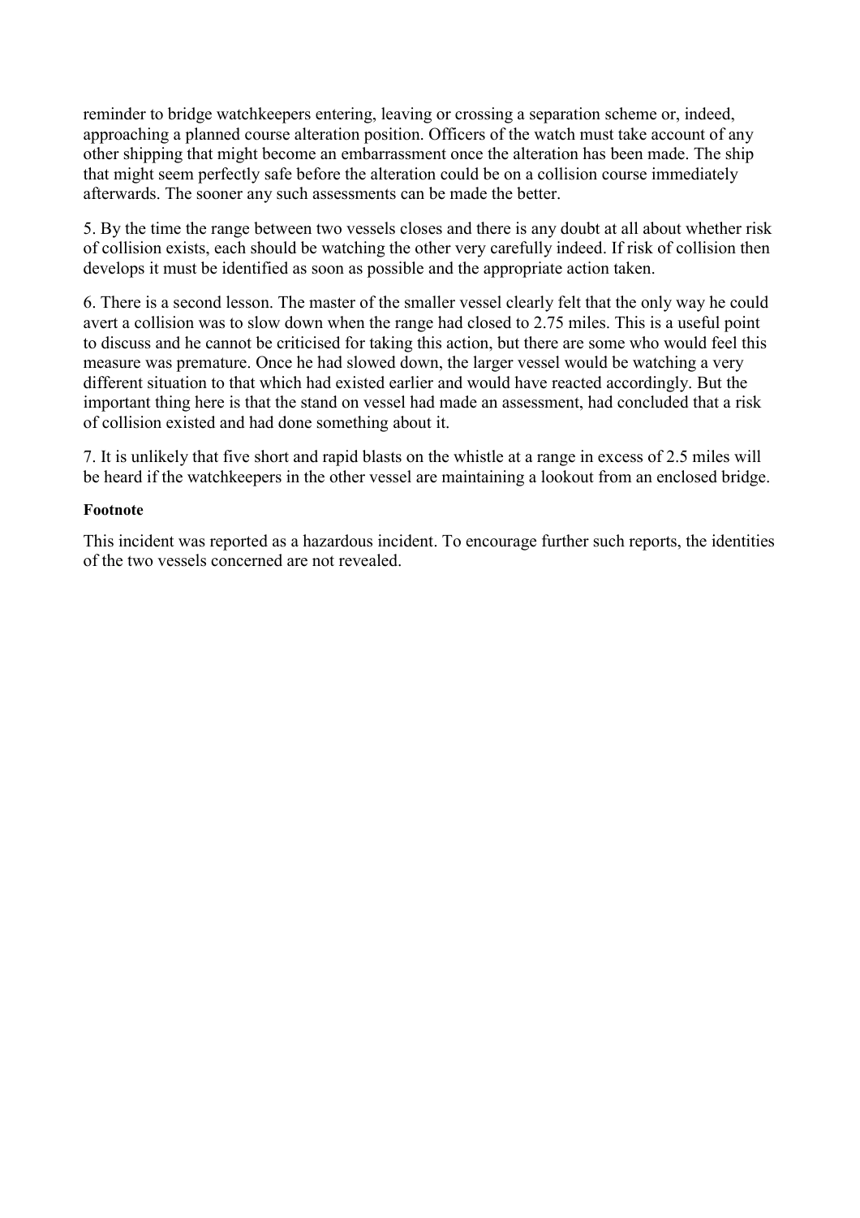reminder to bridge watchkeepers entering, leaving or crossing a separation scheme or, indeed, approaching a planned course alteration position. Officers of the watch must take account of any other shipping that might become an embarrassment once the alteration has been made. The ship that might seem perfectly safe before the alteration could be on a collision course immediately afterwards. The sooner any such assessments can be made the better.

5. By the time the range between two vessels closes and there is any doubt at all about whether risk of collision exists, each should be watching the other very carefully indeed. If risk of collision then develops it must be identified as soon as possible and the appropriate action taken.

6. There is a second lesson. The master of the smaller vessel clearly felt that the only way he could avert a collision was to slow down when the range had closed to 2.75 miles. This is a useful point to discuss and he cannot be criticised for taking this action, but there are some who would feel this measure was premature. Once he had slowed down, the larger vessel would be watching a very different situation to that which had existed earlier and would have reacted accordingly. But the important thing here is that the stand on vessel had made an assessment, had concluded that a risk of collision existed and had done something about it.

7. It is unlikely that five short and rapid blasts on the whistle at a range in excess of 2.5 miles will be heard if the watchkeepers in the other vessel are maintaining a lookout from an enclosed bridge.

**Footnote**

This incident was reported as a hazardous incident. To encourage further such reports, the identities of the two vessels concerned are not revealed.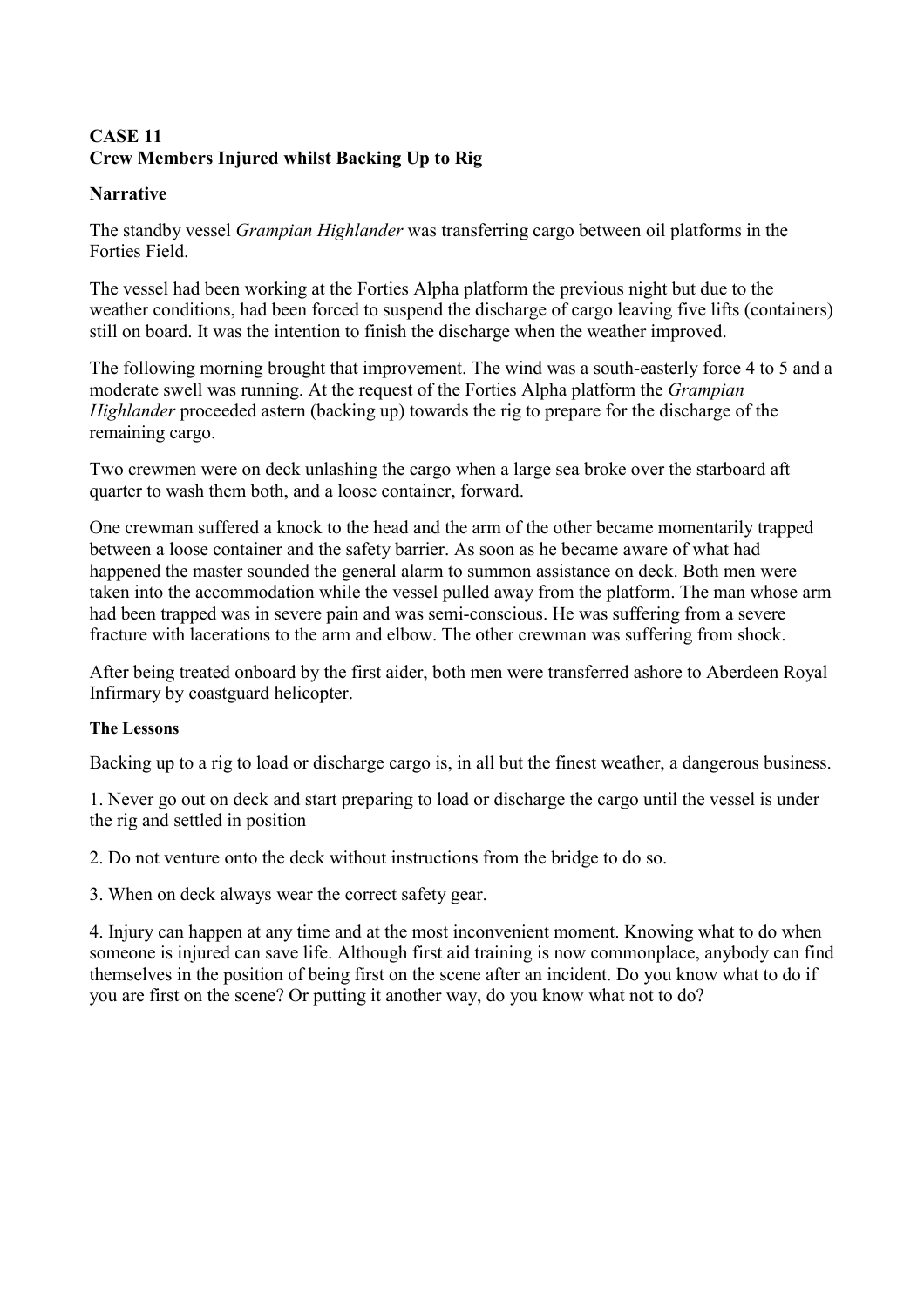## CASE 11
## Crew Members Injured whilst Backing Up to Rig

### Narrative

The standby vessel *Grampian Highlander* was transferring cargo between oil platforms in the Forties Field.

The vessel had been working at the Forties Alpha platform the previous night but due to the weather conditions, had been forced to suspend the discharge of cargo leaving five lifts (containers) still on board. It was the intention to finish the discharge when the weather improved.

The following morning brought that improvement. The wind was a south-easterly force 4 to 5 and a moderate swell was running. At the request of the Forties Alpha platform the *Grampian Highlander* proceeded astern (backing up) towards the rig to prepare for the discharge of the remaining cargo.

Two crewmen were on deck unlashing the cargo when a large sea broke over the starboard aft quarter to wash them both, and a loose container, forward.

One crewman suffered a knock to the head and the arm of the other became momentarily trapped between a loose container and the safety barrier. As soon as he became aware of what had happened the master sounded the general alarm to summon assistance on deck. Both men were taken into the accommodation while the vessel pulled away from the platform. The man whose arm had been trapped was in severe pain and was semi-conscious. He was suffering from a severe fracture with lacerations to the arm and elbow. The other crewman was suffering from shock.

After being treated onboard by the first aider, both men were transferred ashore to Aberdeen Royal Infirmary by coastguard helicopter.

#### The Lessons

Backing up to a rig to load or discharge cargo is, in all but the finest weather, a dangerous business.

1. Never go out on deck and start preparing to load or discharge the cargo until the vessel is under the rig and settled in position

2. Do not venture onto the deck without instructions from the bridge to do so.

3. When on deck always wear the correct safety gear.

4. Injury can happen at any time and at the most inconvenient moment. Knowing what to do when someone is injured can save life. Although first aid training is now commonplace, anybody can find themselves in the position of being first on the scene after an incident. Do you know what to do if you are first on the scene? Or putting it another way, do you know what not to do?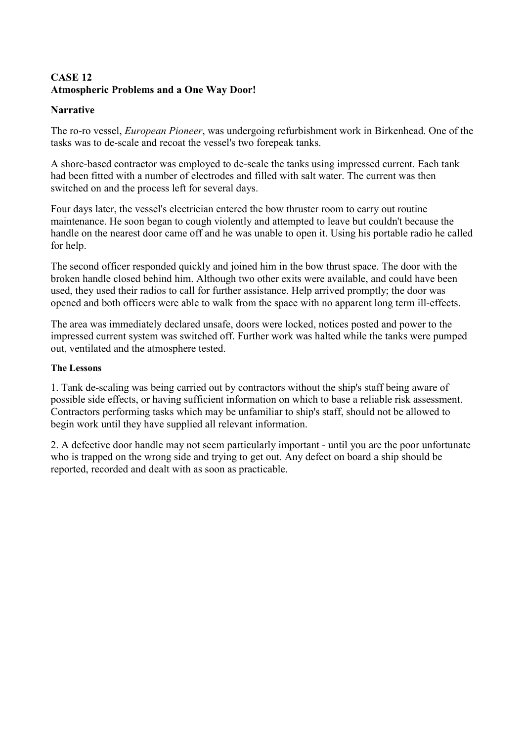**CASE 12**
**Atmospheric Problems and a One Way Door!**

**Narrative**

The ro-ro vessel, *European Pioneer*, was undergoing refurbishment work in Birkenhead. One of the tasks was to de-scale and recoat the vessel's two forepeak tanks.

A shore-based contractor was employed to de-scale the tanks using impressed current. Each tank had been fitted with a number of electrodes and filled with salt water. The current was then switched on and the process left for several days.

Four days later, the vessel's electrician entered the bow thruster room to carry out routine maintenance. He soon began to cough violently and attempted to leave but couldn't because the handle on the nearest door came off and he was unable to open it. Using his portable radio he called for help.

The second officer responded quickly and joined him in the bow thrust space. The door with the broken handle closed behind him. Although two other exits were available, and could have been used, they used their radios to call for further assistance. Help arrived promptly; the door was opened and both officers were able to walk from the space with no apparent long term ill-effects.

The area was immediately declared unsafe, doors were locked, notices posted and power to the impressed current system was switched off. Further work was halted while the tanks were pumped out, ventilated and the atmosphere tested.

**The Lessons**

1. Tank de-scaling was being carried out by contractors without the ship's staff being aware of possible side effects, or having sufficient information on which to base a reliable risk assessment. Contractors performing tasks which may be unfamiliar to ship's staff, should not be allowed to begin work until they have supplied all relevant information.

2. A defective door handle may not seem particularly important - until you are the poor unfortunate who is trapped on the wrong side and trying to get out. Any defect on board a ship should be reported, recorded and dealt with as soon as practicable.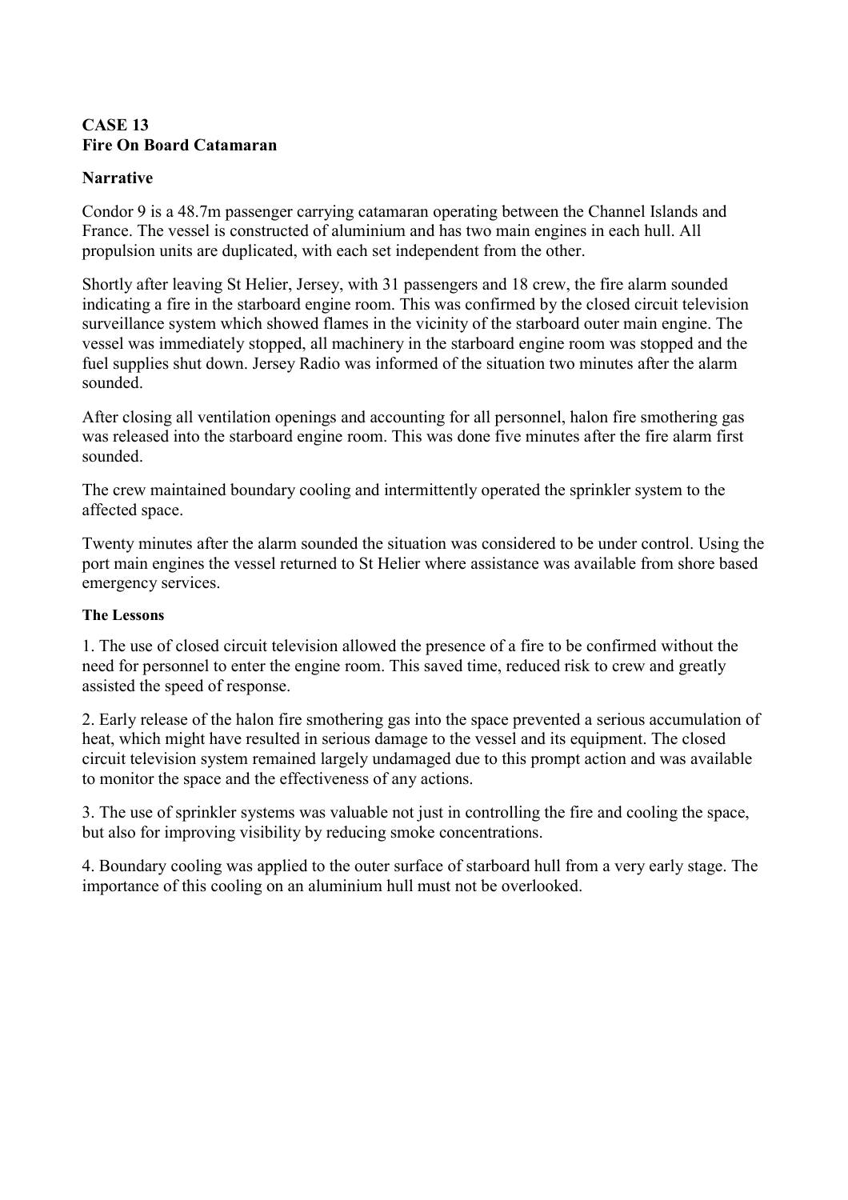**CASE 13**
**Fire On Board Catamaran**

**Narrative**

Condor 9 is a 48.7m passenger carrying catamaran operating between the Channel Islands and France. The vessel is constructed of aluminium and has two main engines in each hull. All propulsion units are duplicated, with each set independent from the other.

Shortly after leaving St Helier, Jersey, with 31 passengers and 18 crew, the fire alarm sounded indicating a fire in the starboard engine room. This was confirmed by the closed circuit television surveillance system which showed flames in the vicinity of the starboard outer main engine. The vessel was immediately stopped, all machinery in the starboard engine room was stopped and the fuel supplies shut down. Jersey Radio was informed of the situation two minutes after the alarm sounded.

After closing all ventilation openings and accounting for all personnel, halon fire smothering gas was released into the starboard engine room. This was done five minutes after the fire alarm first sounded.

The crew maintained boundary cooling and intermittently operated the sprinkler system to the affected space.

Twenty minutes after the alarm sounded the situation was considered to be under control. Using the port main engines the vessel returned to St Helier where assistance was available from shore based emergency services.

**The Lessons**

1. The use of closed circuit television allowed the presence of a fire to be confirmed without the need for personnel to enter the engine room. This saved time, reduced risk to crew and greatly assisted the speed of response.

2. Early release of the halon fire smothering gas into the space prevented a serious accumulation of heat, which might have resulted in serious damage to the vessel and its equipment. The closed circuit television system remained largely undamaged due to this prompt action and was available to monitor the space and the effectiveness of any actions.

3. The use of sprinkler systems was valuable not just in controlling the fire and cooling the space, but also for improving visibility by reducing smoke concentrations.

4. Boundary cooling was applied to the outer surface of starboard hull from a very early stage. The importance of this cooling on an aluminium hull must not be overlooked.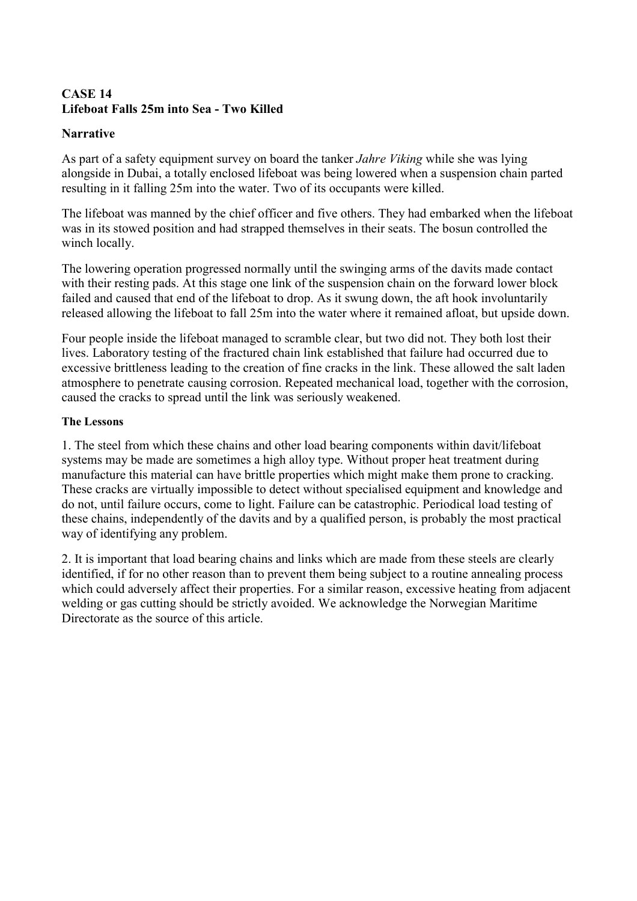**CASE 14**
**Lifeboat Falls 25m into Sea - Two Killed**

**Narrative**

As part of a safety equipment survey on board the tanker *Jahre Viking* while she was lying alongside in Dubai, a totally enclosed lifeboat was being lowered when a suspension chain parted resulting in it falling 25m into the water. Two of its occupants were killed.

The lifeboat was manned by the chief officer and five others. They had embarked when the lifeboat was in its stowed position and had strapped themselves in their seats. The bosun controlled the winch locally.

The lowering operation progressed normally until the swinging arms of the davits made contact with their resting pads. At this stage one link of the suspension chain on the forward lower block failed and caused that end of the lifeboat to drop. As it swung down, the aft hook involuntarily released allowing the lifeboat to fall 25m into the water where it remained afloat, but upside down.

Four people inside the lifeboat managed to scramble clear, but two did not. They both lost their lives. Laboratory testing of the fractured chain link established that failure had occurred due to excessive brittleness leading to the creation of fine cracks in the link. These allowed the salt laden atmosphere to penetrate causing corrosion. Repeated mechanical load, together with the corrosion, caused the cracks to spread until the link was seriously weakened.

**The Lessons**

1. The steel from which these chains and other load bearing components within davit/lifeboat systems may be made are sometimes a high alloy type. Without proper heat treatment during manufacture this material can have brittle properties which might make them prone to cracking. These cracks are virtually impossible to detect without specialised equipment and knowledge and do not, until failure occurs, come to light. Failure can be catastrophic. Periodical load testing of these chains, independently of the davits and by a qualified person, is probably the most practical way of identifying any problem.

2. It is important that load bearing chains and links which are made from these steels are clearly identified, if for no other reason than to prevent them being subject to a routine annealing process which could adversely affect their properties. For a similar reason, excessive heating from adjacent welding or gas cutting should be strictly avoided. We acknowledge the Norwegian Maritime Directorate as the source of this article.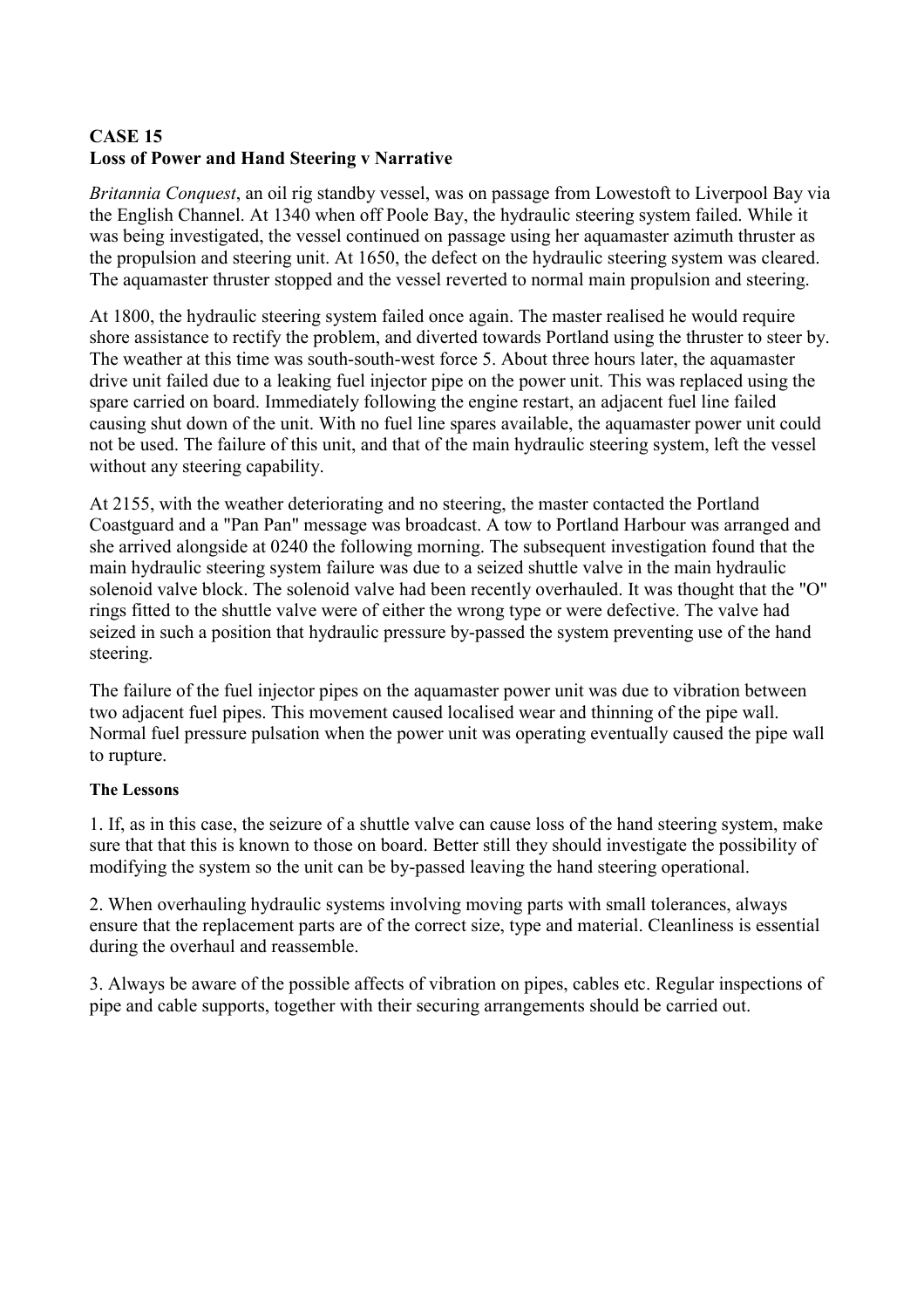**CASE 15**
**Loss of Power and Hand Steering v Narrative**

*Britannia Conquest*, an oil rig standby vessel, was on passage from Lowestoft to Liverpool Bay via the English Channel. At 1340 when off Poole Bay, the hydraulic steering system failed. While it was being investigated, the vessel continued on passage using her aquamaster azimuth thruster as the propulsion and steering unit. At 1650, the defect on the hydraulic steering system was cleared. The aquamaster thruster stopped and the vessel reverted to normal main propulsion and steering.

At 1800, the hydraulic steering system failed once again. The master realised he would require shore assistance to rectify the problem, and diverted towards Portland using the thruster to steer by. The weather at this time was south-south-west force 5. About three hours later, the aquamaster drive unit failed due to a leaking fuel injector pipe on the power unit. This was replaced using the spare carried on board. Immediately following the engine restart, an adjacent fuel line failed causing shut down of the unit. With no fuel line spares available, the aquamaster power unit could not be used. The failure of this unit, and that of the main hydraulic steering system, left the vessel without any steering capability.

At 2155, with the weather deteriorating and no steering, the master contacted the Portland Coastguard and a "Pan Pan" message was broadcast. A tow to Portland Harbour was arranged and she arrived alongside at 0240 the following morning. The subsequent investigation found that the main hydraulic steering system failure was due to a seized shuttle valve in the main hydraulic solenoid valve block. The solenoid valve had been recently overhauled. It was thought that the "O" rings fitted to the shuttle valve were of either the wrong type or were defective. The valve had seized in such a position that hydraulic pressure by-passed the system preventing use of the hand steering.

The failure of the fuel injector pipes on the aquamaster power unit was due to vibration between two adjacent fuel pipes. This movement caused localised wear and thinning of the pipe wall. Normal fuel pressure pulsation when the power unit was operating eventually caused the pipe wall to rupture.

**The Lessons**

1. If, as in this case, the seizure of a shuttle valve can cause loss of the hand steering system, make sure that that this is known to those on board. Better still they should investigate the possibility of modifying the system so the unit can be by-passed leaving the hand steering operational.

2. When overhauling hydraulic systems involving moving parts with small tolerances, always ensure that the replacement parts are of the correct size, type and material. Cleanliness is essential during the overhaul and reassemble.

3. Always be aware of the possible affects of vibration on pipes, cables etc. Regular inspections of pipe and cable supports, together with their securing arrangements should be carried out.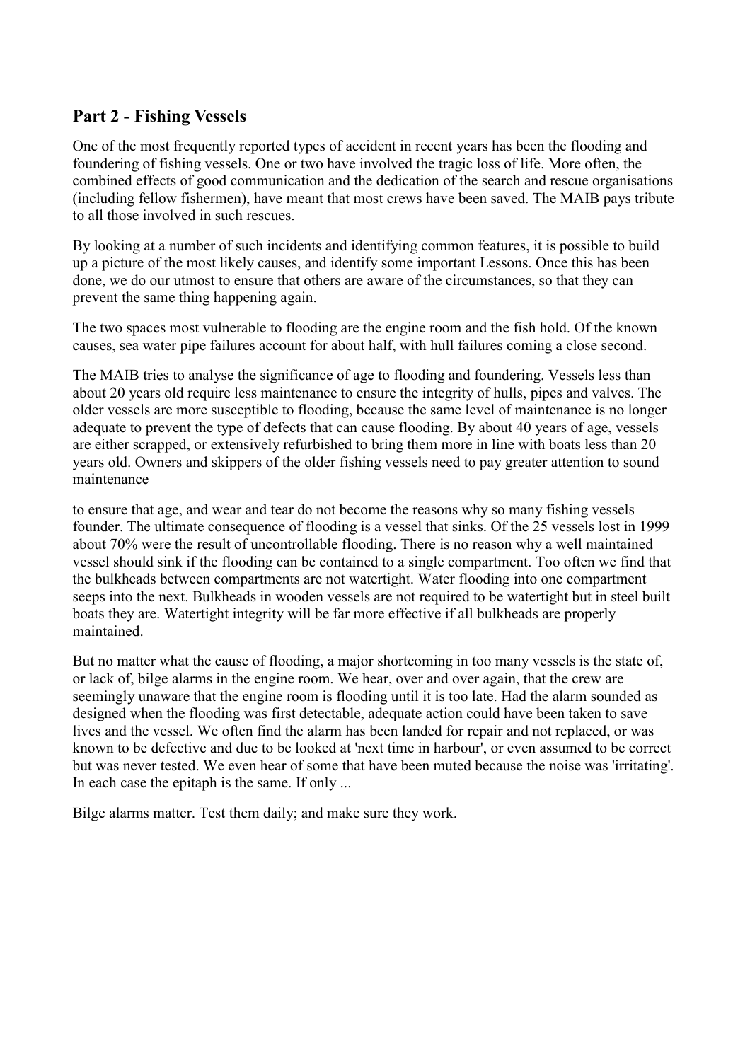## Part 2 - Fishing Vessels

One of the most frequently reported types of accident in recent years has been the flooding and foundering of fishing vessels. One or two have involved the tragic loss of life. More often, the combined effects of good communication and the dedication of the search and rescue organisations (including fellow fishermen), have meant that most crews have been saved. The MAIB pays tribute to all those involved in such rescues.

By looking at a number of such incidents and identifying common features, it is possible to build up a picture of the most likely causes, and identify some important Lessons. Once this has been done, we do our utmost to ensure that others are aware of the circumstances, so that they can prevent the same thing happening again.

The two spaces most vulnerable to flooding are the engine room and the fish hold. Of the known causes, sea water pipe failures account for about half, with hull failures coming a close second.

The MAIB tries to analyse the significance of age to flooding and foundering. Vessels less than about 20 years old require less maintenance to ensure the integrity of hulls, pipes and valves. The older vessels are more susceptible to flooding, because the same level of maintenance is no longer adequate to prevent the type of defects that can cause flooding. By about 40 years of age, vessels are either scrapped, or extensively refurbished to bring them more in line with boats less than 20 years old. Owners and skippers of the older fishing vessels need to pay greater attention to sound maintenance to ensure that age, and wear and tear do not become the reasons why so many fishing vessels founder. The ultimate consequence of flooding is a vessel that sinks. Of the 25 vessels lost in 1999 about 70% were the result of uncontrollable flooding. There is no reason why a well maintained vessel should sink if the flooding can be contained to a single compartment. Too often we find that the bulkheads between compartments are not watertight. Water flooding into one compartment seeps into the next. Bulkheads in wooden vessels are not required to be watertight but in steel built boats they are. Watertight integrity will be far more effective if all bulkheads are properly maintained.

But no matter what the cause of flooding, a major shortcoming in too many vessels is the state of, or lack of, bilge alarms in the engine room. We hear, over and over again, that the crew are seemingly unaware that the engine room is flooding until it is too late. Had the alarm sounded as designed when the flooding was first detectable, adequate action could have been taken to save lives and the vessel. We often find the alarm has been landed for repair and not replaced, or was known to be defective and due to be looked at 'next time in harbour', or even assumed to be correct but was never tested. We even hear of some that have been muted because the noise was 'irritating'. In each case the epitaph is the same. If only ...

Bilge alarms matter. Test them daily; and make sure they work.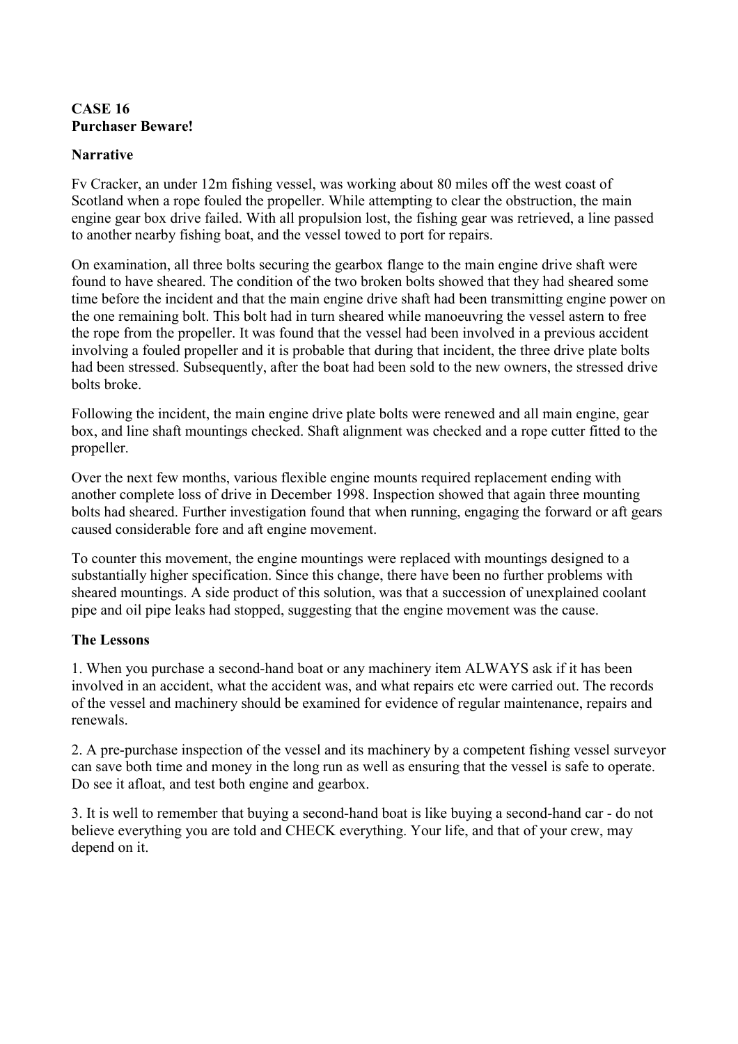**CASE 16**
**Purchaser Beware!**

**Narrative**

Fv Cracker, an under 12m fishing vessel, was working about 80 miles off the west coast of Scotland when a rope fouled the propeller. While attempting to clear the obstruction, the main engine gear box drive failed. With all propulsion lost, the fishing gear was retrieved, a line passed to another nearby fishing boat, and the vessel towed to port for repairs.

On examination, all three bolts securing the gearbox flange to the main engine drive shaft were found to have sheared. The condition of the two broken bolts showed that they had sheared some time before the incident and that the main engine drive shaft had been transmitting engine power on the one remaining bolt. This bolt had in turn sheared while manoeuvring the vessel astern to free the rope from the propeller. It was found that the vessel had been involved in a previous accident involving a fouled propeller and it is probable that during that incident, the three drive plate bolts had been stressed. Subsequently, after the boat had been sold to the new owners, the stressed drive bolts broke.

Following the incident, the main engine drive plate bolts were renewed and all main engine, gear box, and line shaft mountings checked. Shaft alignment was checked and a rope cutter fitted to the propeller.

Over the next few months, various flexible engine mounts required replacement ending with another complete loss of drive in December 1998. Inspection showed that again three mounting bolts had sheared. Further investigation found that when running, engaging the forward or aft gears caused considerable fore and aft engine movement.

To counter this movement, the engine mountings were replaced with mountings designed to a substantially higher specification. Since this change, there have been no further problems with sheared mountings. A side product of this solution, was that a succession of unexplained coolant pipe and oil pipe leaks had stopped, suggesting that the engine movement was the cause.

**The Lessons**

1. When you purchase a second-hand boat or any machinery item ALWAYS ask if it has been involved in an accident, what the accident was, and what repairs etc were carried out. The records of the vessel and machinery should be examined for evidence of regular maintenance, repairs and renewals.

2. A pre-purchase inspection of the vessel and its machinery by a competent fishing vessel surveyor can save both time and money in the long run as well as ensuring that the vessel is safe to operate. Do see it afloat, and test both engine and gearbox.

3. It is well to remember that buying a second-hand boat is like buying a second-hand car - do not believe everything you are told and CHECK everything. Your life, and that of your crew, may depend on it.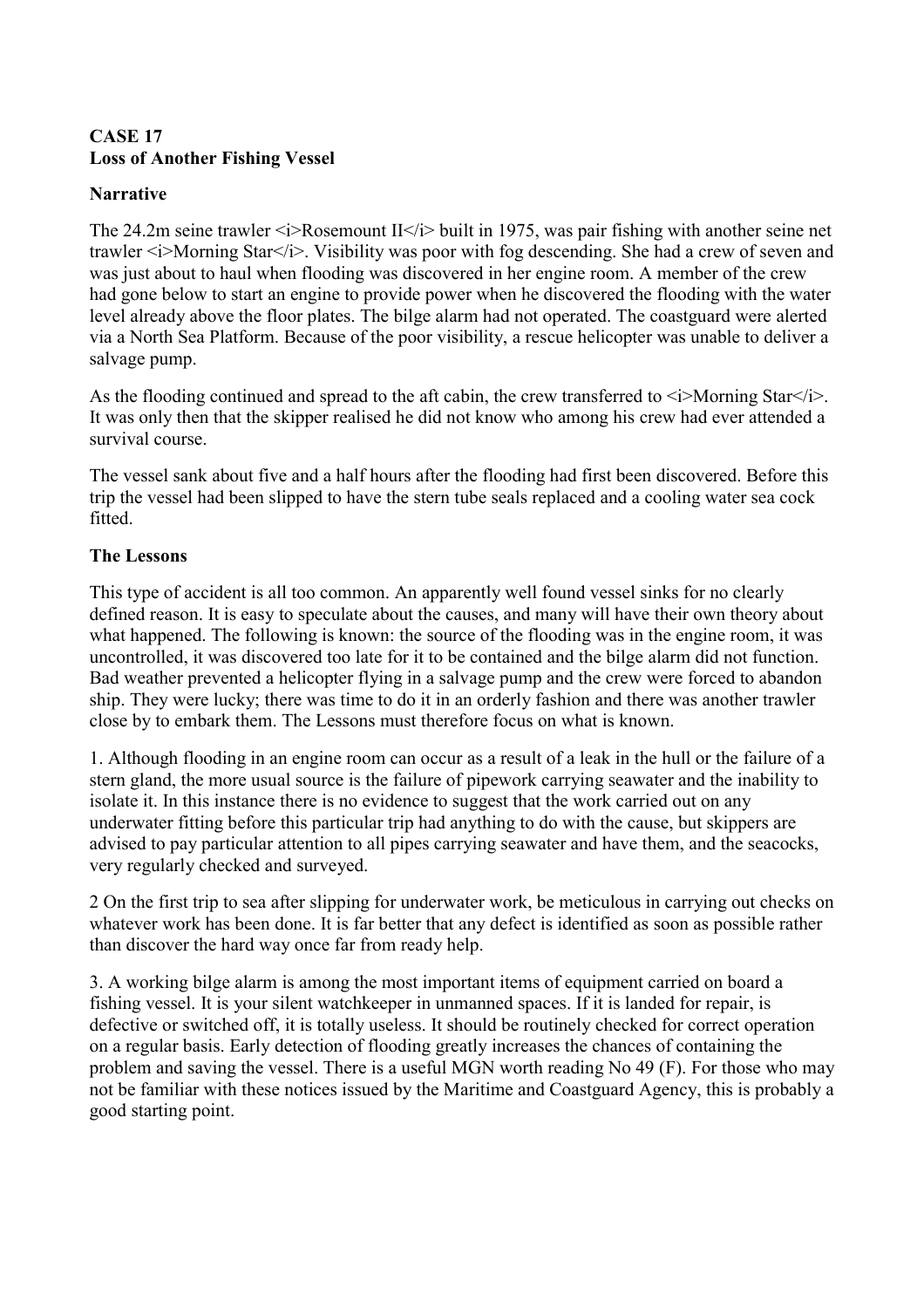**CASE 17**
**Loss of Another Fishing Vessel**

**Narrative**

The 24.2m seine trawler *Rosemount II* built in 1975, was pair fishing with another seine net trawler *Morning Star*. Visibility was poor with fog descending. She had a crew of seven and was just about to haul when flooding was discovered in her engine room. A member of the crew had gone below to start an engine to provide power when he discovered the flooding with the water level already above the floor plates. The bilge alarm had not operated. The coastguard were alerted via a North Sea Platform. Because of the poor visibility, a rescue helicopter was unable to deliver a salvage pump.

As the flooding continued and spread to the aft cabin, the crew transferred to *Morning Star*. It was only then that the skipper realised he did not know who among his crew had ever attended a survival course.

The vessel sank about five and a half hours after the flooding had first been discovered. Before this trip the vessel had been slipped to have the stern tube seals replaced and a cooling water sea cock fitted.

**The Lessons**

This type of accident is all too common. An apparently well found vessel sinks for no clearly defined reason. It is easy to speculate about the causes, and many will have their own theory about what happened. The following is known: the source of the flooding was in the engine room, it was uncontrolled, it was discovered too late for it to be contained and the bilge alarm did not function. Bad weather prevented a helicopter flying in a salvage pump and the crew were forced to abandon ship. They were lucky; there was time to do it in an orderly fashion and there was another trawler close by to embark them. The Lessons must therefore focus on what is known.

1. Although flooding in an engine room can occur as a result of a leak in the hull or the failure of a stern gland, the more usual source is the failure of pipework carrying seawater and the inability to isolate it. In this instance there is no evidence to suggest that the work carried out on any underwater fitting before this particular trip had anything to do with the cause, but skippers are advised to pay particular attention to all pipes carrying seawater and have them, and the seacocks, very regularly checked and surveyed.

2 On the first trip to sea after slipping for underwater work, be meticulous in carrying out checks on whatever work has been done. It is far better that any defect is identified as soon as possible rather than discover the hard way once far from ready help.

3. A working bilge alarm is among the most important items of equipment carried on board a fishing vessel. It is your silent watchkeeper in unmanned spaces. If it is landed for repair, is defective or switched off, it is totally useless. It should be routinely checked for correct operation on a regular basis. Early detection of flooding greatly increases the chances of containing the problem and saving the vessel. There is a useful MGN worth reading No 49 (F). For those who may not be familiar with these notices issued by the Maritime and Coastguard Agency, this is probably a good starting point.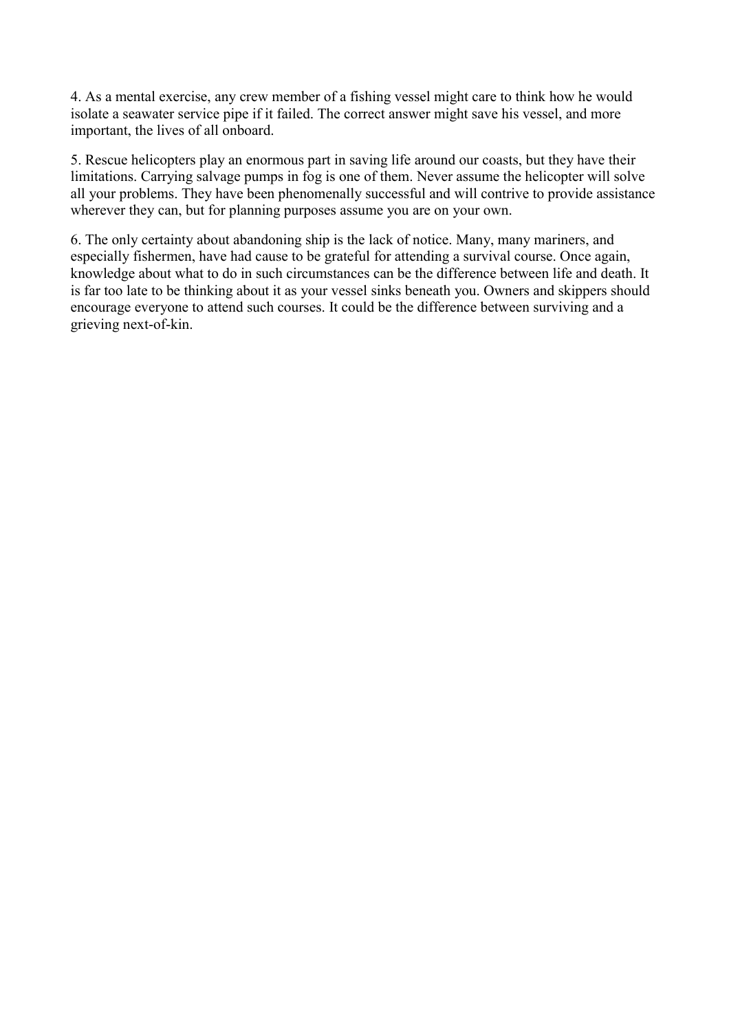4. As a mental exercise, any crew member of a fishing vessel might care to think how he would isolate a seawater service pipe if it failed. The correct answer might save his vessel, and more important, the lives of all onboard.

5. Rescue helicopters play an enormous part in saving life around our coasts, but they have their limitations. Carrying salvage pumps in fog is one of them. Never assume the helicopter will solve all your problems. They have been phenomenally successful and will contrive to provide assistance wherever they can, but for planning purposes assume you are on your own.

6. The only certainty about abandoning ship is the lack of notice. Many, many mariners, and especially fishermen, have had cause to be grateful for attending a survival course. Once again, knowledge about what to do in such circumstances can be the difference between life and death. It is far too late to be thinking about it as your vessel sinks beneath you. Owners and skippers should encourage everyone to attend such courses. It could be the difference between surviving and a grieving next-of-kin.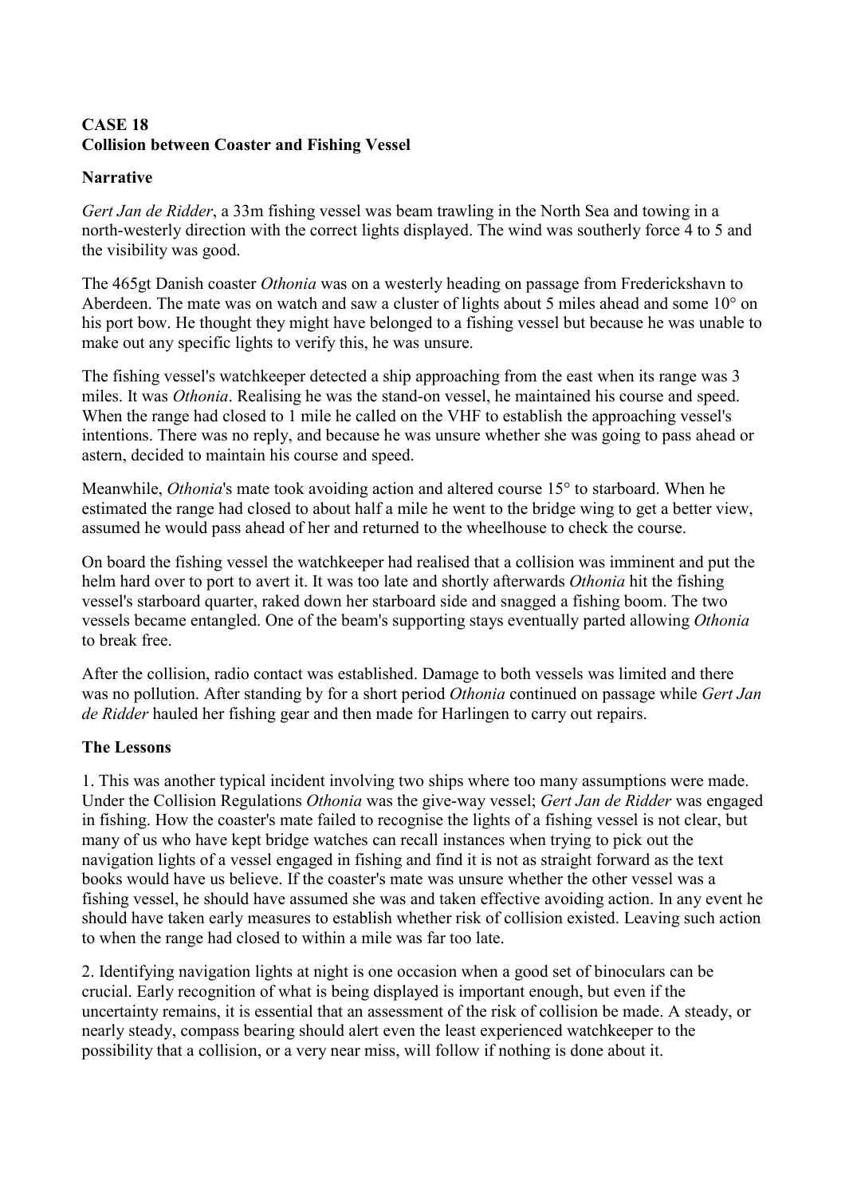**CASE 18**
**Collision between Coaster and Fishing Vessel**

**Narrative**

*Gert Jan de Ridder*, a 33m fishing vessel was beam trawling in the North Sea and towing in a north-westerly direction with the correct lights displayed. The wind was southerly force 4 to 5 and the visibility was good.

The 465gt Danish coaster *Othonia* was on a westerly heading on passage from Frederickshavn to Aberdeen. The mate was on watch and saw a cluster of lights about 5 miles ahead and some 10° on his port bow. He thought they might have belonged to a fishing vessel but because he was unable to make out any specific lights to verify this, he was unsure.

The fishing vessel's watchkeeper detected a ship approaching from the east when its range was 3 miles. It was *Othonia*. Realising he was the stand-on vessel, he maintained his course and speed. When the range had closed to 1 mile he called on the VHF to establish the approaching vessel's intentions. There was no reply, and because he was unsure whether she was going to pass ahead or astern, decided to maintain his course and speed.

Meanwhile, *Othonia*'s mate took avoiding action and altered course 15° to starboard. When he estimated the range had closed to about half a mile he went to the bridge wing to get a better view, assumed he would pass ahead of her and returned to the wheelhouse to check the course.

On board the fishing vessel the watchkeeper had realised that a collision was imminent and put the helm hard over to port to avert it. It was too late and shortly afterwards *Othonia* hit the fishing vessel's starboard quarter, raked down her starboard side and snagged a fishing boom. The two vessels became entangled. One of the beam's supporting stays eventually parted allowing *Othonia* to break free.

After the collision, radio contact was established. Damage to both vessels was limited and there was no pollution. After standing by for a short period *Othonia* continued on passage while *Gert Jan de Ridder* hauled her fishing gear and then made for Harlingen to carry out repairs.

**The Lessons**

1. This was another typical incident involving two ships where too many assumptions were made. Under the Collision Regulations *Othonia* was the give-way vessel; *Gert Jan de Ridder* was engaged in fishing. How the coaster's mate failed to recognise the lights of a fishing vessel is not clear, but many of us who have kept bridge watches can recall instances when trying to pick out the navigation lights of a vessel engaged in fishing and find it is not as straight forward as the text books would have us believe. If the coaster's mate was unsure whether the other vessel was a fishing vessel, he should have assumed she was and taken effective avoiding action. In any event he should have taken early measures to establish whether risk of collision existed. Leaving such action to when the range had closed to within a mile was far too late.

2. Identifying navigation lights at night is one occasion when a good set of binoculars can be crucial. Early recognition of what is being displayed is important enough, but even if the uncertainty remains, it is essential that an assessment of the risk of collision be made. A steady, or nearly steady, compass bearing should alert even the least experienced watchkeeper to the possibility that a collision, or a very near miss, will follow if nothing is done about it.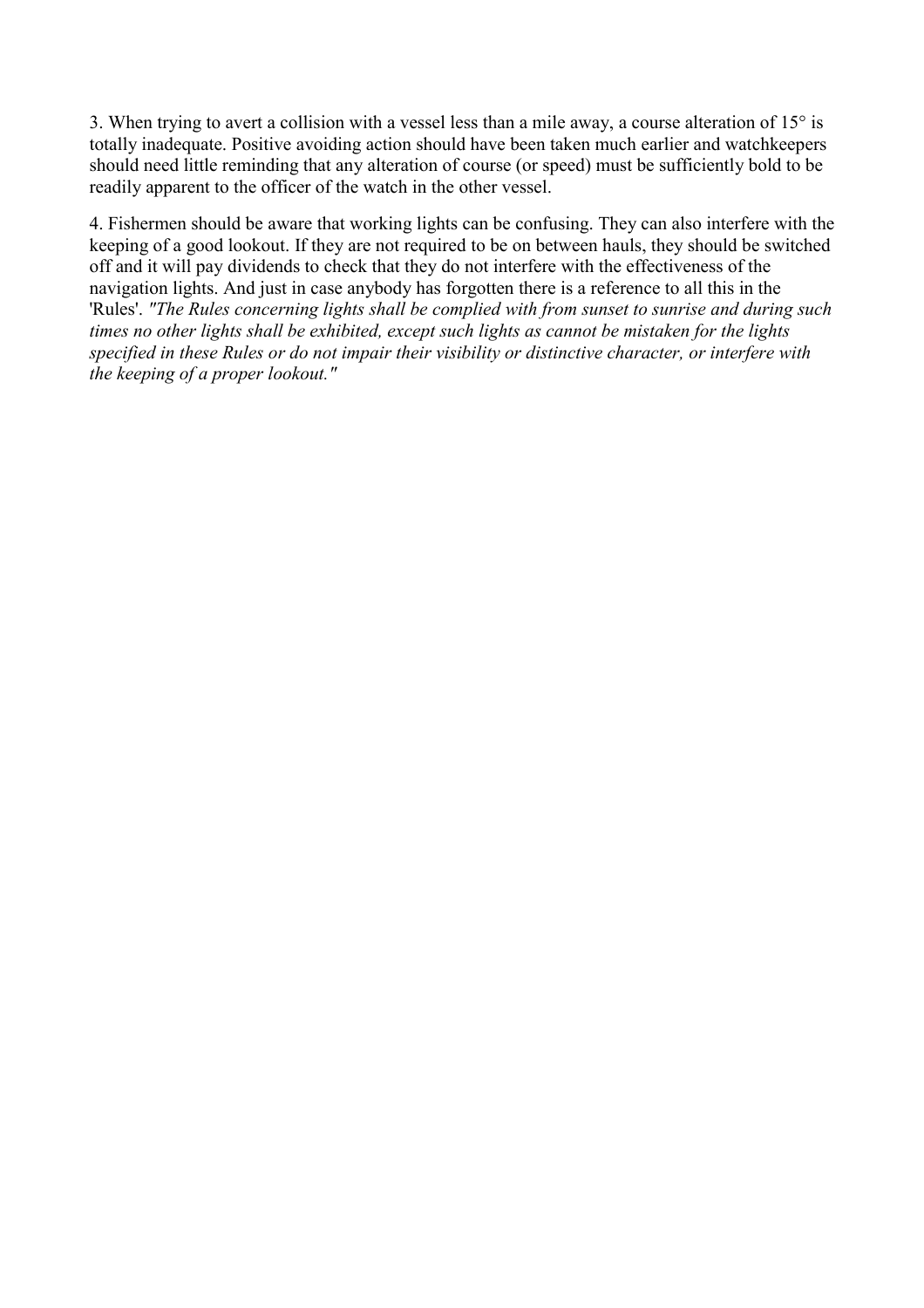3. When trying to avert a collision with a vessel less than a mile away, a course alteration of 15° is totally inadequate. Positive avoiding action should have been taken much earlier and watchkeepers should need little reminding that any alteration of course (or speed) must be sufficiently bold to be readily apparent to the officer of the watch in the other vessel.

4. Fishermen should be aware that working lights can be confusing. They can also interfere with the keeping of a good lookout. If they are not required to be on between hauls, they should be switched off and it will pay dividends to check that they do not interfere with the effectiveness of the navigation lights. And just in case anybody has forgotten there is a reference to all this in the 'Rules'. *"The Rules concerning lights shall be complied with from sunset to sunrise and during such times no other lights shall be exhibited, except such lights as cannot be mistaken for the lights specified in these Rules or do not impair their visibility or distinctive character, or interfere with the keeping of a proper lookout."*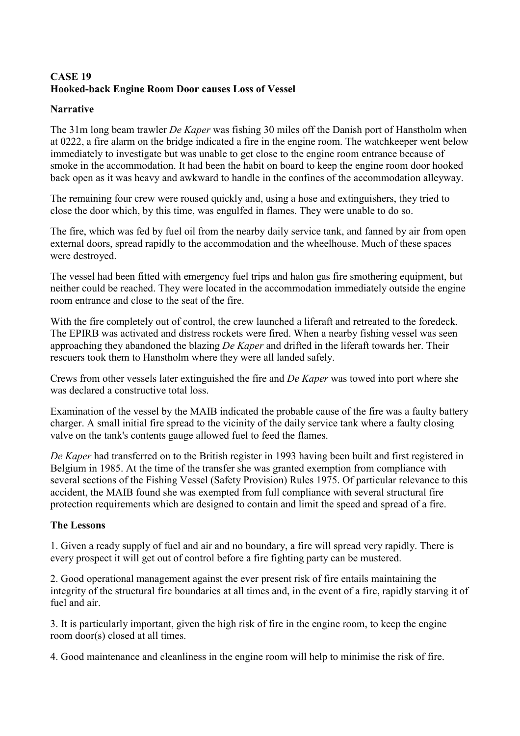## CASE 19
## Hooked-back Engine Room Door causes Loss of Vessel

### Narrative

The 31m long beam trawler *De Kaper* was fishing 30 miles off the Danish port of Hanstholm when at 0222, a fire alarm on the bridge indicated a fire in the engine room. The watchkeeper went below immediately to investigate but was unable to get close to the engine room entrance because of smoke in the accommodation. It had been the habit on board to keep the engine room door hooked back open as it was heavy and awkward to handle in the confines of the accommodation alleyway.

The remaining four crew were roused quickly and, using a hose and extinguishers, they tried to close the door which, by this time, was engulfed in flames. They were unable to do so.

The fire, which was fed by fuel oil from the nearby daily service tank, and fanned by air from open external doors, spread rapidly to the accommodation and the wheelhouse. Much of these spaces were destroyed.

The vessel had been fitted with emergency fuel trips and halon gas fire smothering equipment, but neither could be reached. They were located in the accommodation immediately outside the engine room entrance and close to the seat of the fire.

With the fire completely out of control, the crew launched a liferaft and retreated to the foredeck. The EPIRB was activated and distress rockets were fired. When a nearby fishing vessel was seen approaching they abandoned the blazing *De Kaper* and drifted in the liferaft towards her. Their rescuers took them to Hanstholm where they were all landed safely.

Crews from other vessels later extinguished the fire and *De Kaper* was towed into port where she was declared a constructive total loss.

Examination of the vessel by the MAIB indicated the probable cause of the fire was a faulty battery charger. A small initial fire spread to the vicinity of the daily service tank where a faulty closing valve on the tank's contents gauge allowed fuel to feed the flames.

*De Kaper* had transferred on to the British register in 1993 having been built and first registered in Belgium in 1985. At the time of the transfer she was granted exemption from compliance with several sections of the Fishing Vessel (Safety Provision) Rules 1975. Of particular relevance to this accident, the MAIB found she was exempted from full compliance with several structural fire protection requirements which are designed to contain and limit the speed and spread of a fire.

### The Lessons

1. Given a ready supply of fuel and air and no boundary, a fire will spread very rapidly. There is every prospect it will get out of control before a fire fighting party can be mustered.

2. Good operational management against the ever present risk of fire entails maintaining the integrity of the structural fire boundaries at all times and, in the event of a fire, rapidly starving it of fuel and air.

3. It is particularly important, given the high risk of fire in the engine room, to keep the engine room door(s) closed at all times.

4. Good maintenance and cleanliness in the engine room will help to minimise the risk of fire.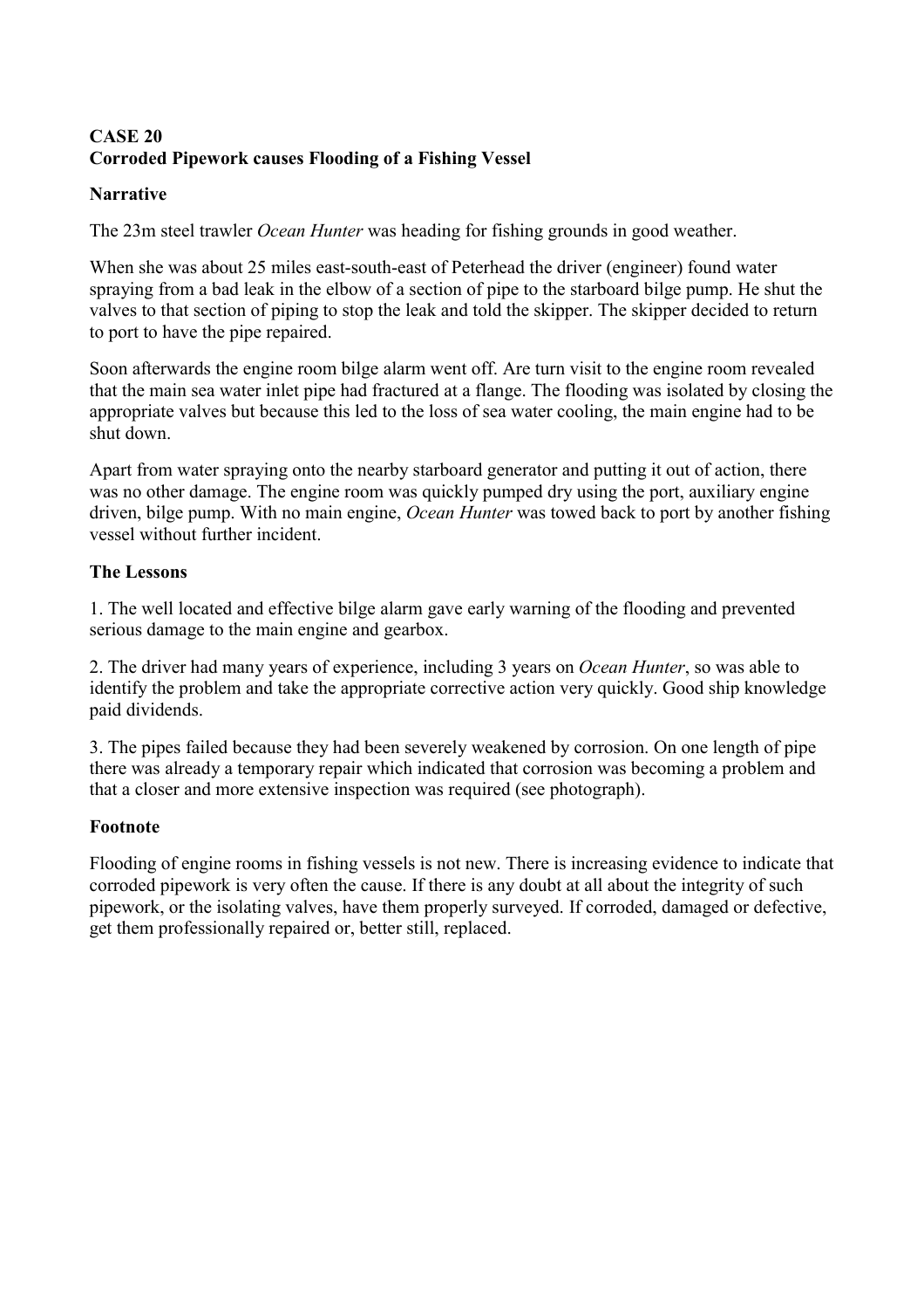**CASE 20**
**Corroded Pipework causes Flooding of a Fishing Vessel**

**Narrative**

The 23m steel trawler *Ocean Hunter* was heading for fishing grounds in good weather.

When she was about 25 miles east-south-east of Peterhead the driver (engineer) found water spraying from a bad leak in the elbow of a section of pipe to the starboard bilge pump. He shut the valves to that section of piping to stop the leak and told the skipper. The skipper decided to return to port to have the pipe repaired.

Soon afterwards the engine room bilge alarm went off. Are turn visit to the engine room revealed that the main sea water inlet pipe had fractured at a flange. The flooding was isolated by closing the appropriate valves but because this led to the loss of sea water cooling, the main engine had to be shut down.

Apart from water spraying onto the nearby starboard generator and putting it out of action, there was no other damage. The engine room was quickly pumped dry using the port, auxiliary engine driven, bilge pump. With no main engine, *Ocean Hunter* was towed back to port by another fishing vessel without further incident.

**The Lessons**

1. The well located and effective bilge alarm gave early warning of the flooding and prevented serious damage to the main engine and gearbox.

2. The driver had many years of experience, including 3 years on *Ocean Hunter*, so was able to identify the problem and take the appropriate corrective action very quickly. Good ship knowledge paid dividends.

3. The pipes failed because they had been severely weakened by corrosion. On one length of pipe there was already a temporary repair which indicated that corrosion was becoming a problem and that a closer and more extensive inspection was required (see photograph).

**Footnote**

Flooding of engine rooms in fishing vessels is not new. There is increasing evidence to indicate that corroded pipework is very often the cause. If there is any doubt at all about the integrity of such pipework, or the isolating valves, have them properly surveyed. If corroded, damaged or defective, get them professionally repaired or, better still, replaced.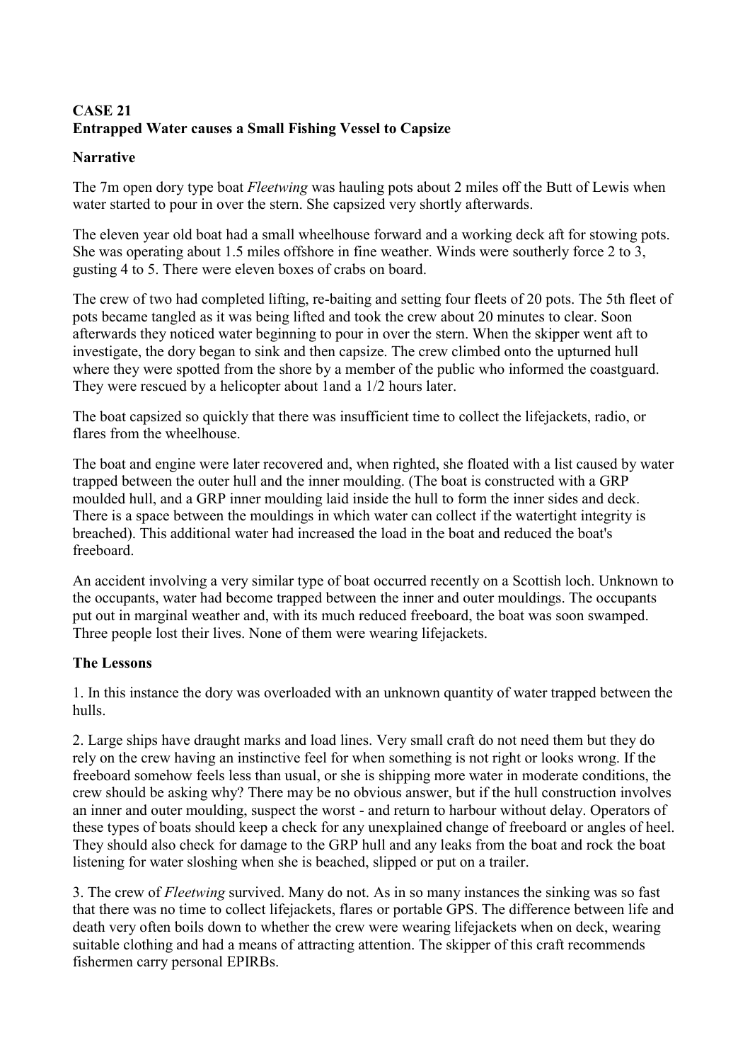**CASE 21**
**Entrapped Water causes a Small Fishing Vessel to Capsize**

**Narrative**

The 7m open dory type boat *Fleetwing* was hauling pots about 2 miles off the Butt of Lewis when water started to pour in over the stern. She capsized very shortly afterwards.

The eleven year old boat had a small wheelhouse forward and a working deck aft for stowing pots. She was operating about 1.5 miles offshore in fine weather. Winds were southerly force 2 to 3, gusting 4 to 5. There were eleven boxes of crabs on board.

The crew of two had completed lifting, re-baiting and setting four fleets of 20 pots. The 5th fleet of pots became tangled as it was being lifted and took the crew about 20 minutes to clear. Soon afterwards they noticed water beginning to pour in over the stern. When the skipper went aft to investigate, the dory began to sink and then capsize. The crew climbed onto the upturned hull where they were spotted from the shore by a member of the public who informed the coastguard. They were rescued by a helicopter about 1and a 1/2 hours later.

The boat capsized so quickly that there was insufficient time to collect the lifejackets, radio, or flares from the wheelhouse.

The boat and engine were later recovered and, when righted, she floated with a list caused by water trapped between the outer hull and the inner moulding. (The boat is constructed with a GRP moulded hull, and a GRP inner moulding laid inside the hull to form the inner sides and deck. There is a space between the mouldings in which water can collect if the watertight integrity is breached). This additional water had increased the load in the boat and reduced the boat's freeboard.

An accident involving a very similar type of boat occurred recently on a Scottish loch. Unknown to the occupants, water had become trapped between the inner and outer mouldings. The occupants put out in marginal weather and, with its much reduced freeboard, the boat was soon swamped. Three people lost their lives. None of them were wearing lifejackets.

**The Lessons**

1. In this instance the dory was overloaded with an unknown quantity of water trapped between the hulls.

2. Large ships have draught marks and load lines. Very small craft do not need them but they do rely on the crew having an instinctive feel for when something is not right or looks wrong. If the freeboard somehow feels less than usual, or she is shipping more water in moderate conditions, the crew should be asking why? There may be no obvious answer, but if the hull construction involves an inner and outer moulding, suspect the worst - and return to harbour without delay. Operators of these types of boats should keep a check for any unexplained change of freeboard or angles of heel. They should also check for damage to the GRP hull and any leaks from the boat and rock the boat listening for water sloshing when she is beached, slipped or put on a trailer.

3. The crew of *Fleetwing* survived. Many do not. As in so many instances the sinking was so fast that there was no time to collect lifejackets, flares or portable GPS. The difference between life and death very often boils down to whether the crew were wearing lifejackets when on deck, wearing suitable clothing and had a means of attracting attention. The skipper of this craft recommends fishermen carry personal EPIRBs.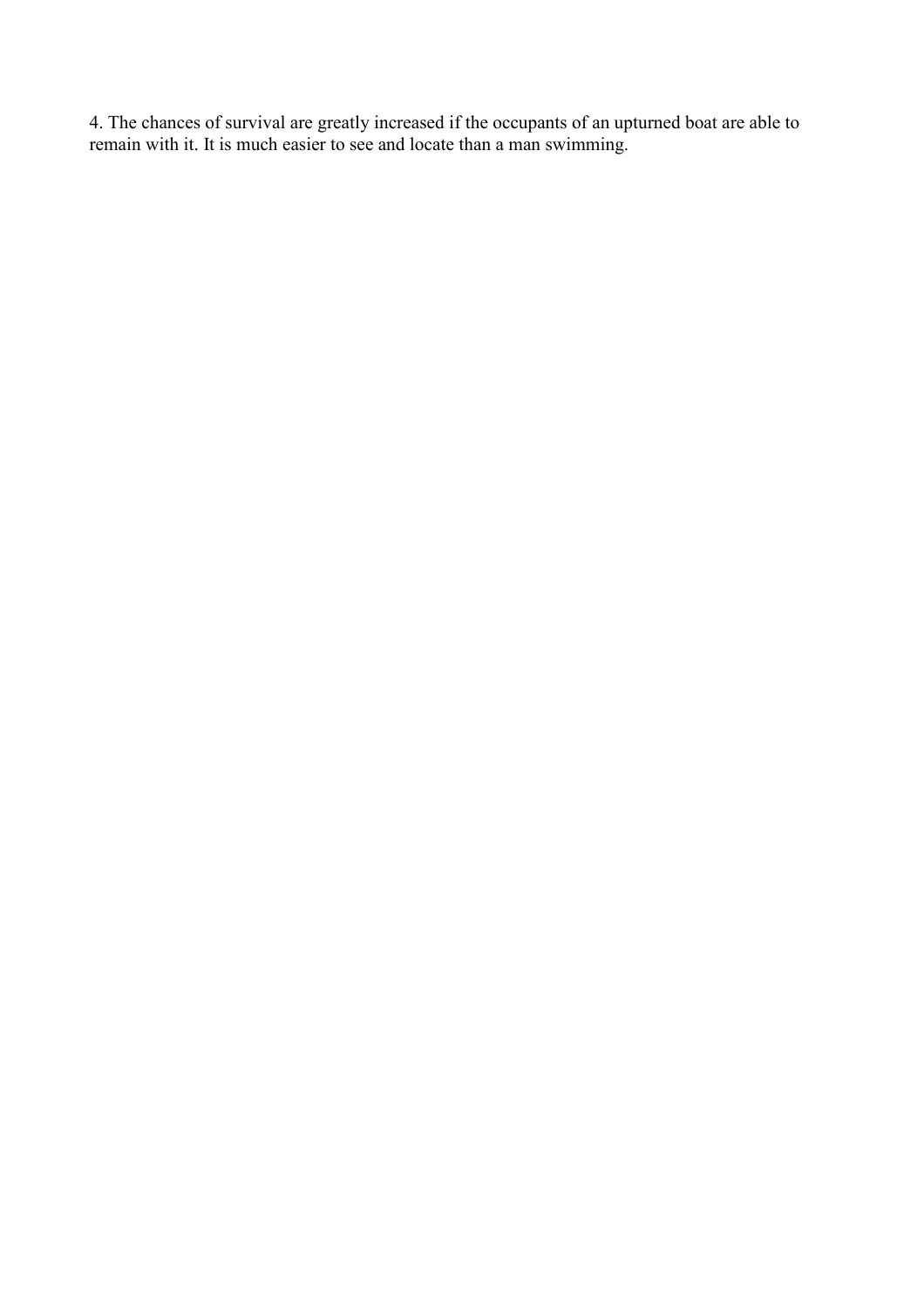4. The chances of survival are greatly increased if the occupants of an upturned boat are able to remain with it. It is much easier to see and locate than a man swimming.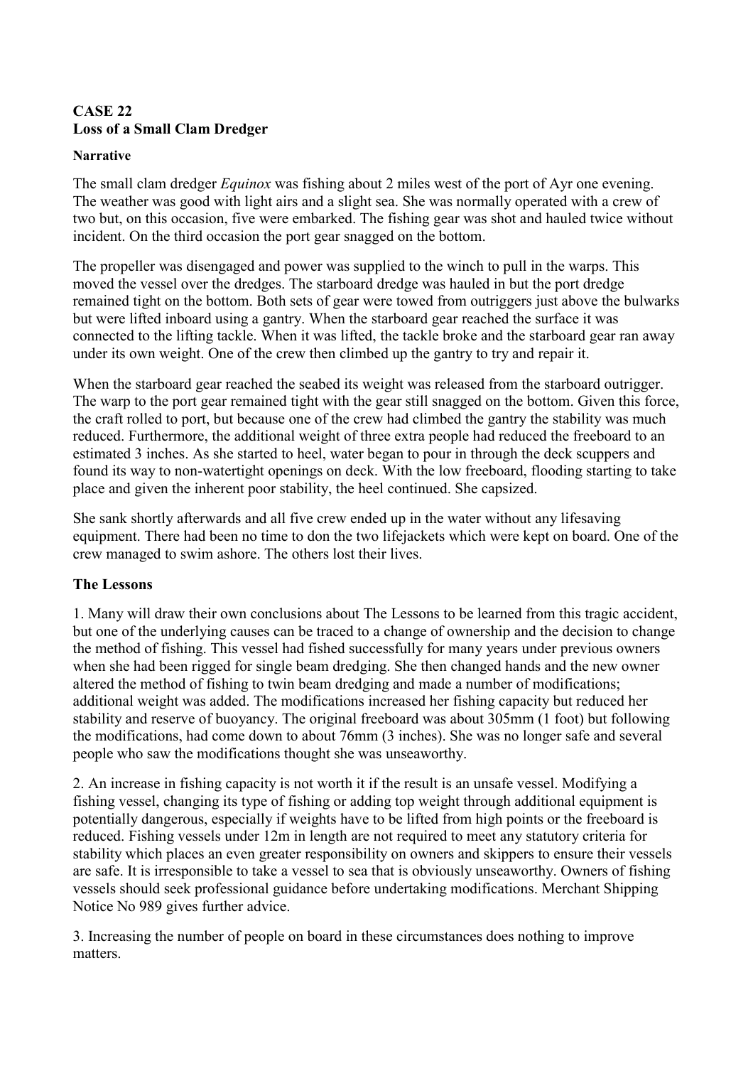**CASE 22**
**Loss of a Small Clam Dredger**

**Narrative**

The small clam dredger *Equinox* was fishing about 2 miles west of the port of Ayr one evening. The weather was good with light airs and a slight sea. She was normally operated with a crew of two but, on this occasion, five were embarked. The fishing gear was shot and hauled twice without incident. On the third occasion the port gear snagged on the bottom.

The propeller was disengaged and power was supplied to the winch to pull in the warps. This moved the vessel over the dredges. The starboard dredge was hauled in but the port dredge remained tight on the bottom. Both sets of gear were towed from outriggers just above the bulwarks but were lifted inboard using a gantry. When the starboard gear reached the surface it was connected to the lifting tackle. When it was lifted, the tackle broke and the starboard gear ran away under its own weight. One of the crew then climbed up the gantry to try and repair it.

When the starboard gear reached the seabed its weight was released from the starboard outrigger. The warp to the port gear remained tight with the gear still snagged on the bottom. Given this force, the craft rolled to port, but because one of the crew had climbed the gantry the stability was much reduced. Furthermore, the additional weight of three extra people had reduced the freeboard to an estimated 3 inches. As she started to heel, water began to pour in through the deck scuppers and found its way to non-watertight openings on deck. With the low freeboard, flooding starting to take place and given the inherent poor stability, the heel continued. She capsized.

She sank shortly afterwards and all five crew ended up in the water without any lifesaving equipment. There had been no time to don the two lifejackets which were kept on board. One of the crew managed to swim ashore. The others lost their lives.

**The Lessons**

1. Many will draw their own conclusions about The Lessons to be learned from this tragic accident, but one of the underlying causes can be traced to a change of ownership and the decision to change the method of fishing. This vessel had fished successfully for many years under previous owners when she had been rigged for single beam dredging. She then changed hands and the new owner altered the method of fishing to twin beam dredging and made a number of modifications; additional weight was added. The modifications increased her fishing capacity but reduced her stability and reserve of buoyancy. The original freeboard was about 305mm (1 foot) but following the modifications, had come down to about 76mm (3 inches). She was no longer safe and several people who saw the modifications thought she was unseaworthy.

2. An increase in fishing capacity is not worth it if the result is an unsafe vessel. Modifying a fishing vessel, changing its type of fishing or adding top weight through additional equipment is potentially dangerous, especially if weights have to be lifted from high points or the freeboard is reduced. Fishing vessels under 12m in length are not required to meet any statutory criteria for stability which places an even greater responsibility on owners and skippers to ensure their vessels are safe. It is irresponsible to take a vessel to sea that is obviously unseaworthy. Owners of fishing vessels should seek professional guidance before undertaking modifications. Merchant Shipping Notice No 989 gives further advice.

3. Increasing the number of people on board in these circumstances does nothing to improve matters.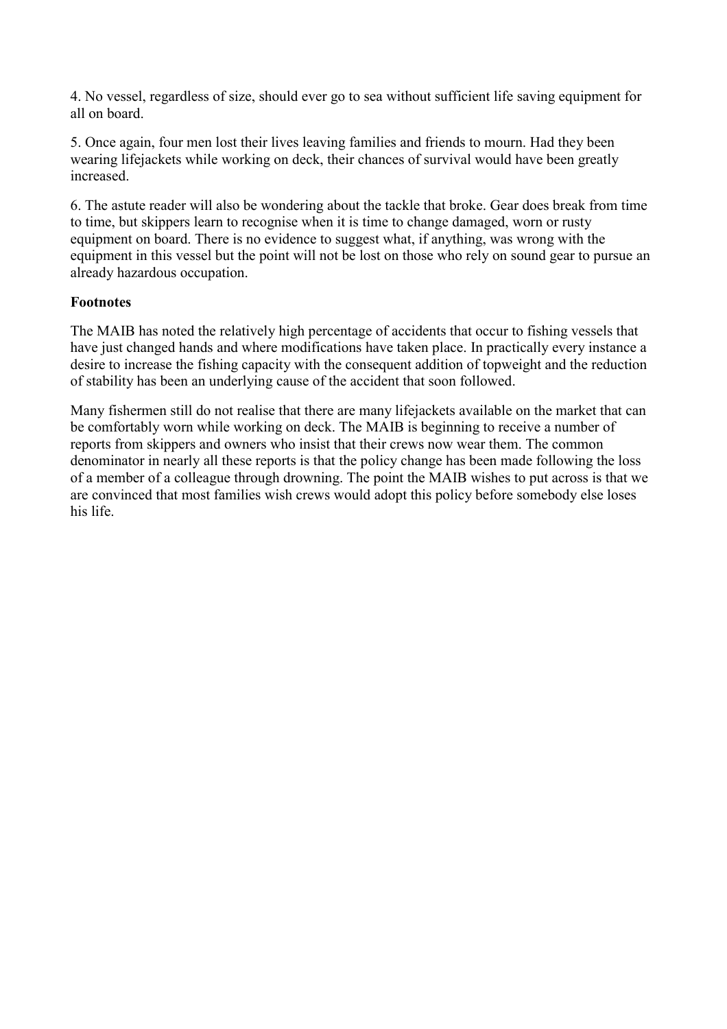4. No vessel, regardless of size, should ever go to sea without sufficient life saving equipment for all on board.

5. Once again, four men lost their lives leaving families and friends to mourn. Had they been wearing lifejackets while working on deck, their chances of survival would have been greatly increased.

6. The astute reader will also be wondering about the tackle that broke. Gear does break from time to time, but skippers learn to recognise when it is time to change damaged, worn or rusty equipment on board. There is no evidence to suggest what, if anything, was wrong with the equipment in this vessel but the point will not be lost on those who rely on sound gear to pursue an already hazardous occupation.

**Footnotes**

The MAIB has noted the relatively high percentage of accidents that occur to fishing vessels that have just changed hands and where modifications have taken place. In practically every instance a desire to increase the fishing capacity with the consequent addition of topweight and the reduction of stability has been an underlying cause of the accident that soon followed.

Many fishermen still do not realise that there are many lifejackets available on the market that can be comfortably worn while working on deck. The MAIB is beginning to receive a number of reports from skippers and owners who insist that their crews now wear them. The common denominator in nearly all these reports is that the policy change has been made following the loss of a member of a colleague through drowning. The point the MAIB wishes to put across is that we are convinced that most families wish crews would adopt this policy before somebody else loses his life.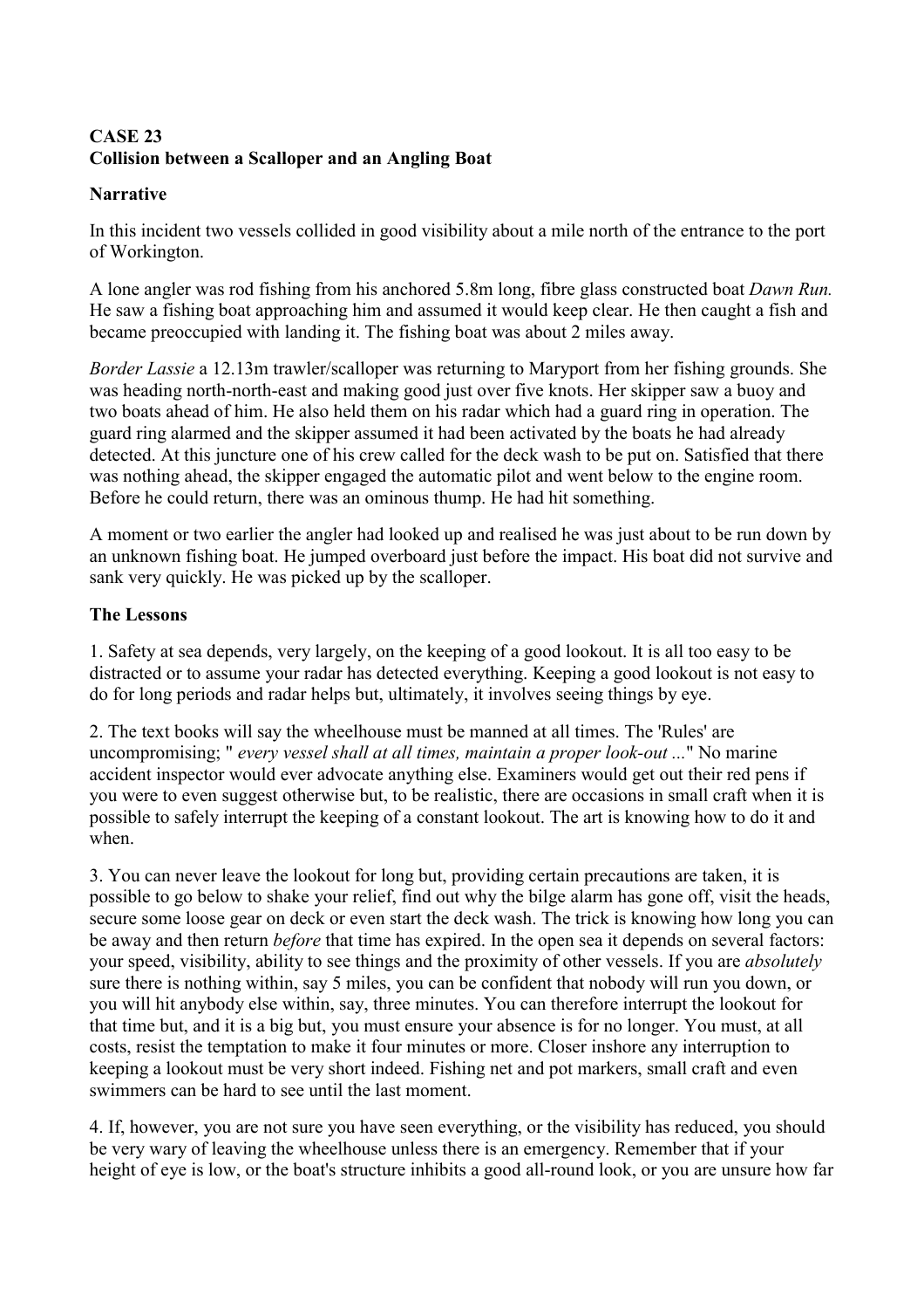## CASE 23
## Collision between a Scalloper and an Angling Boat

### Narrative

In this incident two vessels collided in good visibility about a mile north of the entrance to the port of Workington.

A lone angler was rod fishing from his anchored 5.8m long, fibre glass constructed boat *Dawn Run.* He saw a fishing boat approaching him and assumed it would keep clear. He then caught a fish and became preoccupied with landing it. The fishing boat was about 2 miles away.

*Border Lassie* a 12.13m trawler/scalloper was returning to Maryport from her fishing grounds. She was heading north-north-east and making good just over five knots. Her skipper saw a buoy and two boats ahead of him. He also held them on his radar which had a guard ring in operation. The guard ring alarmed and the skipper assumed it had been activated by the boats he had already detected. At this juncture one of his crew called for the deck wash to be put on. Satisfied that there was nothing ahead, the skipper engaged the automatic pilot and went below to the engine room. Before he could return, there was an ominous thump. He had hit something.

A moment or two earlier the angler had looked up and realised he was just about to be run down by an unknown fishing boat. He jumped overboard just before the impact. His boat did not survive and sank very quickly. He was picked up by the scalloper.

### The Lessons

1. Safety at sea depends, very largely, on the keeping of a good lookout. It is all too easy to be distracted or to assume your radar has detected everything. Keeping a good lookout is not easy to do for long periods and radar helps but, ultimately, it involves seeing things by eye.

2. The text books will say the wheelhouse must be manned at all times. The 'Rules' are uncompromising; " *every vessel shall at all times, maintain a proper look-out ...*" No marine accident inspector would ever advocate anything else. Examiners would get out their red pens if you were to even suggest otherwise but, to be realistic, there are occasions in small craft when it is possible to safely interrupt the keeping of a constant lookout. The art is knowing how to do it and when.

3. You can never leave the lookout for long but, providing certain precautions are taken, it is possible to go below to shake your relief, find out why the bilge alarm has gone off, visit the heads, secure some loose gear on deck or even start the deck wash. The trick is knowing how long you can be away and then return *before* that time has expired. In the open sea it depends on several factors: your speed, visibility, ability to see things and the proximity of other vessels. If you are *absolutely* sure there is nothing within, say 5 miles, you can be confident that nobody will run you down, or you will hit anybody else within, say, three minutes. You can therefore interrupt the lookout for that time but, and it is a big but, you must ensure your absence is for no longer. You must, at all costs, resist the temptation to make it four minutes or more. Closer inshore any interruption to keeping a lookout must be very short indeed. Fishing net and pot markers, small craft and even swimmers can be hard to see until the last moment.

4. If, however, you are not sure you have seen everything, or the visibility has reduced, you should be very wary of leaving the wheelhouse unless there is an emergency. Remember that if your height of eye is low, or the boat's structure inhibits a good all-round look, or you are unsure how far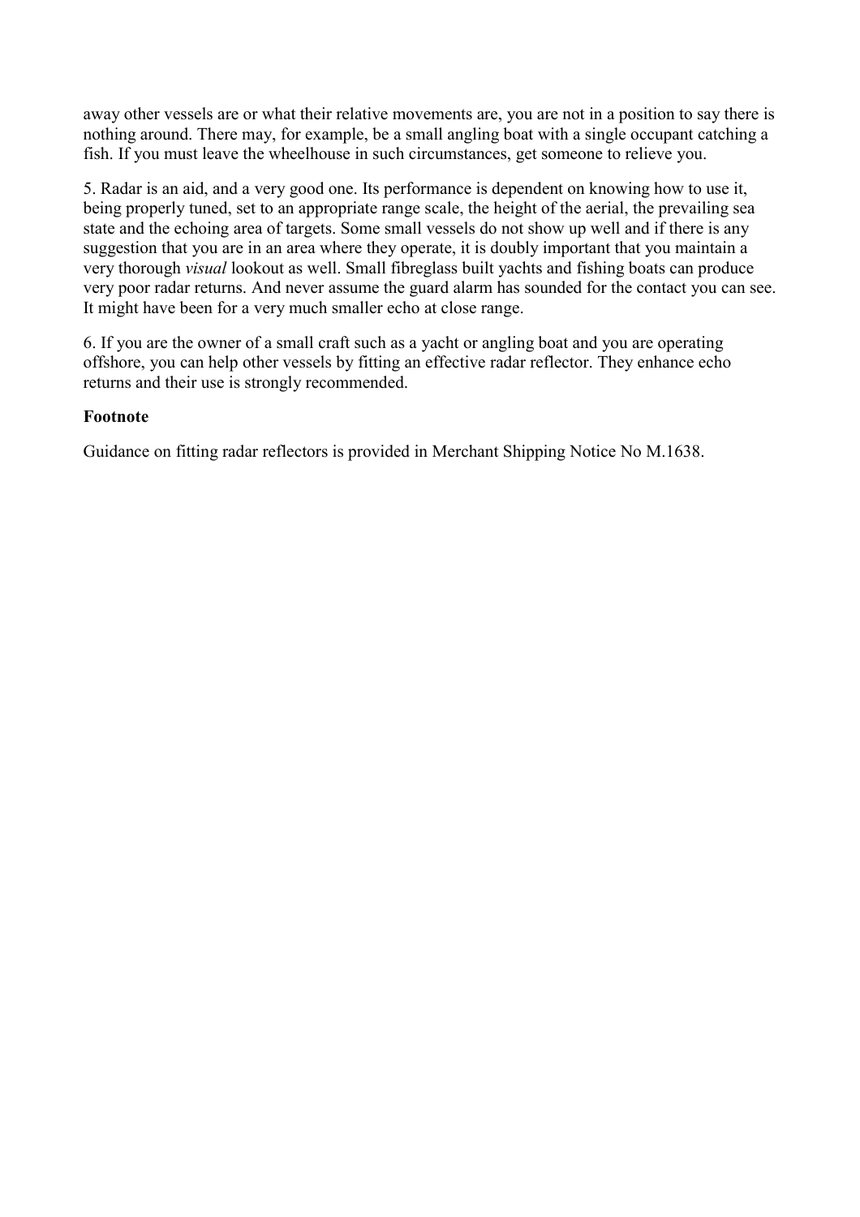away other vessels are or what their relative movements are, you are not in a position to say there is nothing around. There may, for example, be a small angling boat with a single occupant catching a fish. If you must leave the wheelhouse in such circumstances, get someone to relieve you.

5. Radar is an aid, and a very good one. Its performance is dependent on knowing how to use it, being properly tuned, set to an appropriate range scale, the height of the aerial, the prevailing sea state and the echoing area of targets. Some small vessels do not show up well and if there is any suggestion that you are in an area where they operate, it is doubly important that you maintain a very thorough *visual* lookout as well. Small fibreglass built yachts and fishing boats can produce very poor radar returns. And never assume the guard alarm has sounded for the contact you can see. It might have been for a very much smaller echo at close range.

6. If you are the owner of a small craft such as a yacht or angling boat and you are operating offshore, you can help other vessels by fitting an effective radar reflector. They enhance echo returns and their use is strongly recommended.

**Footnote**

Guidance on fitting radar reflectors is provided in Merchant Shipping Notice No M.1638.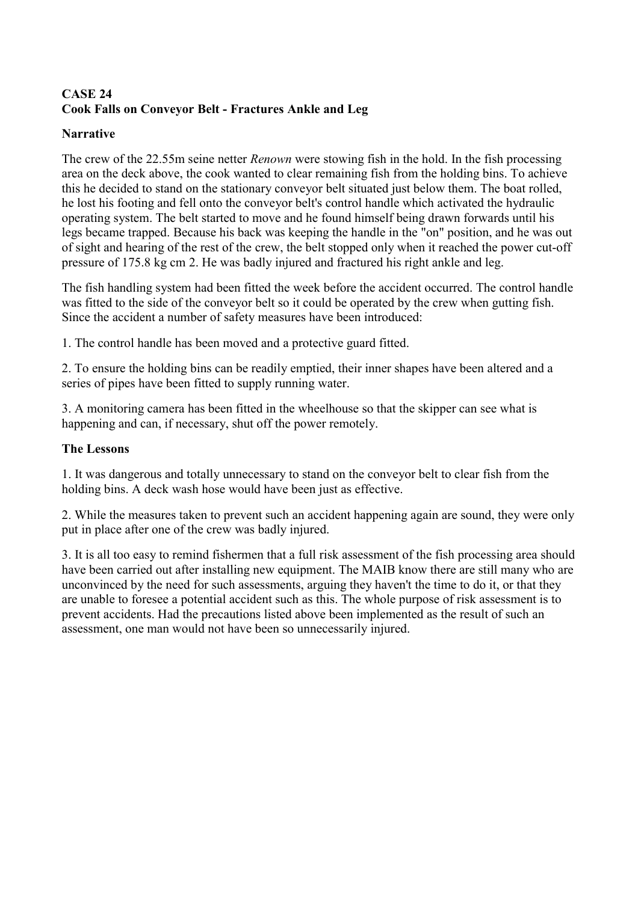## CASE 24
## Cook Falls on Conveyor Belt - Fractures Ankle and Leg

### Narrative

The crew of the 22.55m seine netter *Renown* were stowing fish in the hold. In the fish processing area on the deck above, the cook wanted to clear remaining fish from the holding bins. To achieve this he decided to stand on the stationary conveyor belt situated just below them. The boat rolled, he lost his footing and fell onto the conveyor belt's control handle which activated the hydraulic operating system. The belt started to move and he found himself being drawn forwards until his legs became trapped. Because his back was keeping the handle in the "on" position, and he was out of sight and hearing of the rest of the crew, the belt stopped only when it reached the power cut-off pressure of 175.8 kg cm 2. He was badly injured and fractured his right ankle and leg.

The fish handling system had been fitted the week before the accident occurred. The control handle was fitted to the side of the conveyor belt so it could be operated by the crew when gutting fish. Since the accident a number of safety measures have been introduced:

1. The control handle has been moved and a protective guard fitted.

2. To ensure the holding bins can be readily emptied, their inner shapes have been altered and a series of pipes have been fitted to supply running water.

3. A monitoring camera has been fitted in the wheelhouse so that the skipper can see what is happening and can, if necessary, shut off the power remotely.

### The Lessons

1. It was dangerous and totally unnecessary to stand on the conveyor belt to clear fish from the holding bins. A deck wash hose would have been just as effective.

2. While the measures taken to prevent such an accident happening again are sound, they were only put in place after one of the crew was badly injured.

3. It is all too easy to remind fishermen that a full risk assessment of the fish processing area should have been carried out after installing new equipment. The MAIB know there are still many who are unconvinced by the need for such assessments, arguing they haven't the time to do it, or that they are unable to foresee a potential accident such as this. The whole purpose of risk assessment is to prevent accidents. Had the precautions listed above been implemented as the result of such an assessment, one man would not have been so unnecessarily injured.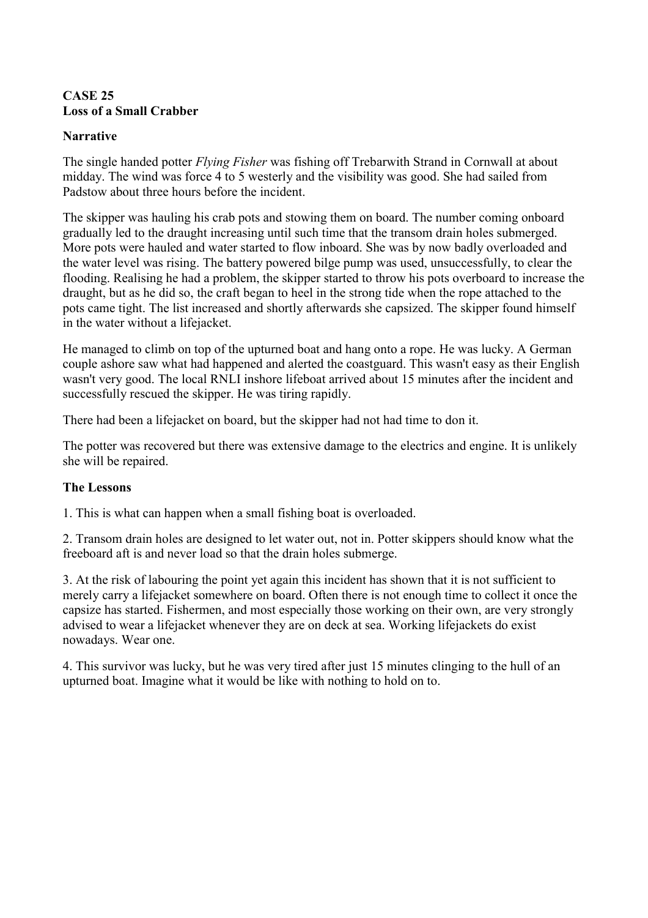**CASE 25**
**Loss of a Small Crabber**

**Narrative**

The single handed potter *Flying Fisher* was fishing off Trebarwith Strand in Cornwall at about midday. The wind was force 4 to 5 westerly and the visibility was good. She had sailed from Padstow about three hours before the incident.

The skipper was hauling his crab pots and stowing them on board. The number coming onboard gradually led to the draught increasing until such time that the transom drain holes submerged. More pots were hauled and water started to flow inboard. She was by now badly overloaded and the water level was rising. The battery powered bilge pump was used, unsuccessfully, to clear the flooding. Realising he had a problem, the skipper started to throw his pots overboard to increase the draught, but as he did so, the craft began to heel in the strong tide when the rope attached to the pots came tight. The list increased and shortly afterwards she capsized. The skipper found himself in the water without a lifejacket.

He managed to climb on top of the upturned boat and hang onto a rope. He was lucky. A German couple ashore saw what had happened and alerted the coastguard. This wasn't easy as their English wasn't very good. The local RNLI inshore lifeboat arrived about 15 minutes after the incident and successfully rescued the skipper. He was tiring rapidly.

There had been a lifejacket on board, but the skipper had not had time to don it.

The potter was recovered but there was extensive damage to the electrics and engine. It is unlikely she will be repaired.

**The Lessons**

1. This is what can happen when a small fishing boat is overloaded.

2. Transom drain holes are designed to let water out, not in. Potter skippers should know what the freeboard aft is and never load so that the drain holes submerge.

3. At the risk of labouring the point yet again this incident has shown that it is not sufficient to merely carry a lifejacket somewhere on board. Often there is not enough time to collect it once the capsize has started. Fishermen, and most especially those working on their own, are very strongly advised to wear a lifejacket whenever they are on deck at sea. Working lifejackets do exist nowadays. Wear one.

4. This survivor was lucky, but he was very tired after just 15 minutes clinging to the hull of an upturned boat. Imagine what it would be like with nothing to hold on to.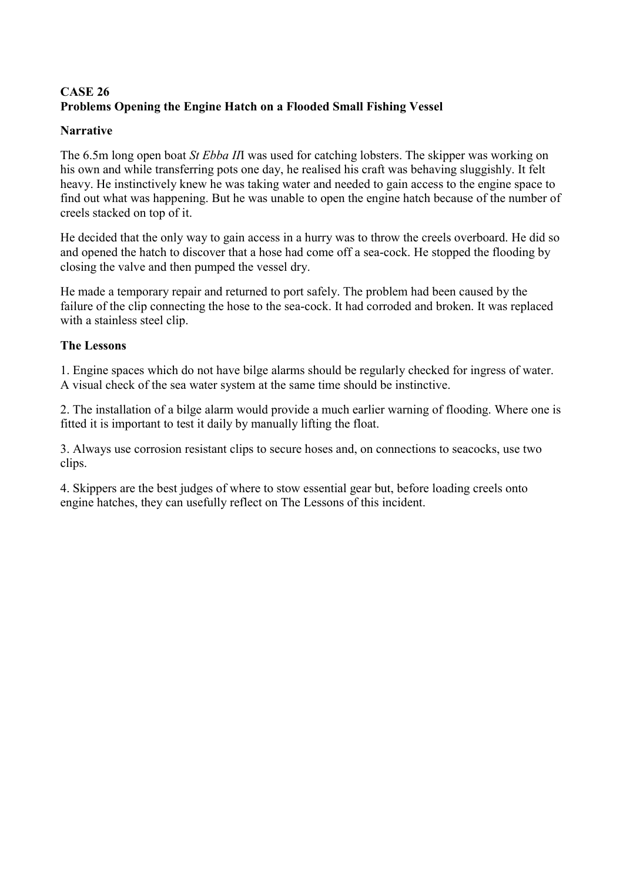**CASE 26**
**Problems Opening the Engine Hatch on a Flooded Small Fishing Vessel**

**Narrative**

The 6.5m long open boat *St Ebba II*I was used for catching lobsters. The skipper was working on his own and while transferring pots one day, he realised his craft was behaving sluggishly. It felt heavy. He instinctively knew he was taking water and needed to gain access to the engine space to find out what was happening. But he was unable to open the engine hatch because of the number of creels stacked on top of it.

He decided that the only way to gain access in a hurry was to throw the creels overboard. He did so and opened the hatch to discover that a hose had come off a sea-cock. He stopped the flooding by closing the valve and then pumped the vessel dry.

He made a temporary repair and returned to port safely. The problem had been caused by the failure of the clip connecting the hose to the sea-cock. It had corroded and broken. It was replaced with a stainless steel clip.

**The Lessons**

1. Engine spaces which do not have bilge alarms should be regularly checked for ingress of water. A visual check of the sea water system at the same time should be instinctive.

2. The installation of a bilge alarm would provide a much earlier warning of flooding. Where one is fitted it is important to test it daily by manually lifting the float.

3. Always use corrosion resistant clips to secure hoses and, on connections to seacocks, use two clips.

4. Skippers are the best judges of where to stow essential gear but, before loading creels onto engine hatches, they can usefully reflect on The Lessons of this incident.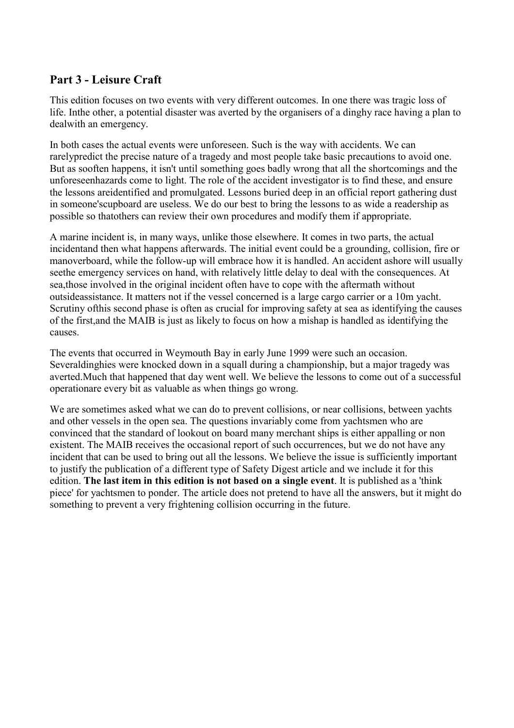## Part 3 - Leisure Craft

This edition focuses on two events with very different outcomes. In one there was tragic loss of life. Inthe other, a potential disaster was averted by the organisers of a dinghy race having a plan to dealwith an emergency.

In both cases the actual events were unforeseen. Such is the way with accidents. We can rarelypredict the precise nature of a tragedy and most people take basic precautions to avoid one. But as sooften happens, it isn't until something goes badly wrong that all the shortcomings and the unforeseenhazards come to light. The role of the accident investigator is to find these, and ensure the lessons areidentified and promulgated. Lessons buried deep in an official report gathering dust in someone'scupboard are useless. We do our best to bring the lessons to as wide a readership as possible so thatothers can review their own procedures and modify them if appropriate.

A marine incident is, in many ways, unlike those elsewhere. It comes in two parts, the actual incidentand then what happens afterwards. The initial event could be a grounding, collision, fire or manoverboard, while the follow-up will embrace how it is handled. An accident ashore will usually seethe emergency services on hand, with relatively little delay to deal with the consequences. At sea,those involved in the original incident often have to cope with the aftermath without outsideassistance. It matters not if the vessel concerned is a large cargo carrier or a 10m yacht. Scrutiny ofthis second phase is often as crucial for improving safety at sea as identifying the causes of the first,and the MAIB is just as likely to focus on how a mishap is handled as identifying the causes.

The events that occurred in Weymouth Bay in early June 1999 were such an occasion. Severaldinghies were knocked down in a squall during a championship, but a major tragedy was averted.Much that happened that day went well. We believe the lessons to come out of a successful operationare every bit as valuable as when things go wrong.

We are sometimes asked what we can do to prevent collisions, or near collisions, between yachts and other vessels in the open sea. The questions invariably come from yachtsmen who are convinced that the standard of lookout on board many merchant ships is either appalling or non existent. The MAIB receives the occasional report of such occurrences, but we do not have any incident that can be used to bring out all the lessons. We believe the issue is sufficiently important to justify the publication of a different type of Safety Digest article and we include it for this edition. **The last item in this edition is not based on a single event**. It is published as a 'think piece' for yachtsmen to ponder. The article does not pretend to have all the answers, but it might do something to prevent a very frightening collision occurring in the future.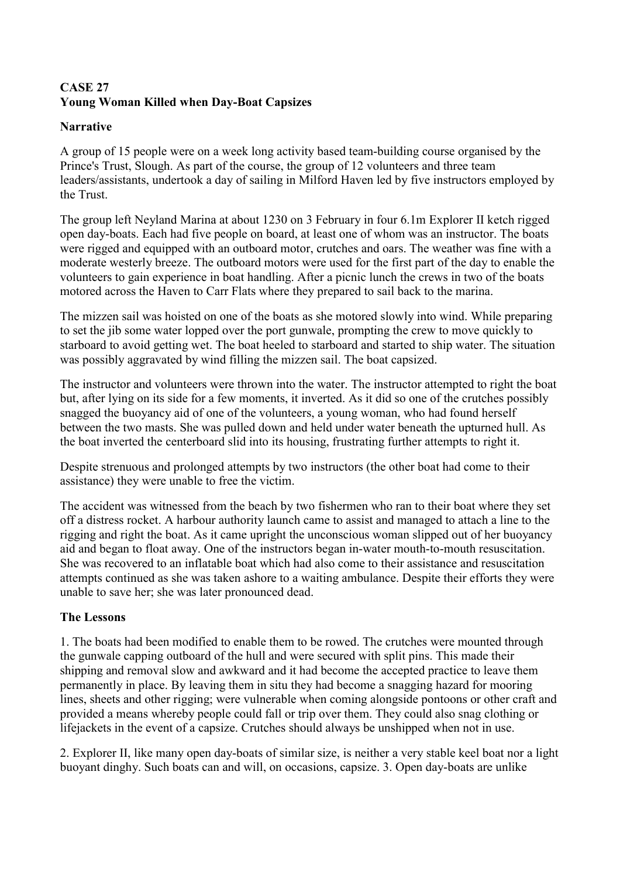**CASE 27**
**Young Woman Killed when Day-Boat Capsizes**

**Narrative**

A group of 15 people were on a week long activity based team-building course organised by the Prince's Trust, Slough. As part of the course, the group of 12 volunteers and three team leaders/assistants, undertook a day of sailing in Milford Haven led by five instructors employed by the Trust.

The group left Neyland Marina at about 1230 on 3 February in four 6.1m Explorer II ketch rigged open day-boats. Each had five people on board, at least one of whom was an instructor. The boats were rigged and equipped with an outboard motor, crutches and oars. The weather was fine with a moderate westerly breeze. The outboard motors were used for the first part of the day to enable the volunteers to gain experience in boat handling. After a picnic lunch the crews in two of the boats motored across the Haven to Carr Flats where they prepared to sail back to the marina.

The mizzen sail was hoisted on one of the boats as she motored slowly into wind. While preparing to set the jib some water lopped over the port gunwale, prompting the crew to move quickly to starboard to avoid getting wet. The boat heeled to starboard and started to ship water. The situation was possibly aggravated by wind filling the mizzen sail. The boat capsized.

The instructor and volunteers were thrown into the water. The instructor attempted to right the boat but, after lying on its side for a few moments, it inverted. As it did so one of the crutches possibly snagged the buoyancy aid of one of the volunteers, a young woman, who had found herself between the two masts. She was pulled down and held under water beneath the upturned hull. As the boat inverted the centerboard slid into its housing, frustrating further attempts to right it.

Despite strenuous and prolonged attempts by two instructors (the other boat had come to their assistance) they were unable to free the victim.

The accident was witnessed from the beach by two fishermen who ran to their boat where they set off a distress rocket. A harbour authority launch came to assist and managed to attach a line to the rigging and right the boat. As it came upright the unconscious woman slipped out of her buoyancy aid and began to float away. One of the instructors began in-water mouth-to-mouth resuscitation. She was recovered to an inflatable boat which had also come to their assistance and resuscitation attempts continued as she was taken ashore to a waiting ambulance. Despite their efforts they were unable to save her; she was later pronounced dead.

**The Lessons**

1. The boats had been modified to enable them to be rowed. The crutches were mounted through the gunwale capping outboard of the hull and were secured with split pins. This made their shipping and removal slow and awkward and it had become the accepted practice to leave them permanently in place. By leaving them in situ they had become a snagging hazard for mooring lines, sheets and other rigging; were vulnerable when coming alongside pontoons or other craft and provided a means whereby people could fall or trip over them. They could also snag clothing or lifejackets in the event of a capsize. Crutches should always be unshipped when not in use.

2. Explorer II, like many open day-boats of similar size, is neither a very stable keel boat nor a light buoyant dinghy. Such boats can and will, on occasions, capsize. 3. Open day-boats are unlike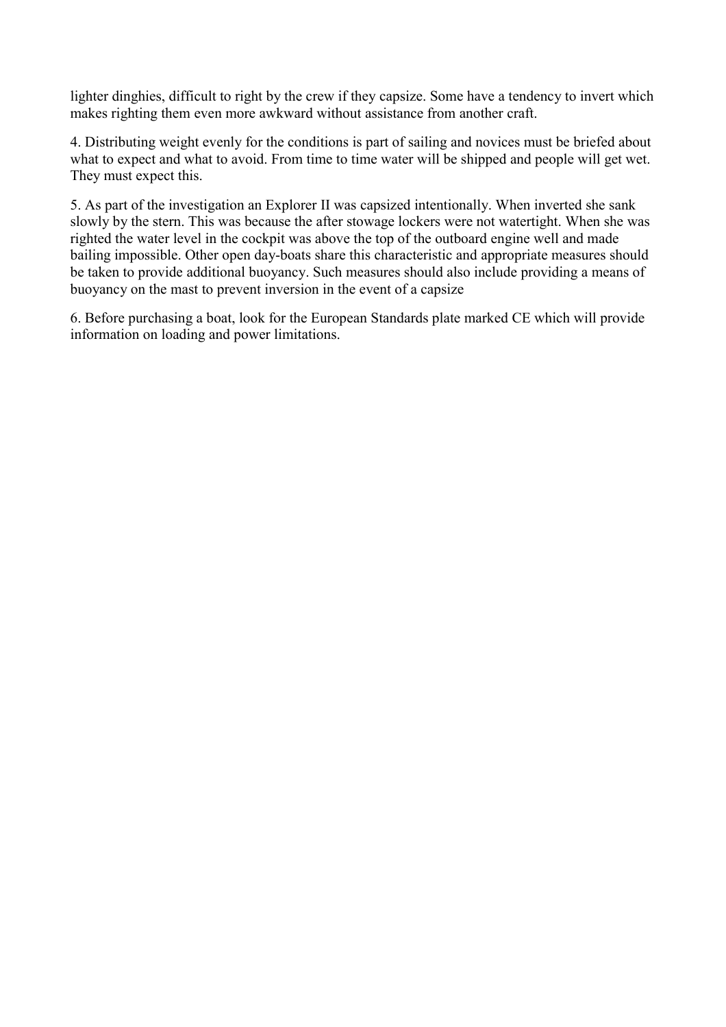lighter dinghies, difficult to right by the crew if they capsize. Some have a tendency to invert which makes righting them even more awkward without assistance from another craft.

4. Distributing weight evenly for the conditions is part of sailing and novices must be briefed about what to expect and what to avoid. From time to time water will be shipped and people will get wet. They must expect this.

5. As part of the investigation an Explorer II was capsized intentionally. When inverted she sank slowly by the stern. This was because the after stowage lockers were not watertight. When she was righted the water level in the cockpit was above the top of the outboard engine well and made bailing impossible. Other open day-boats share this characteristic and appropriate measures should be taken to provide additional buoyancy. Such measures should also include providing a means of buoyancy on the mast to prevent inversion in the event of a capsize

6. Before purchasing a boat, look for the European Standards plate marked CE which will provide information on loading and power limitations.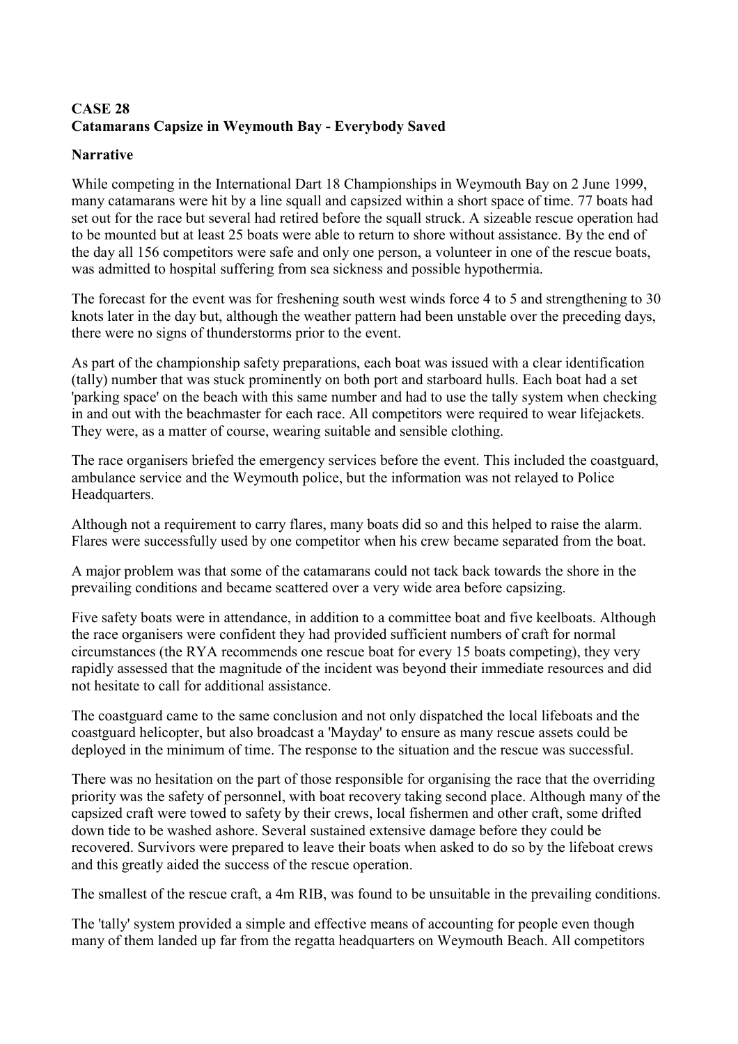**CASE 28**
**Catamarans Capsize in Weymouth Bay - Everybody Saved**

**Narrative**

While competing in the International Dart 18 Championships in Weymouth Bay on 2 June 1999, many catamarans were hit by a line squall and capsized within a short space of time. 77 boats had set out for the race but several had retired before the squall struck. A sizeable rescue operation had to be mounted but at least 25 boats were able to return to shore without assistance. By the end of the day all 156 competitors were safe and only one person, a volunteer in one of the rescue boats, was admitted to hospital suffering from sea sickness and possible hypothermia.

The forecast for the event was for freshening south west winds force 4 to 5 and strengthening to 30 knots later in the day but, although the weather pattern had been unstable over the preceding days, there were no signs of thunderstorms prior to the event.

As part of the championship safety preparations, each boat was issued with a clear identification (tally) number that was stuck prominently on both port and starboard hulls. Each boat had a set 'parking space' on the beach with this same number and had to use the tally system when checking in and out with the beachmaster for each race. All competitors were required to wear lifejackets. They were, as a matter of course, wearing suitable and sensible clothing.

The race organisers briefed the emergency services before the event. This included the coastguard, ambulance service and the Weymouth police, but the information was not relayed to Police Headquarters.

Although not a requirement to carry flares, many boats did so and this helped to raise the alarm. Flares were successfully used by one competitor when his crew became separated from the boat.

A major problem was that some of the catamarans could not tack back towards the shore in the prevailing conditions and became scattered over a very wide area before capsizing.

Five safety boats were in attendance, in addition to a committee boat and five keelboats. Although the race organisers were confident they had provided sufficient numbers of craft for normal circumstances (the RYA recommends one rescue boat for every 15 boats competing), they very rapidly assessed that the magnitude of the incident was beyond their immediate resources and did not hesitate to call for additional assistance.

The coastguard came to the same conclusion and not only dispatched the local lifeboats and the coastguard helicopter, but also broadcast a 'Mayday' to ensure as many rescue assets could be deployed in the minimum of time. The response to the situation and the rescue was successful.

There was no hesitation on the part of those responsible for organising the race that the overriding priority was the safety of personnel, with boat recovery taking second place. Although many of the capsized craft were towed to safety by their crews, local fishermen and other craft, some drifted down tide to be washed ashore. Several sustained extensive damage before they could be recovered. Survivors were prepared to leave their boats when asked to do so by the lifeboat crews and this greatly aided the success of the rescue operation.

The smallest of the rescue craft, a 4m RIB, was found to be unsuitable in the prevailing conditions.

The 'tally' system provided a simple and effective means of accounting for people even though many of them landed up far from the regatta headquarters on Weymouth Beach. All competitors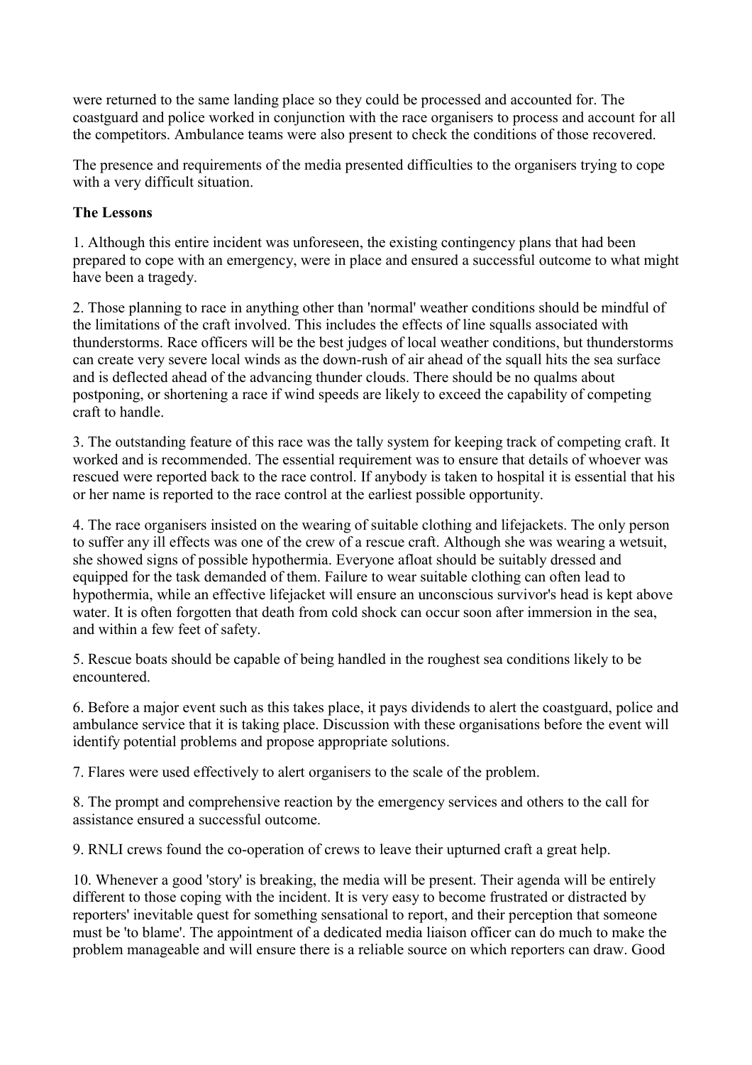were returned to the same landing place so they could be processed and accounted for. The coastguard and police worked in conjunction with the race organisers to process and account for all the competitors. Ambulance teams were also present to check the conditions of those recovered.

The presence and requirements of the media presented difficulties to the organisers trying to cope with a very difficult situation.

**The Lessons**

1. Although this entire incident was unforeseen, the existing contingency plans that had been prepared to cope with an emergency, were in place and ensured a successful outcome to what might have been a tragedy.

2. Those planning to race in anything other than 'normal' weather conditions should be mindful of the limitations of the craft involved. This includes the effects of line squalls associated with thunderstorms. Race officers will be the best judges of local weather conditions, but thunderstorms can create very severe local winds as the down-rush of air ahead of the squall hits the sea surface and is deflected ahead of the advancing thunder clouds. There should be no qualms about postponing, or shortening a race if wind speeds are likely to exceed the capability of competing craft to handle.

3. The outstanding feature of this race was the tally system for keeping track of competing craft. It worked and is recommended. The essential requirement was to ensure that details of whoever was rescued were reported back to the race control. If anybody is taken to hospital it is essential that his or her name is reported to the race control at the earliest possible opportunity.

4. The race organisers insisted on the wearing of suitable clothing and lifejackets. The only person to suffer any ill effects was one of the crew of a rescue craft. Although she was wearing a wetsuit, she showed signs of possible hypothermia. Everyone afloat should be suitably dressed and equipped for the task demanded of them. Failure to wear suitable clothing can often lead to hypothermia, while an effective lifejacket will ensure an unconscious survivor's head is kept above water. It is often forgotten that death from cold shock can occur soon after immersion in the sea, and within a few feet of safety.

5. Rescue boats should be capable of being handled in the roughest sea conditions likely to be encountered.

6. Before a major event such as this takes place, it pays dividends to alert the coastguard, police and ambulance service that it is taking place. Discussion with these organisations before the event will identify potential problems and propose appropriate solutions.

7. Flares were used effectively to alert organisers to the scale of the problem.

8. The prompt and comprehensive reaction by the emergency services and others to the call for assistance ensured a successful outcome.

9. RNLI crews found the co-operation of crews to leave their upturned craft a great help.

10. Whenever a good 'story' is breaking, the media will be present. Their agenda will be entirely different to those coping with the incident. It is very easy to become frustrated or distracted by reporters' inevitable quest for something sensational to report, and their perception that someone must be 'to blame'. The appointment of a dedicated media liaison officer can do much to make the problem manageable and will ensure there is a reliable source on which reporters can draw. Good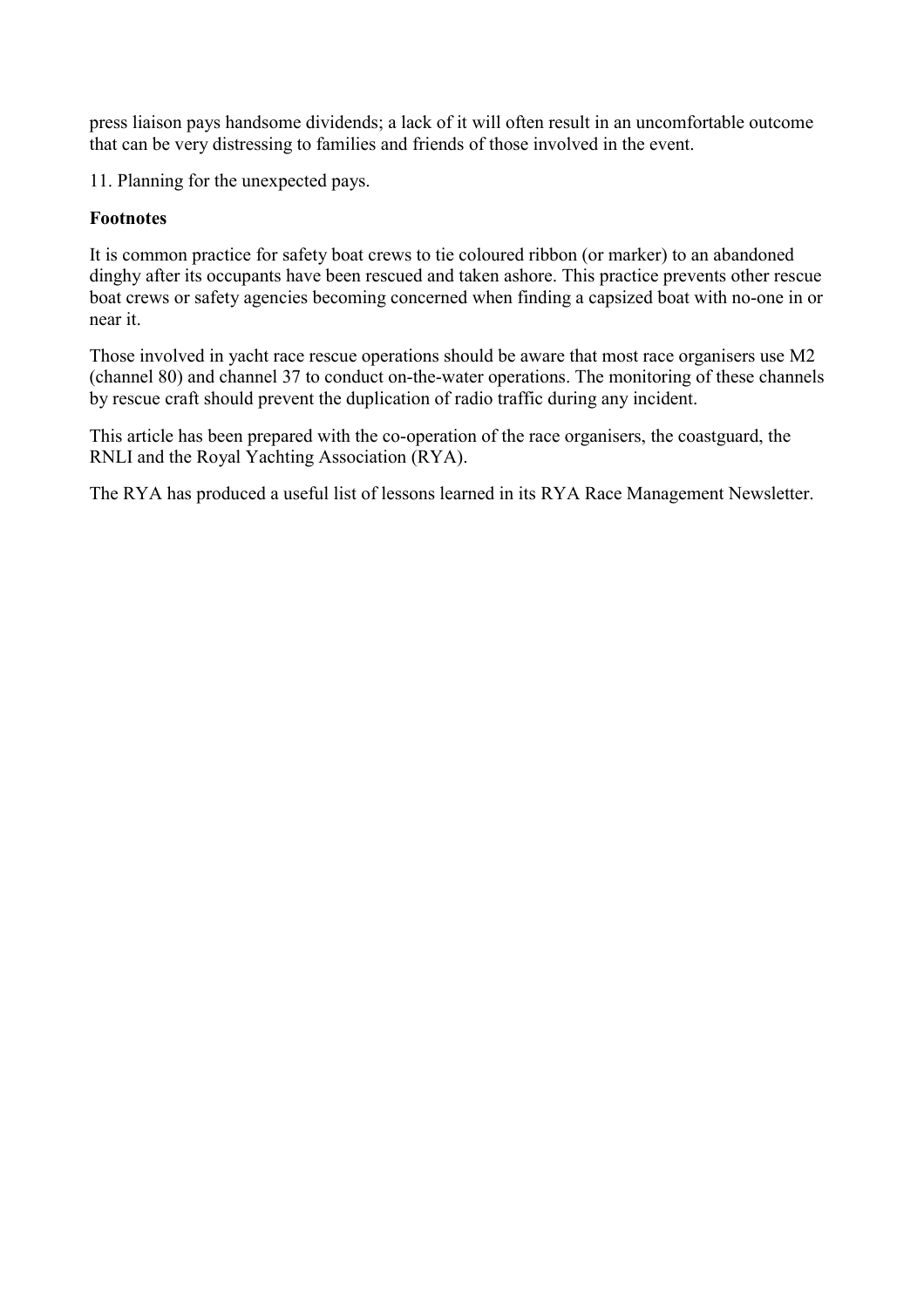press liaison pays handsome dividends; a lack of it will often result in an uncomfortable outcome that can be very distressing to families and friends of those involved in the event.

11. Planning for the unexpected pays.

**Footnotes**

It is common practice for safety boat crews to tie coloured ribbon (or marker) to an abandoned dinghy after its occupants have been rescued and taken ashore. This practice prevents other rescue boat crews or safety agencies becoming concerned when finding a capsized boat with no-one in or near it.

Those involved in yacht race rescue operations should be aware that most race organisers use M2 (channel 80) and channel 37 to conduct on-the-water operations. The monitoring of these channels by rescue craft should prevent the duplication of radio traffic during any incident.

This article has been prepared with the co-operation of the race organisers, the coastguard, the RNLI and the Royal Yachting Association (RYA).

The RYA has produced a useful list of lessons learned in its RYA Race Management Newsletter.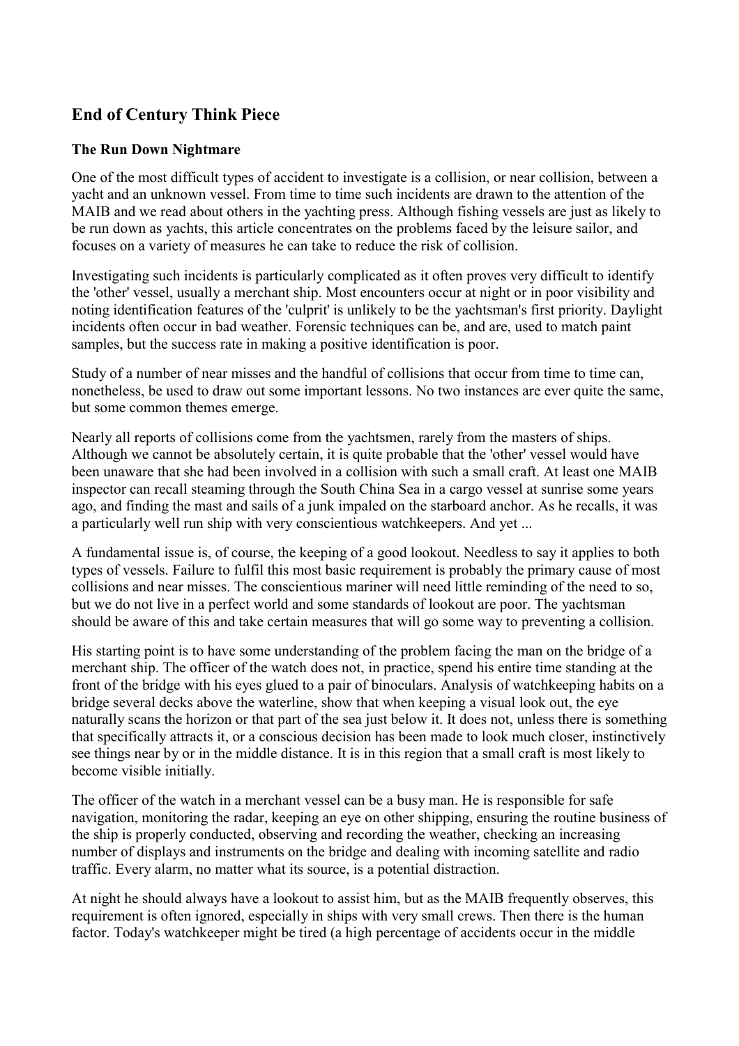## End of Century Think Piece

### The Run Down Nightmare

One of the most difficult types of accident to investigate is a collision, or near collision, between a yacht and an unknown vessel. From time to time such incidents are drawn to the attention of the MAIB and we read about others in the yachting press. Although fishing vessels are just as likely to be run down as yachts, this article concentrates on the problems faced by the leisure sailor, and focuses on a variety of measures he can take to reduce the risk of collision.

Investigating such incidents is particularly complicated as it often proves very difficult to identify the 'other' vessel, usually a merchant ship. Most encounters occur at night or in poor visibility and noting identification features of the 'culprit' is unlikely to be the yachtsman's first priority. Daylight incidents often occur in bad weather. Forensic techniques can be, and are, used to match paint samples, but the success rate in making a positive identification is poor.

Study of a number of near misses and the handful of collisions that occur from time to time can, nonetheless, be used to draw out some important lessons. No two instances are ever quite the same, but some common themes emerge.

Nearly all reports of collisions come from the yachtsmen, rarely from the masters of ships. Although we cannot be absolutely certain, it is quite probable that the 'other' vessel would have been unaware that she had been involved in a collision with such a small craft. At least one MAIB inspector can recall steaming through the South China Sea in a cargo vessel at sunrise some years ago, and finding the mast and sails of a junk impaled on the starboard anchor. As he recalls, it was a particularly well run ship with very conscientious watchkeepers. And yet ...

A fundamental issue is, of course, the keeping of a good lookout. Needless to say it applies to both types of vessels. Failure to fulfil this most basic requirement is probably the primary cause of most collisions and near misses. The conscientious mariner will need little reminding of the need to so, but we do not live in a perfect world and some standards of lookout are poor. The yachtsman should be aware of this and take certain measures that will go some way to preventing a collision.

His starting point is to have some understanding of the problem facing the man on the bridge of a merchant ship. The officer of the watch does not, in practice, spend his entire time standing at the front of the bridge with his eyes glued to a pair of binoculars. Analysis of watchkeeping habits on a bridge several decks above the waterline, show that when keeping a visual look out, the eye naturally scans the horizon or that part of the sea just below it. It does not, unless there is something that specifically attracts it, or a conscious decision has been made to look much closer, instinctively see things near by or in the middle distance. It is in this region that a small craft is most likely to become visible initially.

The officer of the watch in a merchant vessel can be a busy man. He is responsible for safe navigation, monitoring the radar, keeping an eye on other shipping, ensuring the routine business of the ship is properly conducted, observing and recording the weather, checking an increasing number of displays and instruments on the bridge and dealing with incoming satellite and radio traffic. Every alarm, no matter what its source, is a potential distraction.

At night he should always have a lookout to assist him, but as the MAIB frequently observes, this requirement is often ignored, especially in ships with very small crews. Then there is the human factor. Today's watchkeeper might be tired (a high percentage of accidents occur in the middle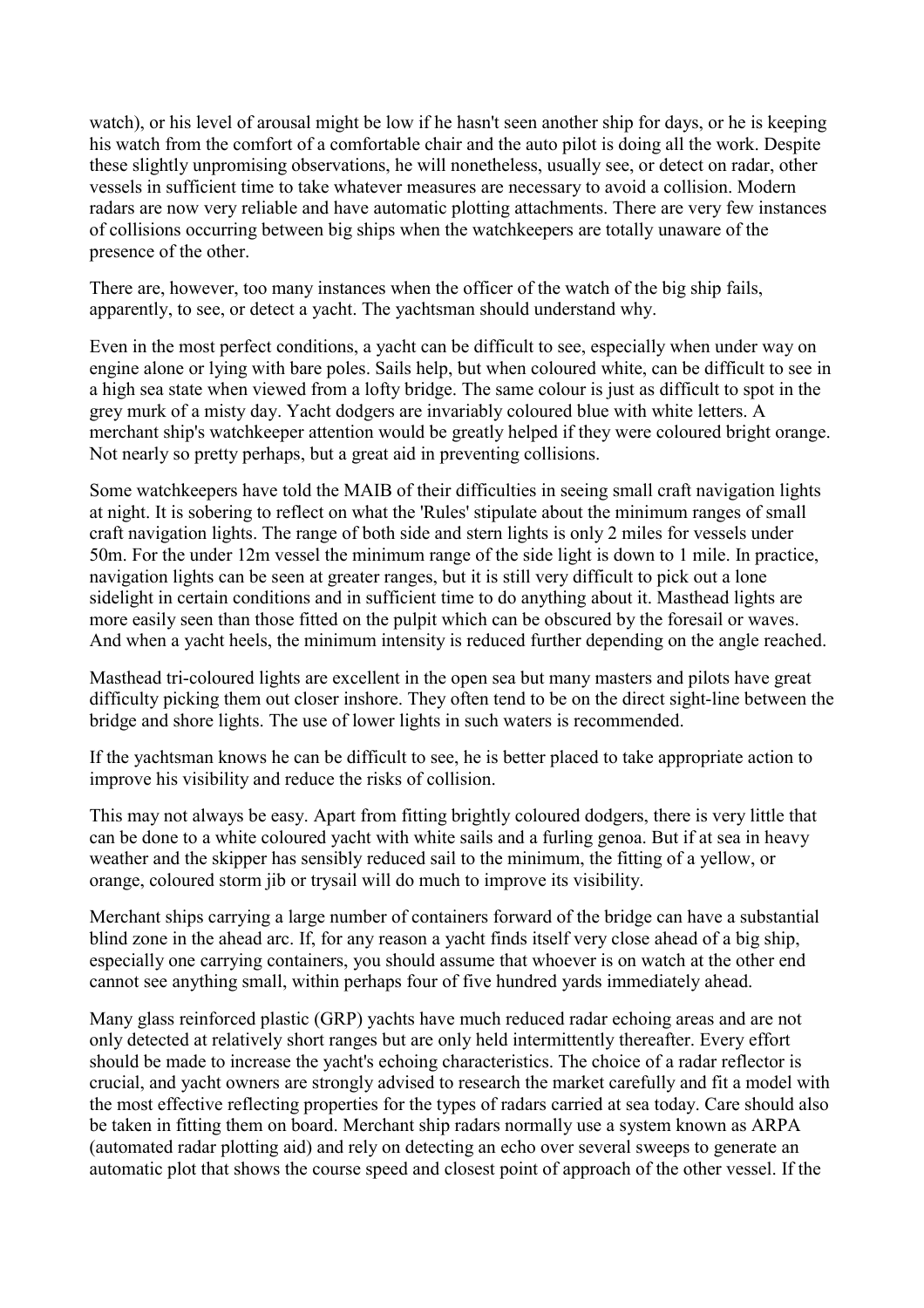watch), or his level of arousal might be low if he hasn't seen another ship for days, or he is keeping his watch from the comfort of a comfortable chair and the auto pilot is doing all the work. Despite these slightly unpromising observations, he will nonetheless, usually see, or detect on radar, other vessels in sufficient time to take whatever measures are necessary to avoid a collision. Modern radars are now very reliable and have automatic plotting attachments. There are very few instances of collisions occurring between big ships when the watchkeepers are totally unaware of the presence of the other.

There are, however, too many instances when the officer of the watch of the big ship fails, apparently, to see, or detect a yacht. The yachtsman should understand why.

Even in the most perfect conditions, a yacht can be difficult to see, especially when under way on engine alone or lying with bare poles. Sails help, but when coloured white, can be difficult to see in a high sea state when viewed from a lofty bridge. The same colour is just as difficult to spot in the grey murk of a misty day. Yacht dodgers are invariably coloured blue with white letters. A merchant ship's watchkeeper attention would be greatly helped if they were coloured bright orange. Not nearly so pretty perhaps, but a great aid in preventing collisions.

Some watchkeepers have told the MAIB of their difficulties in seeing small craft navigation lights at night. It is sobering to reflect on what the 'Rules' stipulate about the minimum ranges of small craft navigation lights. The range of both side and stern lights is only 2 miles for vessels under 50m. For the under 12m vessel the minimum range of the side light is down to 1 mile. In practice, navigation lights can be seen at greater ranges, but it is still very difficult to pick out a lone sidelight in certain conditions and in sufficient time to do anything about it. Masthead lights are more easily seen than those fitted on the pulpit which can be obscured by the foresail or waves. And when a yacht heels, the minimum intensity is reduced further depending on the angle reached.

Masthead tri-coloured lights are excellent in the open sea but many masters and pilots have great difficulty picking them out closer inshore. They often tend to be on the direct sight-line between the bridge and shore lights. The use of lower lights in such waters is recommended.

If the yachtsman knows he can be difficult to see, he is better placed to take appropriate action to improve his visibility and reduce the risks of collision.

This may not always be easy. Apart from fitting brightly coloured dodgers, there is very little that can be done to a white coloured yacht with white sails and a furling genoa. But if at sea in heavy weather and the skipper has sensibly reduced sail to the minimum, the fitting of a yellow, or orange, coloured storm jib or trysail will do much to improve its visibility.

Merchant ships carrying a large number of containers forward of the bridge can have a substantial blind zone in the ahead arc. If, for any reason a yacht finds itself very close ahead of a big ship, especially one carrying containers, you should assume that whoever is on watch at the other end cannot see anything small, within perhaps four of five hundred yards immediately ahead.

Many glass reinforced plastic (GRP) yachts have much reduced radar echoing areas and are not only detected at relatively short ranges but are only held intermittently thereafter. Every effort should be made to increase the yacht's echoing characteristics. The choice of a radar reflector is crucial, and yacht owners are strongly advised to research the market carefully and fit a model with the most effective reflecting properties for the types of radars carried at sea today. Care should also be taken in fitting them on board. Merchant ship radars normally use a system known as ARPA (automated radar plotting aid) and rely on detecting an echo over several sweeps to generate an automatic plot that shows the course speed and closest point of approach of the other vessel. If the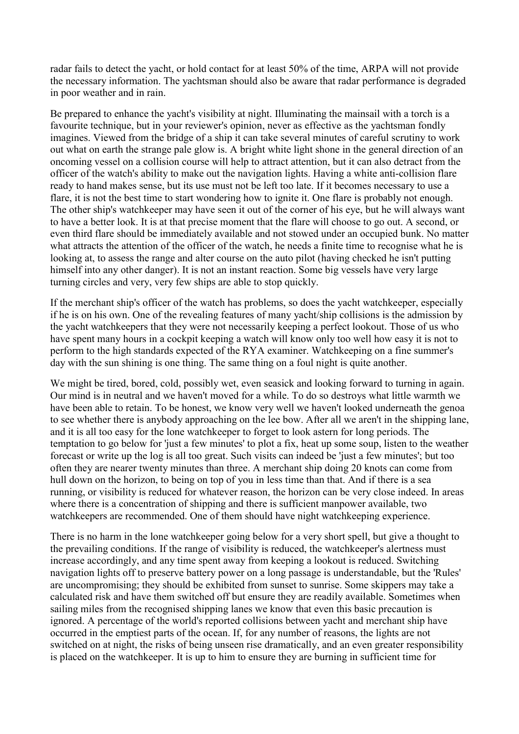radar fails to detect the yacht, or hold contact for at least 50% of the time, ARPA will not provide the necessary information. The yachtsman should also be aware that radar performance is degraded in poor weather and in rain.

Be prepared to enhance the yacht's visibility at night. Illuminating the mainsail with a torch is a favourite technique, but in your reviewer's opinion, never as effective as the yachtsman fondly imagines. Viewed from the bridge of a ship it can take several minutes of careful scrutiny to work out what on earth the strange pale glow is. A bright white light shone in the general direction of an oncoming vessel on a collision course will help to attract attention, but it can also detract from the officer of the watch's ability to make out the navigation lights. Having a white anti-collision flare ready to hand makes sense, but its use must not be left too late. If it becomes necessary to use a flare, it is not the best time to start wondering how to ignite it. One flare is probably not enough. The other ship's watchkeeper may have seen it out of the corner of his eye, but he will always want to have a better look. It is at that precise moment that the flare will choose to go out. A second, or even third flare should be immediately available and not stowed under an occupied bunk. No matter what attracts the attention of the officer of the watch, he needs a finite time to recognise what he is looking at, to assess the range and alter course on the auto pilot (having checked he isn't putting himself into any other danger). It is not an instant reaction. Some big vessels have very large turning circles and very, very few ships are able to stop quickly.

If the merchant ship's officer of the watch has problems, so does the yacht watchkeeper, especially if he is on his own. One of the revealing features of many yacht/ship collisions is the admission by the yacht watchkeepers that they were not necessarily keeping a perfect lookout. Those of us who have spent many hours in a cockpit keeping a watch will know only too well how easy it is not to perform to the high standards expected of the RYA examiner. Watchkeeping on a fine summer's day with the sun shining is one thing. The same thing on a foul night is quite another.

We might be tired, bored, cold, possibly wet, even seasick and looking forward to turning in again. Our mind is in neutral and we haven't moved for a while. To do so destroys what little warmth we have been able to retain. To be honest, we know very well we haven't looked underneath the genoa to see whether there is anybody approaching on the lee bow. After all we aren't in the shipping lane, and it is all too easy for the lone watchkeeper to forget to look astern for long periods. The temptation to go below for 'just a few minutes' to plot a fix, heat up some soup, listen to the weather forecast or write up the log is all too great. Such visits can indeed be 'just a few minutes'; but too often they are nearer twenty minutes than three. A merchant ship doing 20 knots can come from hull down on the horizon, to being on top of you in less time than that. And if there is a sea running, or visibility is reduced for whatever reason, the horizon can be very close indeed. In areas where there is a concentration of shipping and there is sufficient manpower available, two watchkeepers are recommended. One of them should have night watchkeeping experience.

There is no harm in the lone watchkeeper going below for a very short spell, but give a thought to the prevailing conditions. If the range of visibility is reduced, the watchkeeper's alertness must increase accordingly, and any time spent away from keeping a lookout is reduced. Switching navigation lights off to preserve battery power on a long passage is understandable, but the 'Rules' are uncompromising; they should be exhibited from sunset to sunrise. Some skippers may take a calculated risk and have them switched off but ensure they are readily available. Sometimes when sailing miles from the recognised shipping lanes we know that even this basic precaution is ignored. A percentage of the world's reported collisions between yacht and merchant ship have occurred in the emptiest parts of the ocean. If, for any number of reasons, the lights are not switched on at night, the risks of being unseen rise dramatically, and an even greater responsibility is placed on the watchkeeper. It is up to him to ensure they are burning in sufficient time for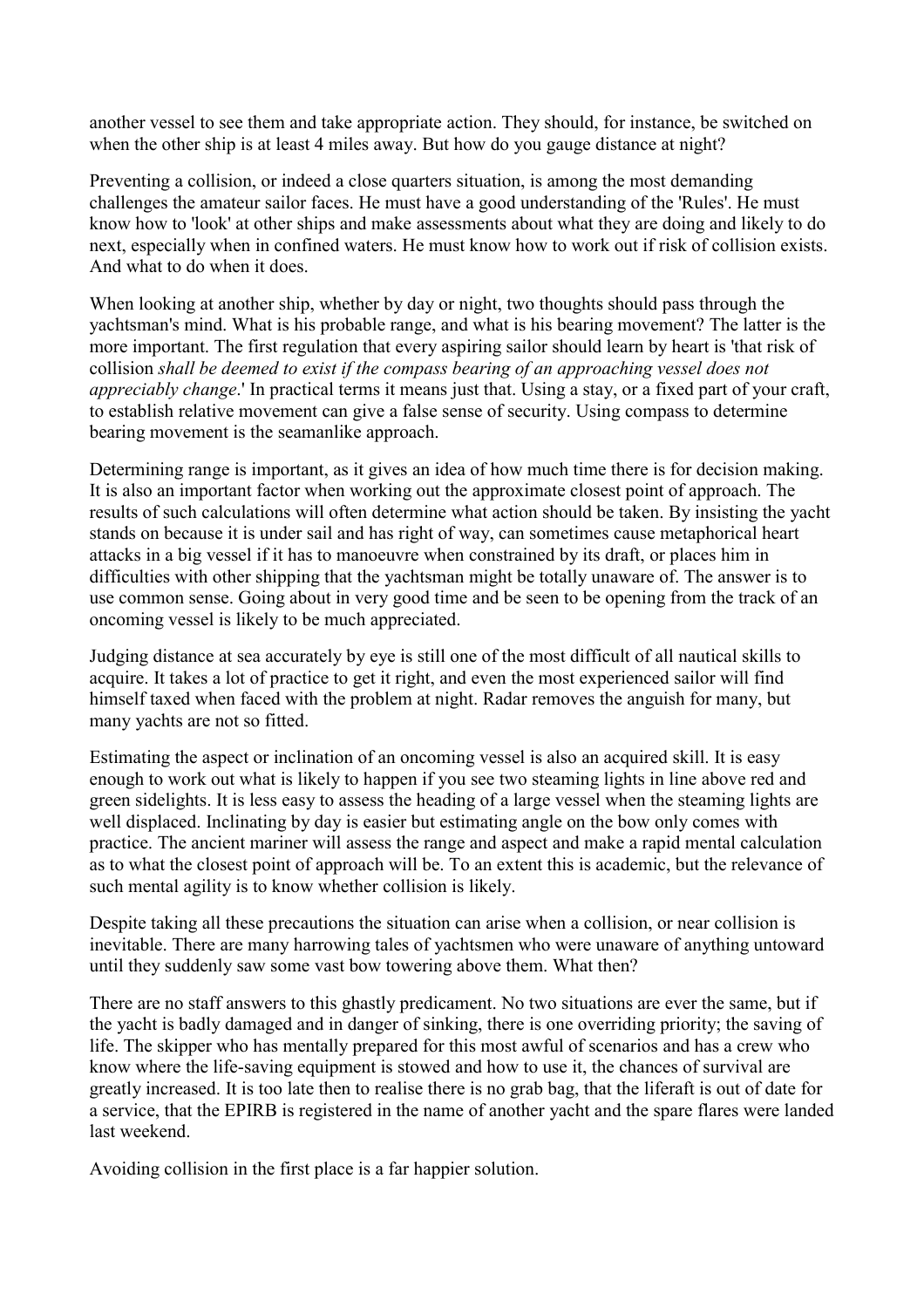another vessel to see them and take appropriate action. They should, for instance, be switched on when the other ship is at least 4 miles away. But how do you gauge distance at night?

Preventing a collision, or indeed a close quarters situation, is among the most demanding challenges the amateur sailor faces. He must have a good understanding of the 'Rules'. He must know how to 'look' at other ships and make assessments about what they are doing and likely to do next, especially when in confined waters. He must know how to work out if risk of collision exists. And what to do when it does.

When looking at another ship, whether by day or night, two thoughts should pass through the yachtsman's mind. What is his probable range, and what is his bearing movement? The latter is the more important. The first regulation that every aspiring sailor should learn by heart is 'that risk of collision *shall be deemed to exist if the compass bearing of an approaching vessel does not appreciably change*.' In practical terms it means just that. Using a stay, or a fixed part of your craft, to establish relative movement can give a false sense of security. Using compass to determine bearing movement is the seamanlike approach.

Determining range is important, as it gives an idea of how much time there is for decision making. It is also an important factor when working out the approximate closest point of approach. The results of such calculations will often determine what action should be taken. By insisting the yacht stands on because it is under sail and has right of way, can sometimes cause metaphorical heart attacks in a big vessel if it has to manoeuvre when constrained by its draft, or places him in difficulties with other shipping that the yachtsman might be totally unaware of. The answer is to use common sense. Going about in very good time and be seen to be opening from the track of an oncoming vessel is likely to be much appreciated.

Judging distance at sea accurately by eye is still one of the most difficult of all nautical skills to acquire. It takes a lot of practice to get it right, and even the most experienced sailor will find himself taxed when faced with the problem at night. Radar removes the anguish for many, but many yachts are not so fitted.

Estimating the aspect or inclination of an oncoming vessel is also an acquired skill. It is easy enough to work out what is likely to happen if you see two steaming lights in line above red and green sidelights. It is less easy to assess the heading of a large vessel when the steaming lights are well displaced. Inclinating by day is easier but estimating angle on the bow only comes with practice. The ancient mariner will assess the range and aspect and make a rapid mental calculation as to what the closest point of approach will be. To an extent this is academic, but the relevance of such mental agility is to know whether collision is likely.

Despite taking all these precautions the situation can arise when a collision, or near collision is inevitable. There are many harrowing tales of yachtsmen who were unaware of anything untoward until they suddenly saw some vast bow towering above them. What then?

There are no staff answers to this ghastly predicament. No two situations are ever the same, but if the yacht is badly damaged and in danger of sinking, there is one overriding priority; the saving of life. The skipper who has mentally prepared for this most awful of scenarios and has a crew who know where the life-saving equipment is stowed and how to use it, the chances of survival are greatly increased. It is too late then to realise there is no grab bag, that the liferaft is out of date for a service, that the EPIRB is registered in the name of another yacht and the spare flares were landed last weekend.

Avoiding collision in the first place is a far happier solution.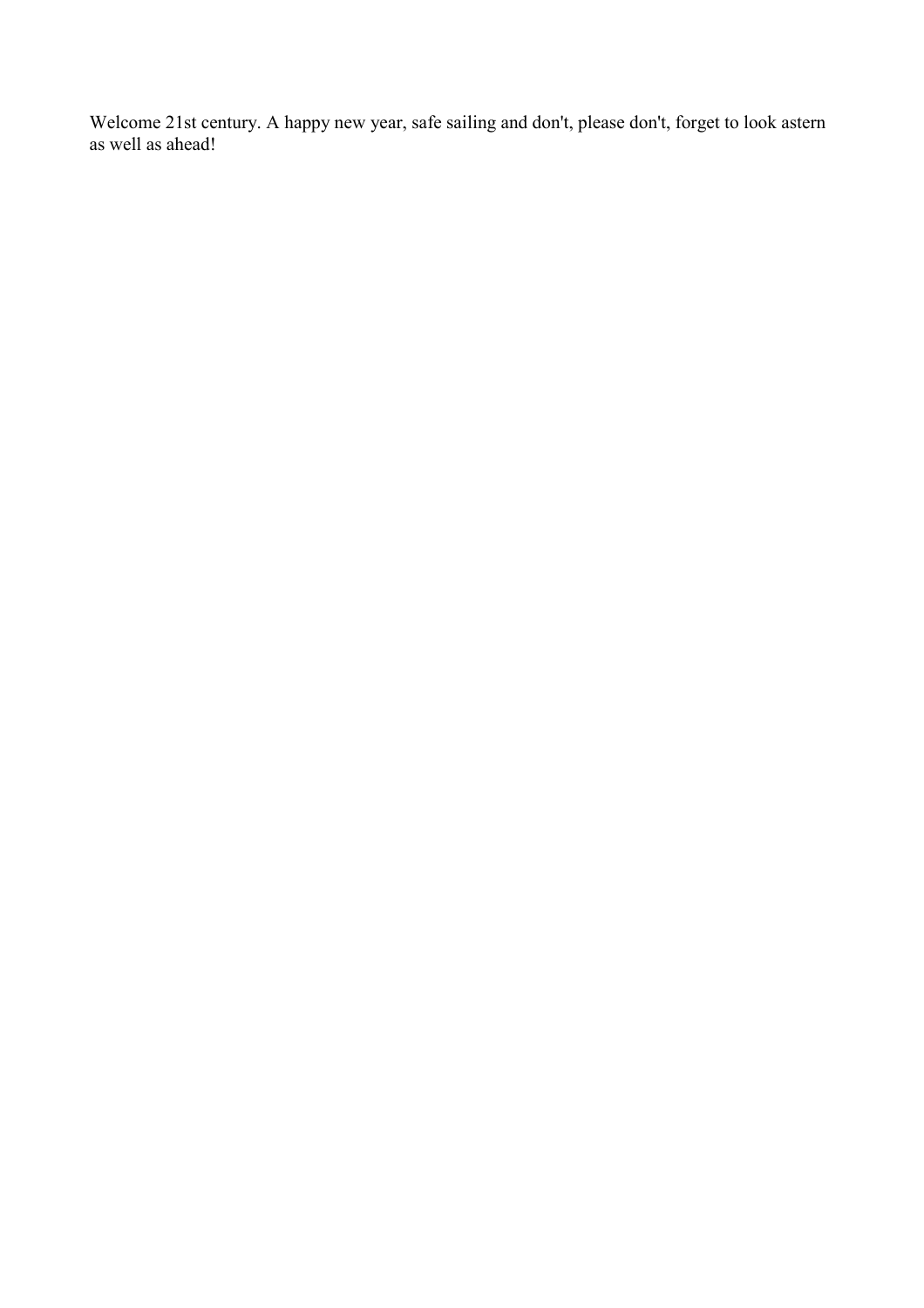Welcome 21st century. A happy new year, safe sailing and don't, please don't, forget to look astern as well as ahead!